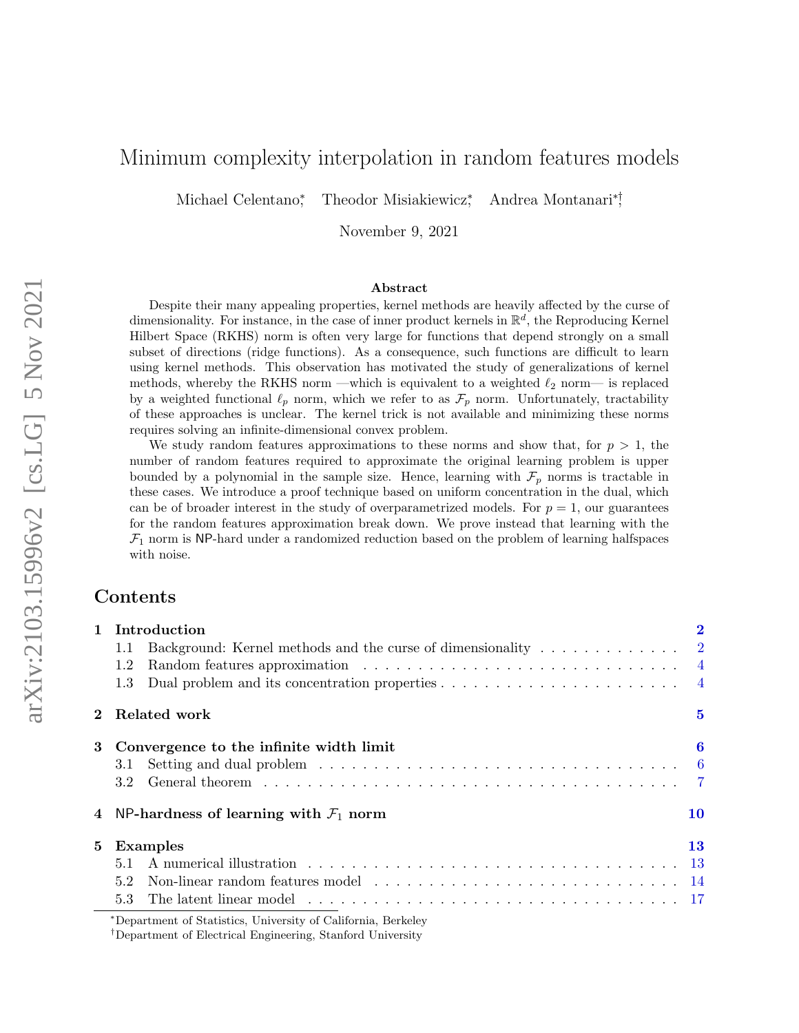# Minimum complexity interpolation in random features models

Michael Celentano[*], Theodor Misiakiewicz[*], Andrea Montanari[*†]

November 9, 2021

## Abstract

Despite their many appealing properties, kernel methods are heavily affected by the curse of dimensionality. For instance, in the case of inner product kernels in $\mathbb{R}^d$, the Reproducing Kernel Hilbert Space (RKHS) norm is often very large for functions that depend strongly on a small subset of directions (ridge functions). As a consequence, such functions are difficult to learn using kernel methods. This observation has motivated the study of generalizations of kernel methods, whereby the RKHS norm —which is equivalent to a weighted $\ell_2$ norm— is replaced by a weighted functional $\ell_p$ norm, which we refer to as $\mathcal{F}_p$ norm. Unfortunately, tractability of these approaches is unclear. The kernel trick is not available and minimizing these norms requires solving an infinite-dimensional convex problem.

We study random features approximations to these norms and show that, for $p > 1$, the number of random features required to approximate the original learning problem is upper bounded by a polynomial in the sample size. Hence, learning with $\mathcal{F}_p$ norms is tractable in these cases. We introduce a proof technique based on uniform concentration in the dual, which can be of broader interest in the study of overparametrized models. For $p = 1$, our guarantees for the random features approximation break down. We prove instead that learning with the $\mathcal{F}_1$ norm is NP-hard under a randomized reduction based on the problem of learning halfspaces with noise.

## Contents

1 Introduction — 2
  1.1 Background: Kernel methods and the curse of dimensionality — 2
  1.2 Random features approximation — 4
  1.3 Dual problem and its concentration properties — 4

2 Related work — 5

3 Convergence to the infinite width limit — 6
  3.1 Setting and dual problem — 6
  3.2 General theorem — 7

4 NP-hardness of learning with $\mathcal{F}_1$ norm — 10

5 Examples — 13
  5.1 A numerical illustration — 13
  5.2 Non-linear random features model — 14
  5.3 The latent linear model — 17

[*]Department of Statistics, University of California, Berkeley

[†]Department of Electrical Engineering, Stanford University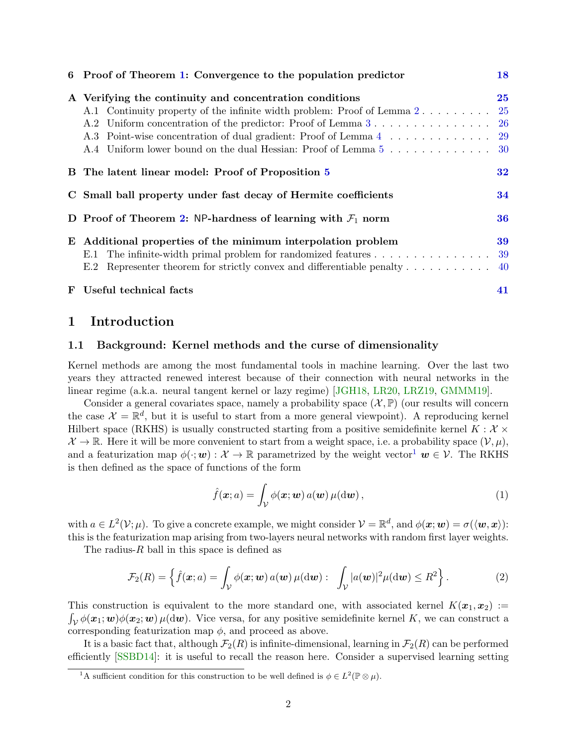| | | |
|---|---|---|
| **6** | **Proof of Theorem 1: Convergence to the population predictor** | **18** |
| **A** | **Verifying the continuity and concentration conditions** | **25** |
| | A.1 Continuity property of the infinite width problem: Proof of Lemma 2 | 25 |
| | A.2 Uniform concentration of the predictor: Proof of Lemma 3 | 26 |
| | A.3 Point-wise concentration of dual gradient: Proof of Lemma 4 | 29 |
| | A.4 Uniform lower bound on the dual Hessian: Proof of Lemma 5 | 30 |
| **B** | **The latent linear model: Proof of Proposition 5** | **32** |
| **C** | **Small ball property under fast decay of Hermite coefficients** | **34** |
| **D** | **Proof of Theorem 2: NP-hardness of learning with $\mathcal{F}_1$ norm** | **36** |
| **E** | **Additional properties of the minimum interpolation problem** | **39** |
| | E.1 The infinite-width primal problem for randomized features | 39 |
| | E.2 Representer theorem for strictly convex and differentiable penalty | 40 |
| **F** | **Useful technical facts** | **41** |

# 1 Introduction

## 1.1 Background: Kernel methods and the curse of dimensionality

Kernel methods are among the most fundamental tools in machine learning. Over the last two years they attracted renewed interest because of their connection with neural networks in the linear regime (a.k.a. neural tangent kernel or lazy regime) [JGH18, LR20, LRZ19, GMMM19].

Consider a general covariates space, namely a probability space $(\mathcal{X}, \mathbb{P})$ (our results will concern the case $\mathcal{X} = \mathbb{R}^d$, but it is useful to start from a more general viewpoint). A reproducing kernel Hilbert space (RKHS) is usually constructed starting from a positive semidefinite kernel $K : \mathcal{X} \times \mathcal{X} \to \mathbb{R}$. Here it will be more convenient to start from a weight space, i.e. a probability space $(\mathcal{V}, \mu)$, and a featurization map $\phi(\cdot; \boldsymbol{w}) : \mathcal{X} \to \mathbb{R}$ parametrized by the weight vector[1] $\boldsymbol{w} \in \mathcal{V}$. The RKHS is then defined as the space of functions of the form

$$\hat{f}(\boldsymbol{x}; a) = \int_{\mathcal{V}} \phi(\boldsymbol{x}; \boldsymbol{w})\, a(\boldsymbol{w})\, \mu(\mathrm{d}\boldsymbol{w})\,, \tag{1}$$

with $a \in L^2(\mathcal{V}; \mu)$. To give a concrete example, we might consider $\mathcal{V} = \mathbb{R}^d$, and $\phi(\boldsymbol{x}; \boldsymbol{w}) = \sigma(\langle \boldsymbol{w}, \boldsymbol{x} \rangle)$: this is the featurization map arising from two-layers neural networks with random first layer weights.

The radius-$R$ ball in this space is defined as

$$\mathcal{F}_2(R) = \Big\{ \hat{f}(\boldsymbol{x}; a) = \int_{\mathcal{V}} \phi(\boldsymbol{x}; \boldsymbol{w})\, a(\boldsymbol{w})\, \mu(\mathrm{d}\boldsymbol{w}) : \int_{\mathcal{V}} |a(\boldsymbol{w})|^2 \mu(\mathrm{d}\boldsymbol{w}) \le R^2 \Big\}\,. \tag{2}$$

This construction is equivalent to the more standard one, with associated kernel $K(\boldsymbol{x}_1, \boldsymbol{x}_2) := \int_{\mathcal{V}} \phi(\boldsymbol{x}_1; \boldsymbol{w}) \phi(\boldsymbol{x}_2; \boldsymbol{w})\, \mu(\mathrm{d}\boldsymbol{w})$. Vice versa, for any positive semidefinite kernel $K$, we can construct a corresponding featurization map $\phi$, and proceed as above.

It is a basic fact that, although $\mathcal{F}_2(R)$ is infinite-dimensional, learning in $\mathcal{F}_2(R)$ can be performed efficiently [SSBD14]: it is useful to recall the reason here. Consider a supervised learning setting

[1] A sufficient condition for this construction to be well defined is $\phi \in L^2(\mathbb{P} \otimes \mu)$.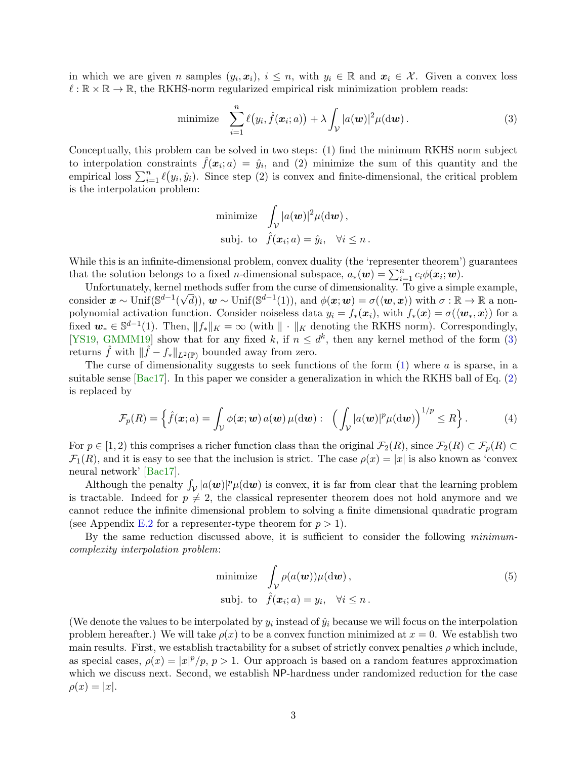in which we are given $n$ samples $(y_i, \boldsymbol{x}_i)$, $i \le n$, with $y_i \in \mathbb{R}$ and $\boldsymbol{x}_i \in \mathcal{X}$. Given a convex loss $\ell : \mathbb{R} \times \mathbb{R} \to \mathbb{R}$, the RKHS-norm regularized empirical risk minimization problem reads:

$$
\text{minimize} \quad \sum_{i=1}^{n} \ell\big(y_i, \hat{f}(\boldsymbol{x}_i; a)\big) + \lambda \int_{\mathcal{V}} |a(\boldsymbol{w})|^2 \mu(\mathrm{d}\boldsymbol{w})\,. \tag{3}
$$

Conceptually, this problem can be solved in two steps: (1) find the minimum RKHS norm subject to interpolation constraints $\hat{f}(\boldsymbol{x}_i; a) = \hat{y}_i$, and (2) minimize the sum of this quantity and the empirical loss $\sum_{i=1}^{n} \ell\big(y_i, \hat{y}_i\big)$. Since step (2) is convex and finite-dimensional, the critical problem is the interpolation problem:

$$
\begin{aligned}
\text{minimize} \quad & \int_{\mathcal{V}} |a(\boldsymbol{w})|^2 \mu(\mathrm{d}\boldsymbol{w})\,, \\
\text{subj. to} \quad & \hat{f}(\boldsymbol{x}_i; a) = \hat{y}_i, \quad \forall i \le n\,.
\end{aligned}
$$

While this is an infinite-dimensional problem, convex duality (the 'representer theorem') guarantees that the solution belongs to a fixed $n$-dimensional subspace, $a_*(\boldsymbol{w}) = \sum_{i=1}^{n} c_i \phi(\boldsymbol{x}_i; \boldsymbol{w})$.

Unfortunately, kernel methods suffer from the curse of dimensionality. To give a simple example, consider $\boldsymbol{x} \sim \mathrm{Unif}(\mathbb{S}^{d-1}(\sqrt{d}))$, $\boldsymbol{w} \sim \mathrm{Unif}(\mathbb{S}^{d-1}(1))$, and $\phi(\boldsymbol{x}; \boldsymbol{w}) = \sigma(\langle \boldsymbol{w}, \boldsymbol{x} \rangle)$ with $\sigma : \mathbb{R} \to \mathbb{R}$ a non-polynomial activation function. Consider noiseless data $y_i = f_*(\boldsymbol{x}_i)$, with $f_*(\boldsymbol{x}) = \sigma(\langle \boldsymbol{w}_*, \boldsymbol{x} \rangle)$ for a fixed $\boldsymbol{w}_* \in \mathbb{S}^{d-1}(1)$. Then, $\|f_*\|_K = \infty$ (with $\|\cdot\|_K$ denoting the RKHS norm). Correspondingly, [YS19, GMMM19] show that for any fixed $k$, if $n \le d^k$, then any kernel method of the form (3) returns $\hat{f}$ with $\|\hat{f} - f_*\|_{L^2(\mathbb{P})}$ bounded away from zero.

The curse of dimensionality suggests to seek functions of the form (1) where $a$ is sparse, in a suitable sense [Bac17]. In this paper we consider a generalization in which the RKHS ball of Eq. (2) is replaced by

$$
\mathcal{F}_p(R) = \Big\{ \hat{f}(\boldsymbol{x}; a) = \int_{\mathcal{V}} \phi(\boldsymbol{x}; \boldsymbol{w})\, a(\boldsymbol{w})\, \mu(\mathrm{d}\boldsymbol{w}) : \ \Big( \int_{\mathcal{V}} |a(\boldsymbol{w})|^p \mu(\mathrm{d}\boldsymbol{w}) \Big)^{1/p} \le R \Big\}\,. \tag{4}
$$

For $p \in [1, 2)$ this comprises a richer function class than the original $\mathcal{F}_2(R)$, since $\mathcal{F}_2(R) \subset \mathcal{F}_p(R) \subset \mathcal{F}_1(R)$, and it is easy to see that the inclusion is strict. The case $\rho(x) = |x|$ is also known as 'convex neural network' [Bac17].

Although the penalty $\int_{\mathcal{V}} |a(\boldsymbol{w})|^p \mu(\mathrm{d}\boldsymbol{w})$ is convex, it is far from clear that the learning problem is tractable. Indeed for $p \ne 2$, the classical representer theorem does not hold anymore and we cannot reduce the infinite dimensional problem to solving a finite dimensional quadratic program (see Appendix E.2 for a representer-type theorem for $p > 1$).

By the same reduction discussed above, it is sufficient to consider the following *minimum-complexity interpolation problem*:

$$
\begin{aligned}
\text{minimize} \quad & \int_{\mathcal{V}} \rho(a(\boldsymbol{w})) \mu(\mathrm{d}\boldsymbol{w})\,, \\
\text{subj. to} \quad & \hat{f}(\boldsymbol{x}_i; a) = y_i, \quad \forall i \le n\,.
\end{aligned} \tag{5}
$$

(We denote the values to be interpolated by $y_i$ instead of $\hat{y}_i$ because we will focus on the interpolation problem hereafter.) We will take $\rho(x)$ to be a convex function minimized at $x = 0$. We establish two main results. First, we establish tractability for a subset of strictly convex penalties $\rho$ which include, as special cases, $\rho(x) = |x|^p/p$, $p > 1$. Our approach is based on a random features approximation which we discuss next. Second, we establish $\mathsf{NP}$-hardness under randomized reduction for the case $\rho(x) = |x|$.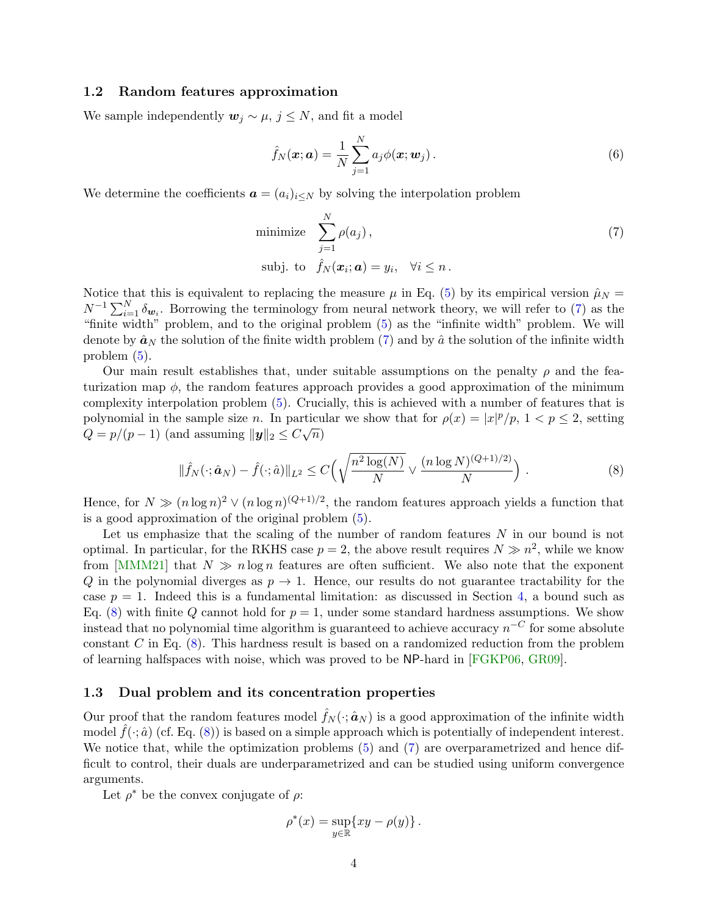### 1.2 Random features approximation

We sample independently $\boldsymbol{w}_j \sim \mu$, $j \le N$, and fit a model

$$\hat{f}_N(\boldsymbol{x}; \boldsymbol{a}) = \frac{1}{N} \sum_{j=1}^{N} a_j \phi(\boldsymbol{x}; \boldsymbol{w}_j)\,. \tag{6}$$

We determine the coefficients $\boldsymbol{a} = (a_i)_{i \le N}$ by solving the interpolation problem

$$\begin{aligned} \text{minimize} \quad & \sum_{j=1}^{N} \rho(a_j)\,, \\ \text{subj. to} \quad & \hat{f}_N(\boldsymbol{x}_i; \boldsymbol{a}) = y_i, \quad \forall i \le n\,. \end{aligned} \tag{7}$$

Notice that this is equivalent to replacing the measure $\mu$ in Eq. (5) by its empirical version $\hat{\mu}_N = N^{-1} \sum_{i=1}^{N} \delta_{\boldsymbol{w}_i}$. Borrowing the terminology from neural network theory, we will refer to (7) as the "finite width" problem, and to the original problem (5) as the "infinite width" problem. We will denote by $\hat{\boldsymbol{a}}_N$ the solution of the finite width problem (7) and by $\hat{a}$ the solution of the infinite width problem (5).

Our main result establishes that, under suitable assumptions on the penalty $\rho$ and the featurization map $\phi$, the random features approach provides a good approximation of the minimum complexity interpolation problem (5). Crucially, this is achieved with a number of features that is polynomial in the sample size $n$. In particular we show that for $\rho(x) = |x|^p/p$, $1 < p \le 2$, setting $Q = p/(p-1)$ (and assuming $\|\boldsymbol{y}\|_2 \le C\sqrt{n}$)

$$\|\hat{f}_N(\cdot; \hat{\boldsymbol{a}}_N) - \hat{f}(\cdot; \hat{a})\|_{L^2} \le C\Big(\sqrt{\frac{n^2 \log(N)}{N}} \vee \frac{(n \log N)^{(Q+1)/2}}{N}\Big)\,. \tag{8}$$

Hence, for $N \gg (n \log n)^2 \vee (n \log n)^{(Q+1)/2}$, the random features approach yields a function that is a good approximation of the original problem (5).

Let us emphasize that the scaling of the number of random features $N$ in our bound is not optimal. In particular, for the RKHS case $p = 2$, the above result requires $N \gg n^2$, while we know from [MMM21] that $N \gg n \log n$ features are often sufficient. We also note that the exponent $Q$ in the polynomial diverges as $p \to 1$. Hence, our results do not guarantee tractability for the case $p = 1$. Indeed this is a fundamental limitation: as discussed in Section 4, a bound such as Eq. (8) with finite $Q$ cannot hold for $p = 1$, under some standard hardness assumptions. We show instead that no polynomial time algorithm is guaranteed to achieve accuracy $n^{-C}$ for some absolute constant $C$ in Eq. (8). This hardness result is based on a randomized reduction from the problem of learning halfspaces with noise, which was proved to be NP-hard in [FGKP06, GR09].

### 1.3 Dual problem and its concentration properties

Our proof that the random features model $\hat{f}_N(\cdot; \hat{\boldsymbol{a}}_N)$ is a good approximation of the infinite width model $\hat{f}(\cdot; \hat{a})$ (cf. Eq. (8)) is based on a simple approach which is potentially of independent interest. We notice that, while the optimization problems (5) and (7) are overparametrized and hence difficult to control, their duals are underparametrized and can be studied using uniform convergence arguments.

Let $\rho^*$ be the convex conjugate of $\rho$:

$$\rho^*(x) = \sup_{y \in \mathbb{R}} \{xy - \rho(y)\}\,.$$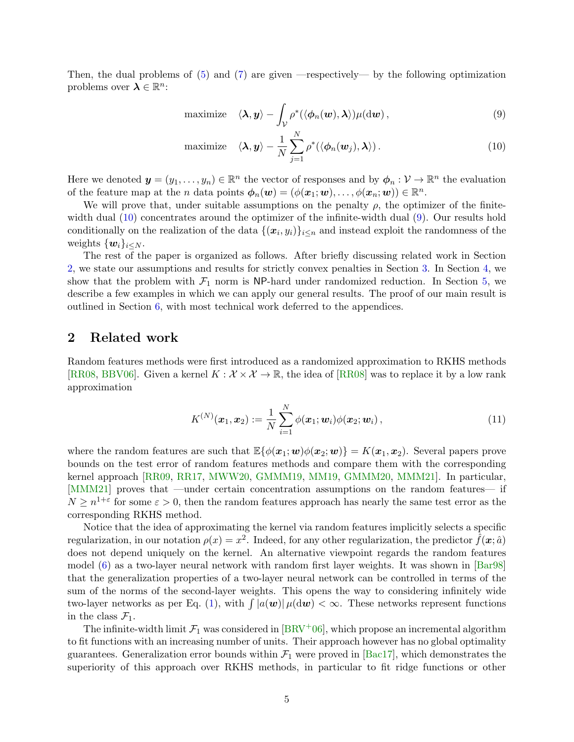Then, the dual problems of (5) and (7) are given —respectively— by the following optimization problems over $\boldsymbol{\lambda} \in \mathbb{R}^n$:

$$\text{maximize} \quad \langle \boldsymbol{\lambda}, \boldsymbol{y} \rangle - \int_{\mathcal{V}} \rho^*(\langle \boldsymbol{\phi}_n(\boldsymbol{w}), \boldsymbol{\lambda} \rangle) \mu(\mathrm{d}\boldsymbol{w}) , \tag{9}$$

$$\text{maximize} \quad \langle \boldsymbol{\lambda}, \boldsymbol{y} \rangle - \frac{1}{N} \sum_{j=1}^{N} \rho^*(\langle \boldsymbol{\phi}_n(\boldsymbol{w}_j), \boldsymbol{\lambda} \rangle) . \tag{10}$$

Here we denoted $\boldsymbol{y} = (y_1, \dots, y_n) \in \mathbb{R}^n$ the vector of responses and by $\boldsymbol{\phi}_n : \mathcal{V} \to \mathbb{R}^n$ the evaluation of the feature map at the $n$ data points $\boldsymbol{\phi}_n(\boldsymbol{w}) = (\phi(\boldsymbol{x}_1; \boldsymbol{w}), \dots, \phi(\boldsymbol{x}_n; \boldsymbol{w})) \in \mathbb{R}^n$.

We will prove that, under suitable assumptions on the penalty $\rho$, the optimizer of the finite-width dual (10) concentrates around the optimizer of the infinite-width dual (9). Our results hold conditionally on the realization of the data $\{(\boldsymbol{x}_i, y_i)\}_{i \le n}$ and instead exploit the randomness of the weights $\{\boldsymbol{w}_i\}_{i \le N}$.

The rest of the paper is organized as follows. After briefly discussing related work in Section 2, we state our assumptions and results for strictly convex penalties in Section 3. In Section 4, we show that the problem with $\mathcal{F}_1$ norm is NP-hard under randomized reduction. In Section 5, we describe a few examples in which we can apply our general results. The proof of our main result is outlined in Section 6, with most technical work deferred to the appendices.

## 2 Related work

Random features methods were first introduced as a randomized approximation to RKHS methods [RR08, BBV06]. Given a kernel $K : \mathcal{X} \times \mathcal{X} \to \mathbb{R}$, the idea of [RR08] was to replace it by a low rank approximation

$$K^{(N)}(\boldsymbol{x}_1, \boldsymbol{x}_2) := \frac{1}{N} \sum_{i=1}^{N} \phi(\boldsymbol{x}_1; \boldsymbol{w}_i) \phi(\boldsymbol{x}_2; \boldsymbol{w}_i) , \tag{11}$$

where the random features are such that $\mathbb{E}\{\phi(\boldsymbol{x}_1; \boldsymbol{w}) \phi(\boldsymbol{x}_2; \boldsymbol{w})\} = K(\boldsymbol{x}_1, \boldsymbol{x}_2)$. Several papers prove bounds on the test error of random features methods and compare them with the corresponding kernel approach [RR09, RR17, MWW20, GMMM19, MM19, GMMM20, MMM21]. In particular, [MMM21] proves that —under certain concentration assumptions on the random features— if $N \ge n^{1+\varepsilon}$ for some $\varepsilon > 0$, then the random features approach has nearly the same test error as the corresponding RKHS method.

Notice that the idea of approximating the kernel via random features implicitly selects a specific regularization, in our notation $\rho(x) = x^2$. Indeed, for any other regularization, the predictor $\hat{f}(\boldsymbol{x}; \hat{a})$ does not depend uniquely on the kernel. An alternative viewpoint regards the random features model (6) as a two-layer neural network with random first layer weights. It was shown in [Bar98] that the generalization properties of a two-layer neural network can be controlled in terms of the sum of the norms of the second-layer weights. This opens the way to considering infinitely wide two-layer networks as per Eq. (1), with $\int |a(\boldsymbol{w})| \, \mu(\mathrm{d}\boldsymbol{w}) < \infty$. These networks represent functions in the class $\mathcal{F}_1$.

The infinite-width limit $\mathcal{F}_1$ was considered in [BRV+06], which propose an incremental algorithm to fit functions with an increasing number of units. Their approach however has no global optimality guarantees. Generalization error bounds within $\mathcal{F}_1$ were proved in [Bac17], which demonstrates the superiority of this approach over RKHS methods, in particular to fit ridge functions or other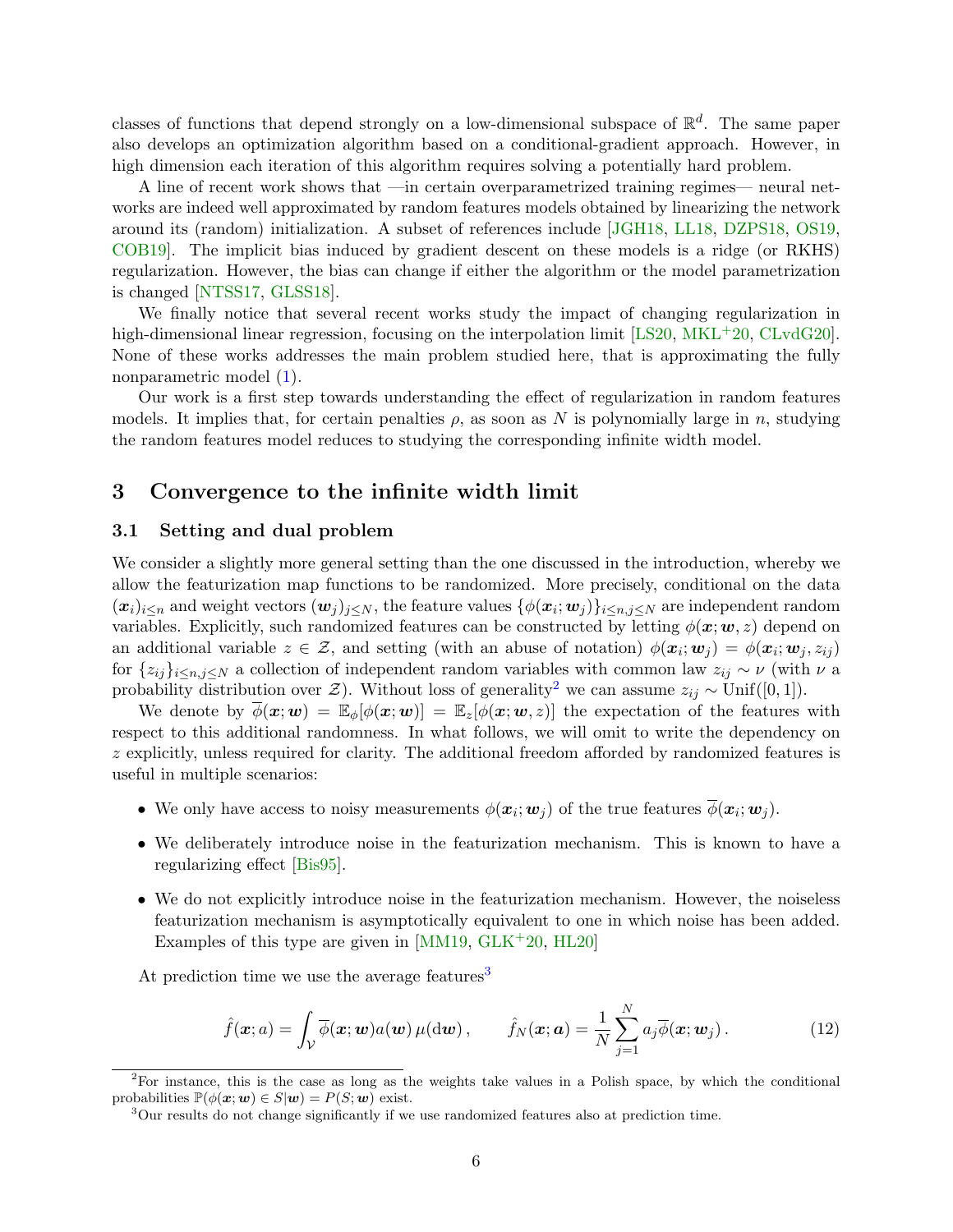classes of functions that depend strongly on a low-dimensional subspace of $\mathbb{R}^d$. The same paper also develops an optimization algorithm based on a conditional-gradient approach. However, in high dimension each iteration of this algorithm requires solving a potentially hard problem.

A line of recent work shows that —in certain overparametrized training regimes— neural networks are indeed well approximated by random features models obtained by linearizing the network around its (random) initialization. A subset of references include [JGH18, LL18, DZPS18, OS19, COB19]. The implicit bias induced by gradient descent on these models is a ridge (or RKHS) regularization. However, the bias can change if either the algorithm or the model parametrization is changed [NTSS17, GLSS18].

We finally notice that several recent works study the impact of changing regularization in high-dimensional linear regression, focusing on the interpolation limit [LS20, MKL+20, CLvdG20]. None of these works addresses the main problem studied here, that is approximating the fully nonparametric model (1).

Our work is a first step towards understanding the effect of regularization in random features models. It implies that, for certain penalties $\rho$, as soon as $N$ is polynomially large in $n$, studying the random features model reduces to studying the corresponding infinite width model.

## 3 Convergence to the infinite width limit

### 3.1 Setting and dual problem

We consider a slightly more general setting than the one discussed in the introduction, whereby we allow the featurization map functions to be randomized. More precisely, conditional on the data $(\boldsymbol{x}_i)_{i\le n}$ and weight vectors $(\boldsymbol{w}_j)_{j\le N}$, the feature values $\{\phi(\boldsymbol{x}_i;\boldsymbol{w}_j)\}_{i\le n, j\le N}$ are independent random variables. Explicitly, such randomized features can be constructed by letting $\phi(\boldsymbol{x};\boldsymbol{w},z)$ depend on an additional variable $z\in\mathcal{Z}$, and setting (with an abuse of notation) $\phi(\boldsymbol{x}_i;\boldsymbol{w}_j) = \phi(\boldsymbol{x}_i;\boldsymbol{w}_j,z_{ij})$ for $\{z_{ij}\}_{i\le n,j\le N}$ a collection of independent random variables with common law $z_{ij}\sim\nu$ (with $\nu$ a probability distribution over $\mathcal{Z}$). Without loss of generality[2] we can assume $z_{ij}\sim \mathrm{Unif}([0,1])$.

We denote by $\overline{\phi}(\boldsymbol{x};\boldsymbol{w}) = \mathbb{E}_\phi[\phi(\boldsymbol{x};\boldsymbol{w})] = \mathbb{E}_z[\phi(\boldsymbol{x};\boldsymbol{w},z)]$ the expectation of the features with respect to this additional randomness. In what follows, we will omit to write the dependency on $z$ explicitly, unless required for clarity. The additional freedom afforded by randomized features is useful in multiple scenarios:

- We only have access to noisy measurements $\phi(\boldsymbol{x}_i;\boldsymbol{w}_j)$ of the true features $\overline{\phi}(\boldsymbol{x}_i;\boldsymbol{w}_j)$.
- We deliberately introduce noise in the featurization mechanism. This is known to have a regularizing effect [Bis95].
- We do not explicitly introduce noise in the featurization mechanism. However, the noiseless featurization mechanism is asymptotically equivalent to one in which noise has been added. Examples of this type are given in [MM19, GLK+20, HL20]

At prediction time we use the average features[3]

$$\hat{f}(\boldsymbol{x};a) = \int_{\mathcal{V}} \overline{\phi}(\boldsymbol{x};\boldsymbol{w})a(\boldsymbol{w})\,\mu(\mathrm{d}\boldsymbol{w}), \qquad \hat{f}_N(\boldsymbol{x};\boldsymbol{a}) = \frac{1}{N}\sum_{j=1}^N a_j\overline{\phi}(\boldsymbol{x};\boldsymbol{w}_j). \tag{12}$$

[2] For instance, this is the case as long as the weights take values in a Polish space, by which the conditional probabilities $\mathbb{P}(\phi(\boldsymbol{x};\boldsymbol{w})\in S|\boldsymbol{w}) = P(S;\boldsymbol{w})$ exist.

[3] Our results do not change significantly if we use randomized features also at prediction time.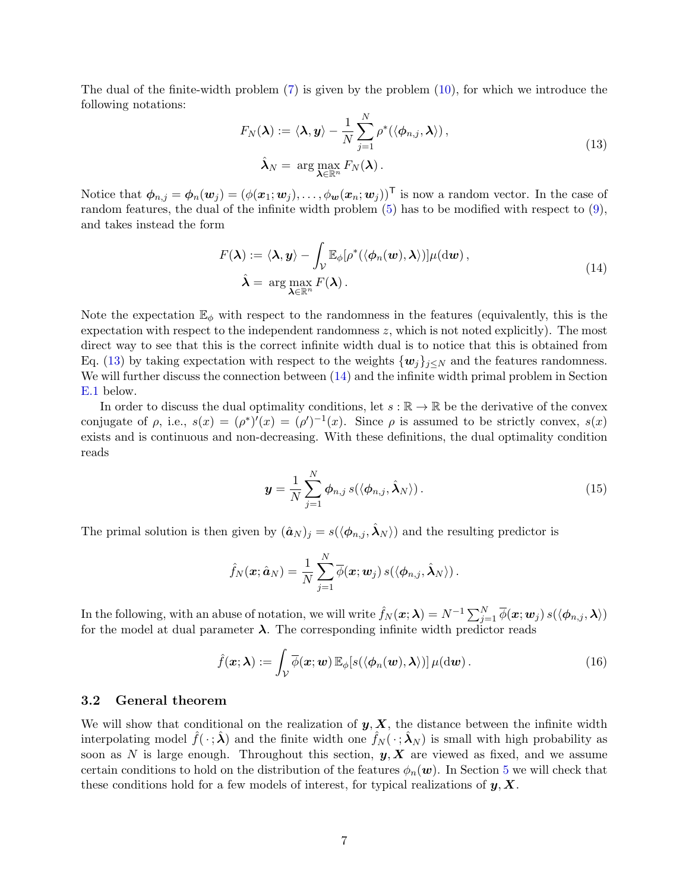The dual of the finite-width problem (7) is given by the problem (10), for which we introduce the following notations:

$$
\begin{aligned}
F_N(\boldsymbol{\lambda}) &:= \langle \boldsymbol{\lambda}, \boldsymbol{y} \rangle - \frac{1}{N} \sum_{j=1}^{N} \rho^*(\langle \boldsymbol{\phi}_{n,j}, \boldsymbol{\lambda} \rangle)\,, \\
\hat{\boldsymbol{\lambda}}_N &= \arg\max_{\boldsymbol{\lambda} \in \mathbb{R}^n} F_N(\boldsymbol{\lambda})\,.
\end{aligned}
\tag{13}
$$

Notice that $\boldsymbol{\phi}_{n,j} = \boldsymbol{\phi}_n(\boldsymbol{w}_j) = (\phi(\boldsymbol{x}_1; \boldsymbol{w}_j), \ldots, \phi_{\boldsymbol{w}}(\boldsymbol{x}_n; \boldsymbol{w}_j))^{\mathsf{T}}$ is now a random vector. In the case of random features, the dual of the infinite width problem (5) has to be modified with respect to (9), and takes instead the form

$$
\begin{aligned}
F(\boldsymbol{\lambda}) &:= \langle \boldsymbol{\lambda}, \boldsymbol{y} \rangle - \int_{\mathcal{V}} \mathbb{E}_{\phi}[\rho^*(\langle \boldsymbol{\phi}_n(\boldsymbol{w}), \boldsymbol{\lambda} \rangle)] \mu(\mathrm{d}\boldsymbol{w})\,, \\
\hat{\boldsymbol{\lambda}} &= \arg\max_{\boldsymbol{\lambda} \in \mathbb{R}^n} F(\boldsymbol{\lambda})\,.
\end{aligned}
\tag{14}
$$

Note the expectation $\mathbb{E}_{\phi}$ with respect to the randomness in the features (equivalently, this is the expectation with respect to the independent randomness $z$, which is not noted explicitly). The most direct way to see that this is the correct infinite width dual is to notice that this is obtained from Eq. (13) by taking expectation with respect to the weights $\{\boldsymbol{w}_j\}_{j \le N}$ and the features randomness. We will further discuss the connection between (14) and the infinite width primal problem in Section E.1 below.

In order to discuss the dual optimality conditions, let $s : \mathbb{R} \to \mathbb{R}$ be the derivative of the convex conjugate of $\rho$, i.e., $s(x) = (\rho^*)'(x) = (\rho')^{-1}(x)$. Since $\rho$ is assumed to be strictly convex, $s(x)$ exists and is continuous and non-decreasing. With these definitions, the dual optimality condition reads

$$
\boldsymbol{y} = \frac{1}{N} \sum_{j=1}^{N} \boldsymbol{\phi}_{n,j}\, s(\langle \boldsymbol{\phi}_{n,j}, \hat{\boldsymbol{\lambda}}_N \rangle)\,. \tag{15}
$$

The primal solution is then given by $(\hat{\boldsymbol{a}}_N)_j = s(\langle \boldsymbol{\phi}_{n,j}, \hat{\boldsymbol{\lambda}}_N \rangle)$ and the resulting predictor is

$$
\hat{f}_N(\boldsymbol{x}; \hat{\boldsymbol{a}}_N) = \frac{1}{N} \sum_{j=1}^{N} \overline{\phi}(\boldsymbol{x}; \boldsymbol{w}_j)\, s(\langle \boldsymbol{\phi}_{n,j}, \hat{\boldsymbol{\lambda}}_N \rangle)\,.
$$

In the following, with an abuse of notation, we will write $\hat{f}_N(\boldsymbol{x}; \boldsymbol{\lambda}) = N^{-1} \sum_{j=1}^{N} \overline{\phi}(\boldsymbol{x}; \boldsymbol{w}_j)\, s(\langle \boldsymbol{\phi}_{n,j}, \boldsymbol{\lambda} \rangle)$ for the model at dual parameter $\boldsymbol{\lambda}$. The corresponding infinite width predictor reads

$$
\hat{f}(\boldsymbol{x}; \boldsymbol{\lambda}) := \int_{\mathcal{V}} \overline{\phi}(\boldsymbol{x}; \boldsymbol{w})\, \mathbb{E}_{\phi}[s(\langle \boldsymbol{\phi}_n(\boldsymbol{w}), \boldsymbol{\lambda} \rangle)]\, \mu(\mathrm{d}\boldsymbol{w})\,. \tag{16}
$$

### 3.2 General theorem

We will show that conditional on the realization of $\boldsymbol{y}, \boldsymbol{X}$, the distance between the infinite width interpolating model $\hat{f}(\,\cdot\,; \hat{\boldsymbol{\lambda}})$ and the finite width one $\hat{f}_N(\,\cdot\,; \hat{\boldsymbol{\lambda}}_N)$ is small with high probability as soon as $N$ is large enough. Throughout this section, $\boldsymbol{y}, \boldsymbol{X}$ are viewed as fixed, and we assume certain conditions to hold on the distribution of the features $\phi_n(\boldsymbol{w})$. In Section 5 we will check that these conditions hold for a few models of interest, for typical realizations of $\boldsymbol{y}, \boldsymbol{X}$.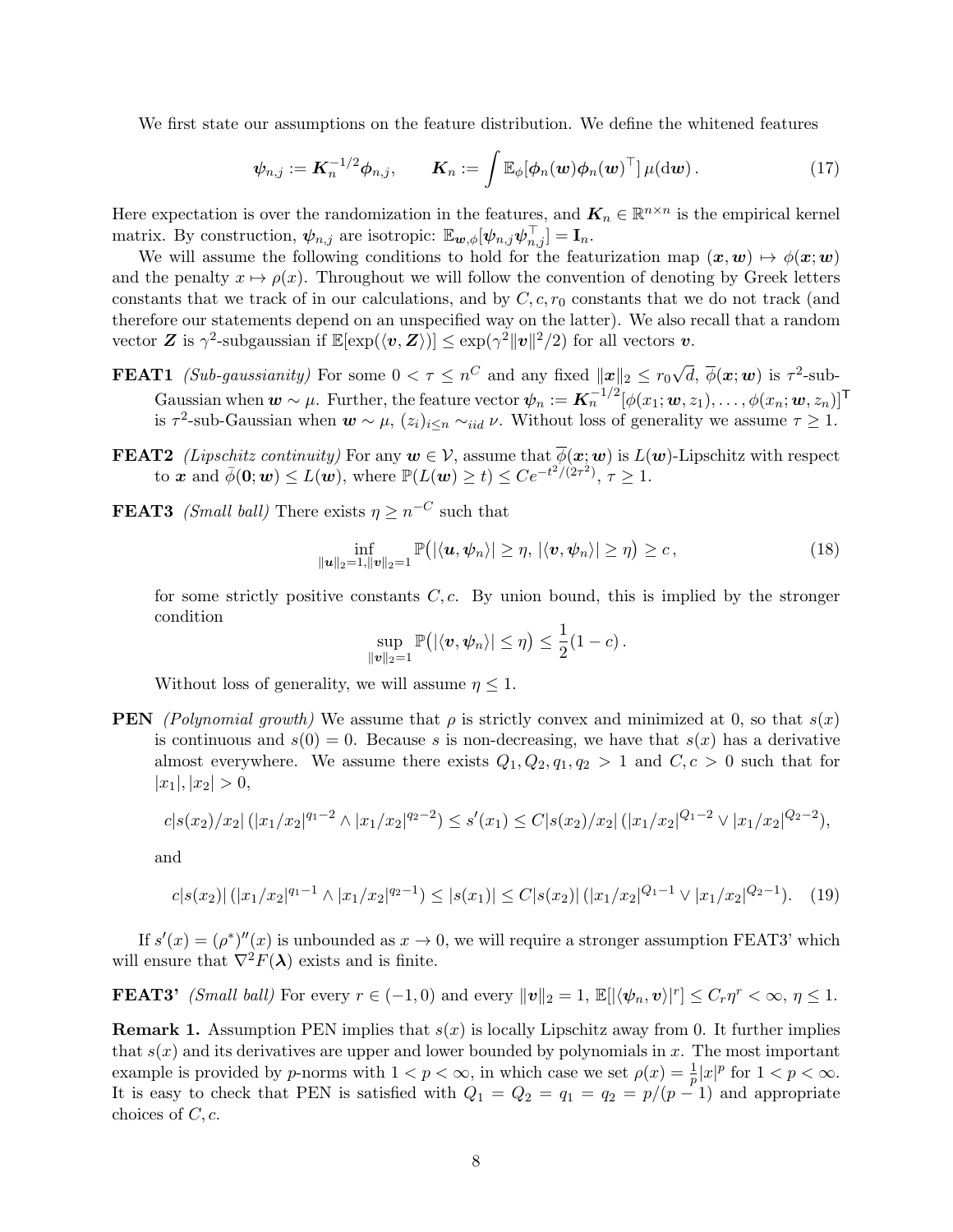We first state our assumptions on the feature distribution. We define the whitened features

$$
\boldsymbol{\psi}_{n,j} := \boldsymbol{K}_n^{-1/2}\boldsymbol{\phi}_{n,j}, \qquad \boldsymbol{K}_n := \int \mathbb{E}_\phi[\boldsymbol{\phi}_n(\boldsymbol{w})\boldsymbol{\phi}_n(\boldsymbol{w})^\top]\,\mu(\mathrm{d}\boldsymbol{w}) \,. \tag{17}
$$

Here expectation is over the randomization in the features, and $\boldsymbol{K}_n \in \mathbb{R}^{n\times n}$ is the empirical kernel matrix. By construction, $\boldsymbol{\psi}_{n,j}$ are isotropic: $\mathbb{E}_{\boldsymbol{w},\phi}[\boldsymbol{\psi}_{n,j}\boldsymbol{\psi}_{n,j}^\top] = \mathbf{I}_n$.

We will assume the following conditions to hold for the featurization map $(\boldsymbol{x},\boldsymbol{w}) \mapsto \phi(\boldsymbol{x};\boldsymbol{w})$ and the penalty $x \mapsto \rho(x)$. Throughout we will follow the convention of denoting by Greek letters constants that we track of in our calculations, and by $C, c, r_0$ constants that we do not track (and therefore our statements depend on an unspecified way on the latter). We also recall that a random vector $\boldsymbol{Z}$ is $\gamma^2$-subgaussian if $\mathbb{E}[\exp(\langle \boldsymbol{v}, \boldsymbol{Z}\rangle)] \le \exp(\gamma^2\|\boldsymbol{v}\|^2/2)$ for all vectors $\boldsymbol{v}$.

**FEAT1** *(Sub-gaussianity)* For some $0 < \tau \le n^C$ and any fixed $\|\boldsymbol{x}\|_2 \le r_0\sqrt{d}$, $\overline{\phi}(\boldsymbol{x};\boldsymbol{w})$ is $\tau^2$-sub-Gaussian when $\boldsymbol{w} \sim \mu$. Further, the feature vector $\boldsymbol{\psi}_n := \boldsymbol{K}_n^{-1/2}[\phi(x_1;\boldsymbol{w},z_1),\dots,\phi(x_n;\boldsymbol{w},z_n)]^\mathsf{T}$ is $\tau^2$-sub-Gaussian when $\boldsymbol{w} \sim \mu$, $(z_i)_{i\le n} \sim_{iid} \nu$. Without loss of generality we assume $\tau \ge 1$.

**FEAT2** *(Lipschitz continuity)* For any $\boldsymbol{w} \in \mathcal{V}$, assume that $\overline{\phi}(\boldsymbol{x};\boldsymbol{w})$ is $L(\boldsymbol{w})$-Lipschitz with respect to $\boldsymbol{x}$ and $\bar{\phi}(\boldsymbol{0};\boldsymbol{w}) \le L(\boldsymbol{w})$, where $\mathbb{P}(L(\boldsymbol{w}) \ge t) \le Ce^{-t^2/(2\tau^2)}$, $\tau \ge 1$.

**FEAT3** *(Small ball)* There exists $\eta \ge n^{-C}$ such that

$$
\inf_{\|\boldsymbol{u}\|_2=1,\|\boldsymbol{v}\|_2=1} \mathbb{P}\big(|\langle \boldsymbol{u},\boldsymbol{\psi}_n\rangle| \ge \eta,\, |\langle \boldsymbol{v},\boldsymbol{\psi}_n\rangle| \ge \eta\big) \ge c\,, \tag{18}
$$

for some strictly positive constants $C, c$. By union bound, this is implied by the stronger condition

$$
\sup_{\|\boldsymbol{v}\|_2=1} \mathbb{P}\big(|\langle \boldsymbol{v},\boldsymbol{\psi}_n\rangle| \le \eta\big) \le \frac{1}{2}(1-c)\,.
$$

Without loss of generality, we will assume $\eta \le 1$.

**PEN** *(Polynomial growth)* We assume that $\rho$ is strictly convex and minimized at 0, so that $s(x)$ is continuous and $s(0) = 0$. Because $s$ is non-decreasing, we have that $s(x)$ has a derivative almost everywhere. We assume there exists $Q_1, Q_2, q_1, q_2 > 1$ and $C, c > 0$ such that for $|x_1|, |x_2| > 0$,

$$
c|s(x_2)/x_2|\,(|x_1/x_2|^{q_1-2} \wedge |x_1/x_2|^{q_2-2}) \le s'(x_1) \le C|s(x_2)/x_2|\,(|x_1/x_2|^{Q_1-2} \vee |x_1/x_2|^{Q_2-2}),
$$

and

$$
c|s(x_2)|\,(|x_1/x_2|^{q_1-1} \wedge |x_1/x_2|^{q_2-1}) \le |s(x_1)| \le C|s(x_2)|\,(|x_1/x_2|^{Q_1-1} \vee |x_1/x_2|^{Q_2-1}). \tag{19}
$$

If $s'(x) = (\rho^*)''(x)$ is unbounded as $x \to 0$, we will require a stronger assumption FEAT3' which will ensure that $\nabla^2 F(\boldsymbol{\lambda})$ exists and is finite.

**FEAT3'** *(Small ball)* For every $r \in (-1, 0)$ and every $\|\boldsymbol{v}\|_2 = 1$, $\mathbb{E}[|\langle \boldsymbol{\psi}_n, \boldsymbol{v}\rangle|^r] \le C_r\eta^r < \infty$, $\eta \le 1$.

**Remark 1.** Assumption PEN implies that $s(x)$ is locally Lipschitz away from 0. It further implies that $s(x)$ and its derivatives are upper and lower bounded by polynomials in $x$. The most important example is provided by $p$-norms with $1 < p < \infty$, in which case we set $\rho(x) = \frac{1}{p}|x|^p$ for $1 < p < \infty$. It is easy to check that PEN is satisfied with $Q_1 = Q_2 = q_1 = q_2 = p/(p-1)$ and appropriate choices of $C, c$.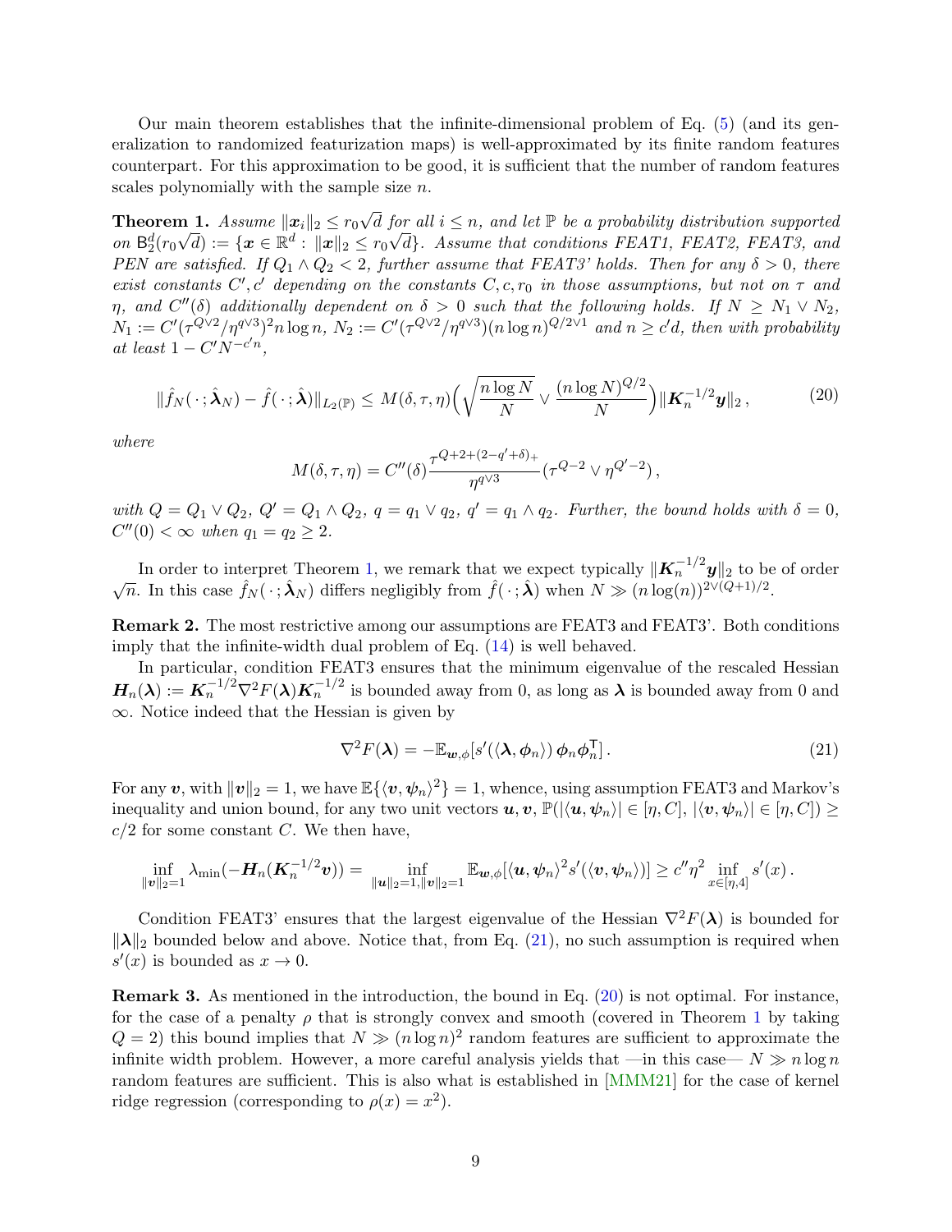Our main theorem establishes that the infinite-dimensional problem of Eq. (5) (and its generalization to randomized featurization maps) is well-approximated by its finite random features counterpart. For this approximation to be good, it is sufficient that the number of random features scales polynomially with the sample size $n$.

**Theorem 1.** *Assume $\|\boldsymbol{x}_i\|_2 \le r_0\sqrt{d}$ for all $i \le n$, and let $\mathbb{P}$ be a probability distribution supported on $\mathsf{B}_2^d(r_0\sqrt{d}) := \{\boldsymbol{x} \in \mathbb{R}^d : \|\boldsymbol{x}\|_2 \le r_0\sqrt{d}\}$. Assume that conditions FEAT1, FEAT2, FEAT3, and PEN are satisfied. If $Q_1 \wedge Q_2 < 2$, further assume that FEAT3' holds. Then for any $\delta > 0$, there exist constants $C', c'$ depending on the constants $C, c, r_0$ in those assumptions, but not on $\tau$ and $\eta$, and $C''(\delta)$ additionally dependent on $\delta > 0$ such that the following holds. If $N \ge N_1 \vee N_2$, $N_1 := C'(\tau^{Q\vee 2}/\eta^{q\vee 3})^2 n \log n$, $N_2 := C'(\tau^{Q\vee 2}/\eta^{q\vee 3})(n\log n)^{Q/2\vee 1}$ and $n \ge c'd$, then with probability at least $1 - C'N^{-c'n}$,*

$$
\|\hat{f}_N(\,\cdot\,;\hat{\boldsymbol{\lambda}}_N) - \hat{f}(\,\cdot\,;\hat{\boldsymbol{\lambda}})\|_{L_2(\mathbb{P})} \le M(\delta,\tau,\eta)\Big(\sqrt{\frac{n\log N}{N}} \vee \frac{(n\log N)^{Q/2}}{N}\Big)\|\boldsymbol{K}_n^{-1/2}\boldsymbol{y}\|_2\,, \tag{20}
$$

*where*

$$
M(\delta,\tau,\eta) = C''(\delta)\frac{\tau^{Q+2+(2-q'+\delta)_+}}{\eta^{q\vee 3}}(\tau^{Q-2} \vee \eta^{Q'-2})\,,
$$

*with $Q = Q_1 \vee Q_2$, $Q' = Q_1 \wedge Q_2$, $q = q_1 \vee q_2$, $q' = q_1 \wedge q_2$. Further, the bound holds with $\delta = 0$, $C''(0) < \infty$ when $q_1 = q_2 \ge 2$.*

In order to interpret Theorem 1, we remark that we expect typically $\|\boldsymbol{K}_n^{-1/2}\boldsymbol{y}\|_2$ to be of order $\sqrt{n}$. In this case $\hat{f}_N(\,\cdot\,;\hat{\boldsymbol{\lambda}}_N)$ differs negligibly from $\hat{f}(\,\cdot\,;\hat{\boldsymbol{\lambda}})$ when $N \gg (n\log(n))^{2\vee(Q+1)/2}$.

**Remark 2.** The most restrictive among our assumptions are FEAT3 and FEAT3'. Both conditions imply that the infinite-width dual problem of Eq. (14) is well behaved.

In particular, condition FEAT3 ensures that the minimum eigenvalue of the rescaled Hessian $\boldsymbol{H}_n(\boldsymbol{\lambda}) := \boldsymbol{K}_n^{-1/2}\nabla^2 F(\boldsymbol{\lambda})\boldsymbol{K}_n^{-1/2}$ is bounded away from 0, as long as $\boldsymbol{\lambda}$ is bounded away from 0 and $\infty$. Notice indeed that the Hessian is given by

$$
\nabla^2 F(\boldsymbol{\lambda}) = -\mathbb{E}_{\boldsymbol{w},\phi}[s'(\langle\boldsymbol{\lambda},\boldsymbol{\phi}_n\rangle)\,\boldsymbol{\phi}_n\boldsymbol{\phi}_n^{\mathsf{T}}]\,. \tag{21}
$$

For any $\boldsymbol{v}$, with $\|\boldsymbol{v}\|_2 = 1$, we have $\mathbb{E}\{\langle\boldsymbol{v},\boldsymbol{\psi}_n\rangle^2\} = 1$, whence, using assumption FEAT3 and Markov's inequality and union bound, for any two unit vectors $\boldsymbol{u},\boldsymbol{v}$, $\mathbb{P}(|\langle\boldsymbol{u},\boldsymbol{\psi}_n\rangle| \in [\eta, C],\, |\langle\boldsymbol{v},\boldsymbol{\psi}_n\rangle| \in [\eta, C]) \ge c/2$ for some constant $C$. We then have,

$$
\inf_{\|\boldsymbol{v}\|_2=1}\lambda_{\min}(-\boldsymbol{H}_n(\boldsymbol{K}_n^{-1/2}\boldsymbol{v})) = \inf_{\|\boldsymbol{u}\|_2=1,\|\boldsymbol{v}\|_2=1}\mathbb{E}_{\boldsymbol{w},\phi}[\langle\boldsymbol{u},\boldsymbol{\psi}_n\rangle^2 s'(\langle\boldsymbol{v},\boldsymbol{\psi}_n\rangle)] \ge c''\eta^2\inf_{x\in[\eta,4]}s'(x)\,.
$$

Condition FEAT3' ensures that the largest eigenvalue of the Hessian $\nabla^2 F(\boldsymbol{\lambda})$ is bounded for $\|\boldsymbol{\lambda}\|_2$ bounded below and above. Notice that, from Eq. (21), no such assumption is required when $s'(x)$ is bounded as $x \to 0$.

**Remark 3.** As mentioned in the introduction, the bound in Eq. (20) is not optimal. For instance, for the case of a penalty $\rho$ that is strongly convex and smooth (covered in Theorem 1 by taking $Q = 2$) this bound implies that $N \gg (n\log n)^2$ random features are sufficient to approximate the infinite width problem. However, a more careful analysis yields that —in this case— $N \gg n\log n$ random features are sufficient. This is also what is established in [MMM21] for the case of kernel ridge regression (corresponding to $\rho(x) = x^2$).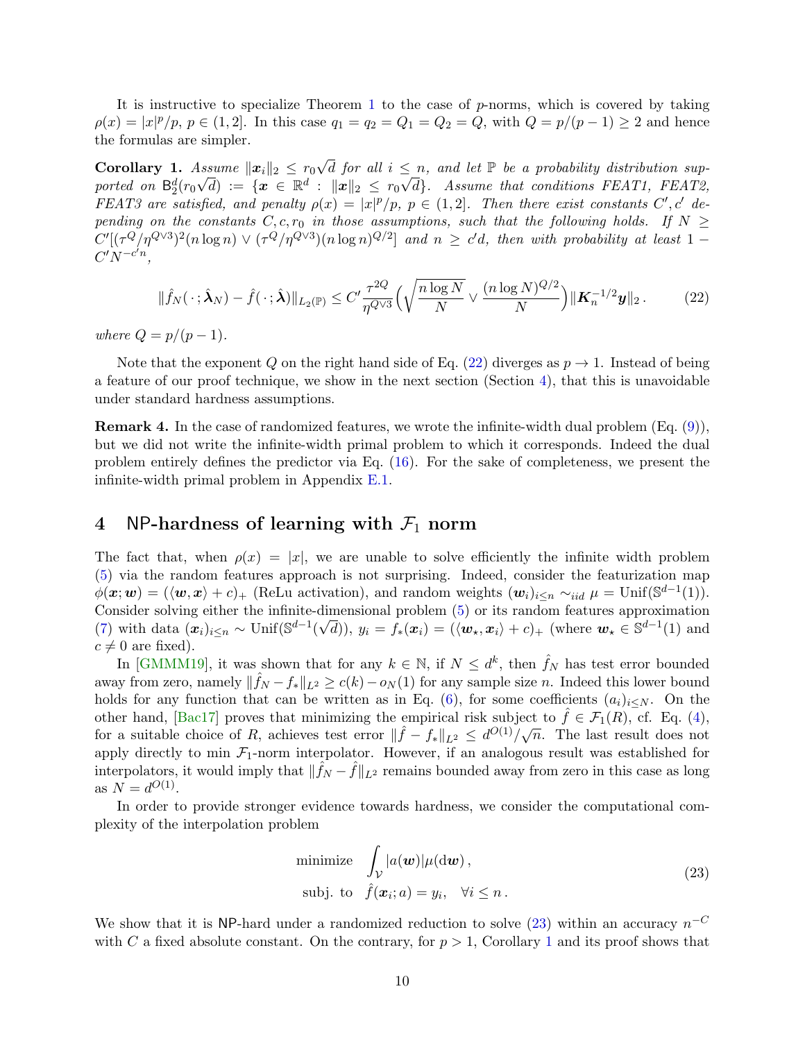It is instructive to specialize Theorem 1 to the case of $p$-norms, which is covered by taking $\rho(x) = |x|^p/p$, $p \in (1, 2]$. In this case $q_1 = q_2 = Q_1 = Q_2 = Q$, with $Q = p/(p-1) \geq 2$ and hence the formulas are simpler.

**Corollary 1.** *Assume $\|\boldsymbol{x}_i\|_2 \leq r_0\sqrt{d}$ for all $i \leq n$, and let $\mathbb{P}$ be a probability distribution supported on $\mathsf{B}_2^d(r_0\sqrt{d}) := \{\boldsymbol{x} \in \mathbb{R}^d : \|\boldsymbol{x}\|_2 \leq r_0\sqrt{d}\}$. Assume that conditions FEAT1, FEAT2, FEAT3 are satisfied, and penalty $\rho(x) = |x|^p/p$, $p \in (1, 2]$. Then there exist constants $C', c'$ depending on the constants $C, c, r_0$ in those assumptions, such that the following holds. If $N \geq C'[(\tau^Q/\eta^{Q\vee 3})^2(n \log n) \vee (\tau^Q/\eta^{Q\vee 3})(n \log n)^{Q/2}]$ and $n \geq c'd$, then with probability at least $1 - C'N^{-c'n}$,*

$$\|\hat{f}_N(\,\cdot\,; \hat{\boldsymbol{\lambda}}_N) - \hat{f}(\,\cdot\,; \hat{\boldsymbol{\lambda}})\|_{L_2(\mathbb{P})} \leq C' \frac{\tau^{2Q}}{\eta^{Q\vee 3}} \Big(\sqrt{\frac{n \log N}{N}} \vee \frac{(n \log N)^{Q/2}}{N}\Big) \|\boldsymbol{K}_n^{-1/2} \boldsymbol{y}\|_2 \,. \tag{22}$$

*where $Q = p/(p-1)$.*

Note that the exponent $Q$ on the right hand side of Eq. (22) diverges as $p \to 1$. Instead of being a feature of our proof technique, we show in the next section (Section 4), that this is unavoidable under standard hardness assumptions.

**Remark 4.** In the case of randomized features, we wrote the infinite-width dual problem (Eq. (9)), but we did not write the infinite-width primal problem to which it corresponds. Indeed the dual problem entirely defines the predictor via Eq. (16). For the sake of completeness, we present the infinite-width primal problem in Appendix E.1.

## 4 NP-hardness of learning with $\mathcal{F}_1$ norm

The fact that, when $\rho(x) = |x|$, we are unable to solve efficiently the infinite width problem (5) via the random features approach is not surprising. Indeed, consider the featurization map $\phi(\boldsymbol{x}; \boldsymbol{w}) = (\langle \boldsymbol{w}, \boldsymbol{x}\rangle + c)_+$ (ReLu activation), and random weights $(\boldsymbol{w}_i)_{i\leq n} \sim_{iid} \mu = \mathrm{Unif}(\mathbb{S}^{d-1}(1))$. Consider solving either the infinite-dimensional problem (5) or its random features approximation (7) with data $(\boldsymbol{x}_i)_{i\leq n} \sim \mathrm{Unif}(\mathbb{S}^{d-1}(\sqrt{d}))$, $y_i = f_*(\boldsymbol{x}_i) = (\langle \boldsymbol{w}_\star, \boldsymbol{x}_i\rangle + c)_+$ (where $\boldsymbol{w}_\star \in \mathbb{S}^{d-1}(1)$ and $c \neq 0$ are fixed).

In [GMMM19], it was shown that for any $k \in \mathbb{N}$, if $N \leq d^k$, then $\hat{f}_N$ has test error bounded away from zero, namely $\|\hat{f}_N - f_*\|_{L^2} \geq c(k) - o_N(1)$ for any sample size $n$. Indeed this lower bound holds for any function that can be written as in Eq. (6), for some coefficients $(a_i)_{i\leq N}$. On the other hand, [Bac17] proves that minimizing the empirical risk subject to $\hat{f} \in \mathcal{F}_1(R)$, cf. Eq. (4), for a suitable choice of $R$, achieves test error $\|\hat{f} - f_*\|_{L^2} \leq d^{O(1)}/\sqrt{n}$. The last result does not apply directly to min $\mathcal{F}_1$-norm interpolator. However, if an analogous result was established for interpolators, it would imply that $\|\hat{f}_N - \hat{f}\|_{L^2}$ remains bounded away from zero in this case as long as $N = d^{O(1)}$.

In order to provide stronger evidence towards hardness, we consider the computational complexity of the interpolation problem

$$\begin{aligned} \text{minimize} \quad & \int_{\mathcal{V}} |a(\boldsymbol{w})| \mu(\mathrm{d}\boldsymbol{w}) \,, \\ \text{subj. to} \quad & \hat{f}(\boldsymbol{x}_i; a) = y_i, \quad \forall i \leq n \,. \end{aligned} \tag{23}$$

We show that it is $\mathsf{NP}$-hard under a randomized reduction to solve (23) within an accuracy $n^{-C}$ with $C$ a fixed absolute constant. On the contrary, for $p > 1$, Corollary 1 and its proof shows that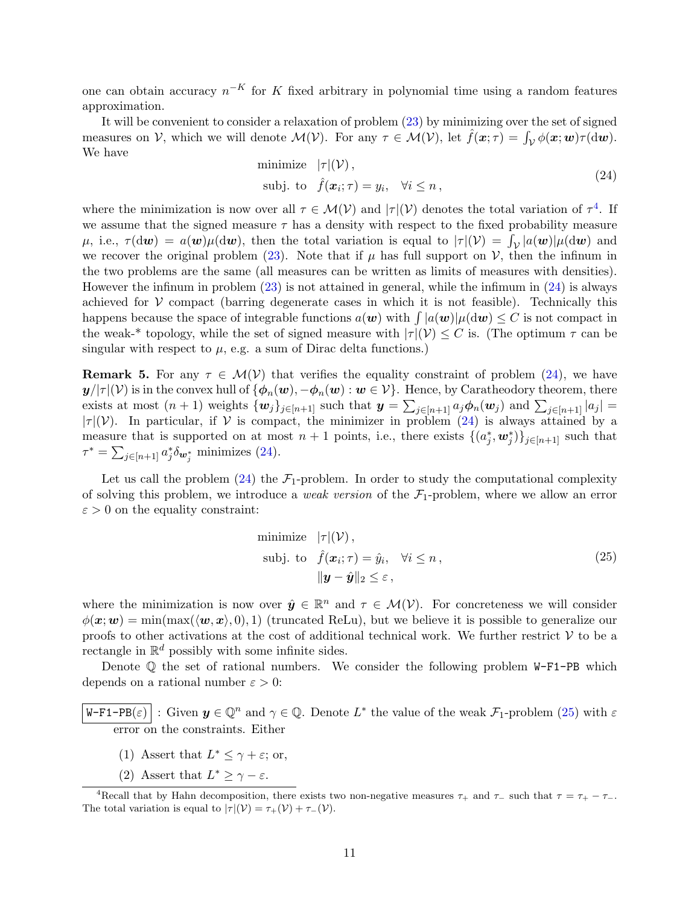one can obtain accuracy $n^{-K}$ for $K$ fixed arbitrary in polynomial time using a random features approximation.

It will be convenient to consider a relaxation of problem (23) by minimizing over the set of signed measures on $\mathcal{V}$, which we will denote $\mathcal{M}(\mathcal{V})$. For any $\tau \in \mathcal{M}(\mathcal{V})$, let $\hat{f}(\boldsymbol{x};\tau) = \int_{\mathcal{V}} \phi(\boldsymbol{x};\boldsymbol{w})\tau(\mathrm{d}\boldsymbol{w})$. We have

$$
\begin{aligned}
\text{minimize} \quad & |\tau|(\mathcal{V})\,, \\
\text{subj. to} \quad & \hat{f}(\boldsymbol{x}_i;\tau) = y_i, \quad \forall i \leq n\,,
\end{aligned}
\tag{24}
$$

where the minimization is now over all $\tau \in \mathcal{M}(\mathcal{V})$ and $|\tau|(\mathcal{V})$ denotes the total variation of $\tau$[4]. If we assume that the signed measure $\tau$ has a density with respect to the fixed probability measure $\mu$, i.e., $\tau(\mathrm{d}\boldsymbol{w}) = a(\boldsymbol{w})\mu(\mathrm{d}\boldsymbol{w})$, then the total variation is equal to $|\tau|(\mathcal{V}) = \int_{\mathcal{V}} |a(\boldsymbol{w})|\mu(\mathrm{d}\boldsymbol{w})$ and we recover the original problem (23). Note that if $\mu$ has full support on $\mathcal{V}$, then the infinum in the two problems are the same (all measures can be written as limits of measures with densities). However the infinum in problem (23) is not attained in general, while the infimum in (24) is always achieved for $\mathcal{V}$ compact (barring degenerate cases in which it is not feasible). Technically this happens because the space of integrable functions $a(\boldsymbol{w})$ with $\int |a(\boldsymbol{w})|\mu(\mathrm{d}\boldsymbol{w}) \leq C$ is not compact in the weak-* topology, while the set of signed measure with $|\tau|(\mathcal{V}) \leq C$ is. (The optimum $\tau$ can be singular with respect to $\mu$, e.g. a sum of Dirac delta functions.)

**Remark 5.** For any $\tau \in \mathcal{M}(\mathcal{V})$ that verifies the equality constraint of problem (24), we have $\boldsymbol{y}/|\tau|(\mathcal{V})$ is in the convex hull of $\{\boldsymbol{\phi}_n(\boldsymbol{w}), -\boldsymbol{\phi}_n(\boldsymbol{w}) : \boldsymbol{w} \in \mathcal{V}\}$. Hence, by Caratheodory theorem, there exists at most $(n+1)$ weights $\{\boldsymbol{w}_j\}_{j\in[n+1]}$ such that $\boldsymbol{y} = \sum_{j\in[n+1]} a_j \boldsymbol{\phi}_n(\boldsymbol{w}_j)$ and $\sum_{j\in[n+1]} |a_j| = |\tau|(\mathcal{V})$. In particular, if $\mathcal{V}$ is compact, the minimizer in problem (24) is always attained by a measure that is supported on at most $n+1$ points, i.e., there exists $\{(a_j^*, \boldsymbol{w}_j^*)\}_{j\in[n+1]}$ such that $\tau^* = \sum_{j\in[n+1]} a_j^* \delta_{\boldsymbol{w}_j^*}$ minimizes (24).

Let us call the problem (24) the $\mathcal{F}_1$-problem. In order to study the computational complexity of solving this problem, we introduce a *weak version* of the $\mathcal{F}_1$-problem, where we allow an error $\varepsilon > 0$ on the equality constraint:

$$
\begin{aligned}
\text{minimize} \quad & |\tau|(\mathcal{V})\,, \\
\text{subj. to} \quad & \hat{f}(\boldsymbol{x}_i;\tau) = \hat{y}_i, \quad \forall i \leq n\,, \\
& \|\boldsymbol{y} - \hat{\boldsymbol{y}}\|_2 \leq \varepsilon\,,
\end{aligned}
\tag{25}
$$

where the minimization is now over $\hat{\boldsymbol{y}} \in \mathbb{R}^n$ and $\tau \in \mathcal{M}(\mathcal{V})$. For concreteness we will consider $\phi(\boldsymbol{x};\boldsymbol{w}) = \min(\max(\langle \boldsymbol{w}, \boldsymbol{x}\rangle, 0), 1)$ (truncated ReLu), but we believe it is possible to generalize our proofs to other activations at the cost of additional technical work. We further restrict $\mathcal{V}$ to be a rectangle in $\mathbb{R}^d$ possibly with some infinite sides.

Denote $\mathbb{Q}$ the set of rational numbers. We consider the following problem `W-F1-PB` which depends on a rational number $\varepsilon > 0$:

`W-F1-PB(`$\varepsilon$`)` : Given $\boldsymbol{y} \in \mathbb{Q}^n$ and $\gamma \in \mathbb{Q}$. Denote $L^*$ the value of the weak $\mathcal{F}_1$-problem (25) with $\varepsilon$ error on the constraints. Either

(1) Assert that $L^* \leq \gamma + \varepsilon$; or,

(2) Assert that $L^* \geq \gamma - \varepsilon$.

[4] Recall that by Hahn decomposition, there exists two non-negative measures $\tau_+$ and $\tau_-$ such that $\tau = \tau_+ - \tau_-$. The total variation is equal to $|\tau|(\mathcal{V}) = \tau_+(\mathcal{V}) + \tau_-(\mathcal{V})$.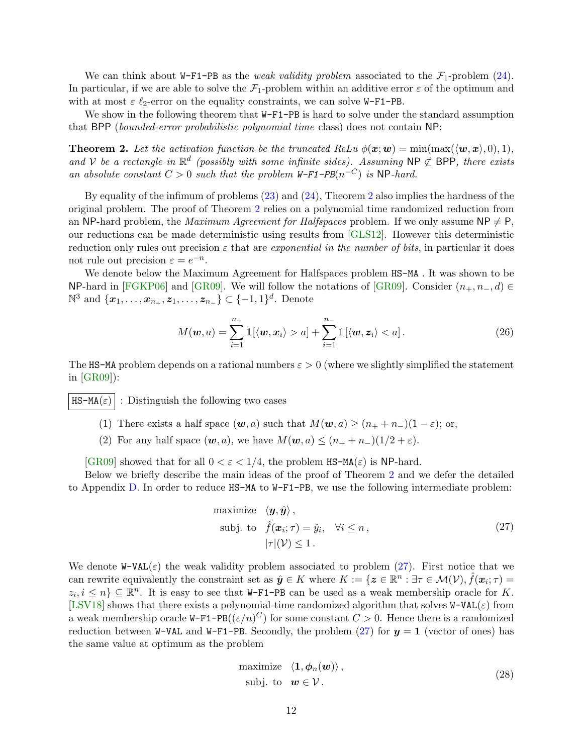We can think about `W-F1-PB` as the *weak validity problem* associated to the $\mathcal{F}_1$-problem (24). In particular, if we are able to solve the $\mathcal{F}_1$-problem within an additive error $\varepsilon$ of the optimum and with at most $\varepsilon$ $\ell_2$-error on the equality constraints, we can solve `W-F1-PB`.

We show in the following theorem that `W-F1-PB` is hard to solve under the standard assumption that BPP (*bounded-error probabilistic polynomial time* class) does not contain NP:

**Theorem 2.** *Let the activation function be the truncated ReLu $\phi(\boldsymbol{x};\boldsymbol{w}) = \min(\max(\langle \boldsymbol{w}, \boldsymbol{x}\rangle, 0), 1)$, and $\mathcal{V}$ be a rectangle in $\mathbb{R}^d$ (possibly with some infinite sides). Assuming NP $\not\subset$ BPP, there exists an absolute constant $C > 0$ such that the problem `W-F1-PB`$(n^{-C})$ is NP-hard.*

By equality of the infimum of problems (23) and (24), Theorem 2 also implies the hardness of the original problem. The proof of Theorem 2 relies on a polynomial time randomized reduction from an NP-hard problem, the *Maximum Agreement for Halfspaces* problem. If we only assume NP $\neq$ P, our reductions can be made deterministic using results from [GLS12]. However this deterministic reduction only rules out precision $\varepsilon$ that are *exponential in the number of bits*, in particular it does not rule out precision $\varepsilon = e^{-n}$.

We denote below the Maximum Agreement for Halfspaces problem `HS-MA` . It was shown to be NP-hard in [FGKP06] and [GR09]. We will follow the notations of [GR09]. Consider $(n_+, n_-, d) \in \mathbb{N}^3$ and $\{\boldsymbol{x}_1, \ldots, \boldsymbol{x}_{n_+}, \boldsymbol{z}_1, \ldots, \boldsymbol{z}_{n_-}\} \subset \{-1, 1\}^d$. Denote

$$M(\boldsymbol{w}, a) = \sum_{i=1}^{n_+} \mathbb{1}[\langle \boldsymbol{w}, \boldsymbol{x}_i\rangle > a] + \sum_{i=1}^{n_-} \mathbb{1}[\langle \boldsymbol{w}, \boldsymbol{z}_i\rangle < a]. \tag{26}$$

The `HS-MA` problem depends on a rational numbers $\varepsilon > 0$ (where we slightly simplified the statement in [GR09]):

`HS-MA`$(\varepsilon)$ : Distinguish the following two cases

(1) There exists a half space $(\boldsymbol{w}, a)$ such that $M(\boldsymbol{w}, a) \geq (n_+ + n_-)(1 - \varepsilon)$; or,

(2) For any half space $(\boldsymbol{w}, a)$, we have $M(\boldsymbol{w}, a) \leq (n_+ + n_-)(1/2 + \varepsilon)$.

[GR09] showed that for all $0 < \varepsilon < 1/4$, the problem `HS-MA`$(\varepsilon)$ is NP-hard.

Below we briefly describe the main ideas of the proof of Theorem 2 and we defer the detailed to Appendix D. In order to reduce `HS-MA` to `W-F1-PB`, we use the following intermediate problem:

$$\begin{aligned} \text{maximize} \quad & \langle \boldsymbol{y}, \hat{\boldsymbol{y}}\rangle, \\ \text{subj. to} \quad & \hat{f}(\boldsymbol{x}_i;\tau) = \hat{y}_i, \quad \forall i \leq n, \\ & |\tau|(\mathcal{V}) \leq 1. \end{aligned} \tag{27}$$

We denote `W-VAL`$(\varepsilon)$ the weak validity problem associated to problem (27). First notice that we can rewrite equivalently the constraint set as $\hat{\boldsymbol{y}} \in K$ where $K := \{\boldsymbol{z} \in \mathbb{R}^n : \exists \tau \in \mathcal{M}(\mathcal{V}), \hat{f}(\boldsymbol{x}_i;\tau) = z_i, i \leq n\} \subseteq \mathbb{R}^n$. It is easy to see that `W-F1-PB` can be used as a weak membership oracle for $K$. [LSV18] shows that there exists a polynomial-time randomized algorithm that solves `W-VAL`$(\varepsilon)$ from a weak membership oracle `W-F1-PB`$((\varepsilon/n)^C)$ for some constant $C > 0$. Hence there is a randomized reduction between `W-VAL` and `W-F1-PB`. Secondly, the problem (27) for $\boldsymbol{y} = \boldsymbol{1}$ (vector of ones) has the same value at optimum as the problem

$$\begin{aligned} \text{maximize} \quad & \langle \boldsymbol{1}, \boldsymbol{\phi}_n(\boldsymbol{w})\rangle, \\ \text{subj. to} \quad & \boldsymbol{w} \in \mathcal{V}. \end{aligned} \tag{28}$$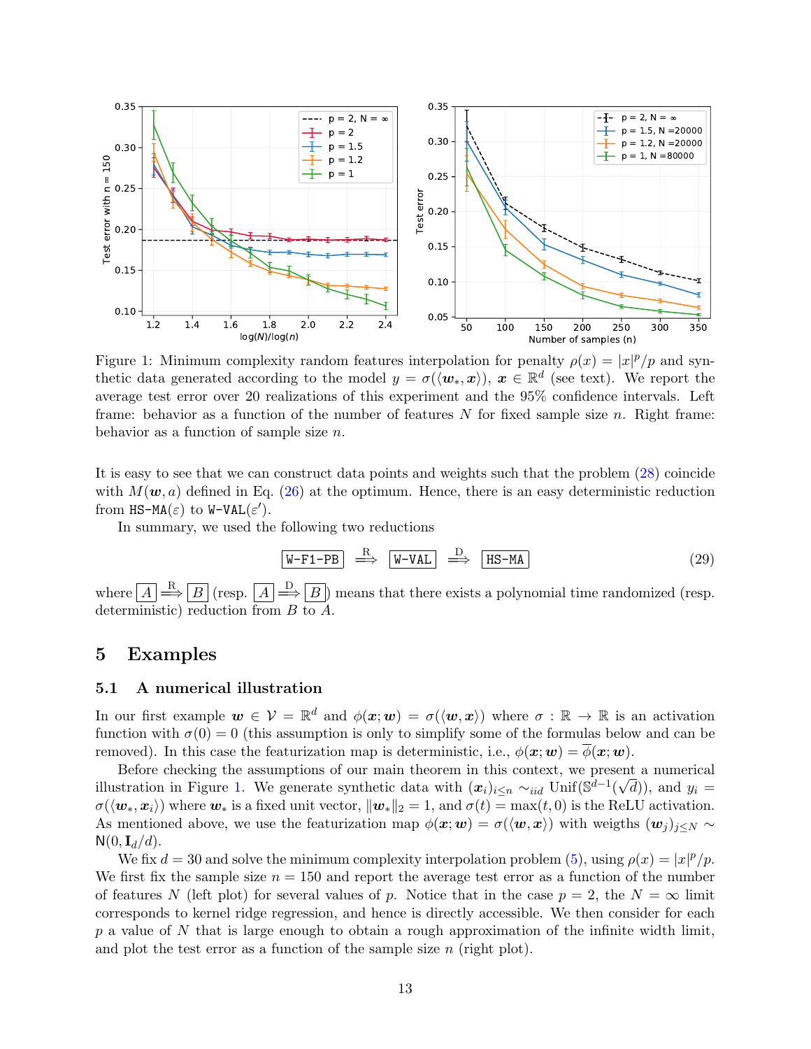Figure 1: Minimum complexity random features interpolation for penalty $\rho(x) = |x|^p/p$ and synthetic data generated according to the model $y = \sigma(\langle \boldsymbol{w}_*, \boldsymbol{x}\rangle)$, $\boldsymbol{x} \in \mathbb{R}^d$ (see text). We report the average test error over 20 realizations of this experiment and the 95% confidence intervals. Left frame: behavior as a function of the number of features $N$ for fixed sample size $n$. Right frame: behavior as a function of sample size $n$.

It is easy to see that we can construct data points and weights such that the problem (28) coincide with $M(\boldsymbol{w}, a)$ defined in Eq. (26) at the optimum. Hence, there is an easy deterministic reduction from HS-MA($\varepsilon$) to W-VAL($\varepsilon'$).

In summary, we used the following two reductions

$$\boxed{\texttt{W-F1-PB}} \overset{\text{R}}{\Longrightarrow} \boxed{\texttt{W-VAL}} \overset{\text{D}}{\Longrightarrow} \boxed{\texttt{HS-MA}} \tag{29}$$

where $\boxed{A} \overset{\text{R}}{\Longrightarrow} \boxed{B}$ (resp. $\boxed{A} \overset{\text{D}}{\Longrightarrow} \boxed{B}$) means that there exists a polynomial time randomized (resp. deterministic) reduction from $B$ to $A$.

# 5 Examples

## 5.1 A numerical illustration

In our first example $\boldsymbol{w} \in \mathcal{V} = \mathbb{R}^d$ and $\phi(\boldsymbol{x}; \boldsymbol{w}) = \sigma(\langle \boldsymbol{w}, \boldsymbol{x}\rangle)$ where $\sigma : \mathbb{R} \to \mathbb{R}$ is an activation function with $\sigma(0) = 0$ (this assumption is only to simplify some of the formulas below and can be removed). In this case the featurization map is deterministic, i.e., $\phi(\boldsymbol{x}; \boldsymbol{w}) = \overline{\phi}(\boldsymbol{x}; \boldsymbol{w})$.

Before checking the assumptions of our main theorem in this context, we present a numerical illustration in Figure 1. We generate synthetic data with $(\boldsymbol{x}_i)_{i\le n} \sim_{iid} \text{Unif}(\mathbb{S}^{d-1}(\sqrt{d}))$, and $y_i = \sigma(\langle \boldsymbol{w}_*, \boldsymbol{x}_i\rangle)$ where $\boldsymbol{w}_*$ is a fixed unit vector, $\|\boldsymbol{w}_*\|_2 = 1$, and $\sigma(t) = \max(t, 0)$ is the ReLU activation. As mentioned above, we use the featurization map $\phi(\boldsymbol{x}; \boldsymbol{w}) = \sigma(\langle \boldsymbol{w}, \boldsymbol{x}\rangle)$ with weigths $(\boldsymbol{w}_j)_{j\le N} \sim \mathsf{N}(0, \mathbf{I}_d/d)$.

We fix $d = 30$ and solve the minimum complexity interpolation problem (5), using $\rho(x) = |x|^p/p$. We first fix the sample size $n = 150$ and report the average test error as a function of the number of features $N$ (left plot) for several values of $p$. Notice that in the case $p = 2$, the $N = \infty$ limit corresponds to kernel ridge regression, and hence is directly accessible. We then consider for each $p$ a value of $N$ that is large enough to obtain a rough approximation of the infinite width limit, and plot the test error as a function of the sample size $n$ (right plot).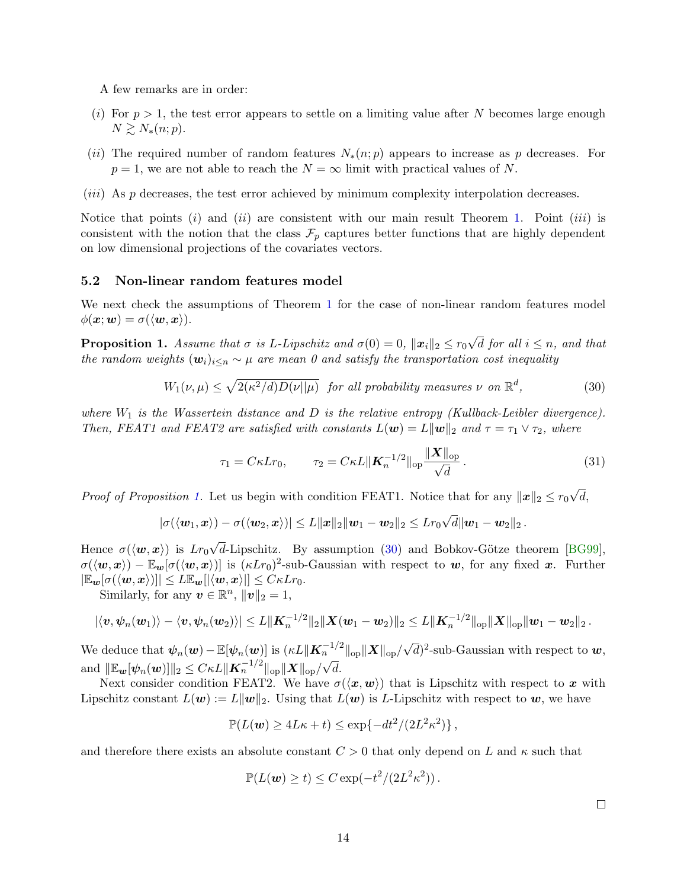A few remarks are in order:

(i) For $p > 1$, the test error appears to settle on a limiting value after $N$ becomes large enough $N \gtrsim N_*(n;p)$.

(ii) The required number of random features $N_*(n;p)$ appears to increase as $p$ decreases. For $p = 1$, we are not able to reach the $N = \infty$ limit with practical values of $N$.

(iii) As $p$ decreases, the test error achieved by minimum complexity interpolation decreases.

Notice that points $(i)$ and $(ii)$ are consistent with our main result Theorem 1. Point $(iii)$ is consistent with the notion that the class $\mathcal{F}_p$ captures better functions that are highly dependent on low dimensional projections of the covariates vectors.

### 5.2 Non-linear random features model

We next check the assumptions of Theorem 1 for the case of non-linear random features model $\phi(\boldsymbol{x};\boldsymbol{w}) = \sigma(\langle \boldsymbol{w}, \boldsymbol{x}\rangle)$.

**Proposition 1.** *Assume that $\sigma$ is $L$-Lipschitz and $\sigma(0) = 0$, $\|\boldsymbol{x}_i\|_2 \le r_0\sqrt{d}$ for all $i \le n$, and that the random weights $(\boldsymbol{w}_i)_{i\le n} \sim \mu$ are mean 0 and satisfy the transportation cost inequality*

$$W_1(\nu,\mu) \le \sqrt{2(\kappa^2/d)D(\nu||\mu)} \;\; \text{for all probability measures } \nu \text{ on } \mathbb{R}^d, \tag{30}$$

*where $W_1$ is the Wassertein distance and $D$ is the relative entropy (Kullback-Leibler divergence). Then, FEAT1 and FEAT2 are satisfied with constants $L(\boldsymbol{w}) = L\|\boldsymbol{w}\|_2$ and $\tau = \tau_1 \vee \tau_2$, where*

$$\tau_1 = C\kappa L r_0, \qquad \tau_2 = C\kappa L \|\boldsymbol{K}_n^{-1/2}\|_{\rm op}\frac{\|\boldsymbol{X}\|_{\rm op}}{\sqrt{d}}\,. \tag{31}$$

*Proof of Proposition 1.* Let us begin with condition FEAT1. Notice that for any $\|\boldsymbol{x}\|_2 \le r_0\sqrt{d}$,

$$|\sigma(\langle \boldsymbol{w}_1, \boldsymbol{x}\rangle) - \sigma(\langle \boldsymbol{w}_2, \boldsymbol{x}\rangle)| \le L\|\boldsymbol{x}\|_2\|\boldsymbol{w}_1 - \boldsymbol{w}_2\|_2 \le Lr_0\sqrt{d}\|\boldsymbol{w}_1 - \boldsymbol{w}_2\|_2\,.$$

Hence $\sigma(\langle \boldsymbol{w}, \boldsymbol{x}\rangle)$ is $Lr_0\sqrt{d}$-Lipschitz. By assumption (30) and Bobkov-Götze theorem [BG99], $\sigma(\langle \boldsymbol{w}, \boldsymbol{x}\rangle) - \mathbb{E}_{\boldsymbol{w}}[\sigma(\langle \boldsymbol{w}, \boldsymbol{x}\rangle)]$ is $(\kappa L r_0)^2$-sub-Gaussian with respect to $\boldsymbol{w}$, for any fixed $\boldsymbol{x}$. Further $|\mathbb{E}_{\boldsymbol{w}}[\sigma(\langle \boldsymbol{w}, \boldsymbol{x}\rangle)]| \le L\mathbb{E}_{\boldsymbol{w}}[|\langle \boldsymbol{w}, \boldsymbol{x}\rangle|] \le C\kappa L r_0$.

Similarly, for any $\boldsymbol{v} \in \mathbb{R}^n$, $\|\boldsymbol{v}\|_2 = 1$,

$$|\langle \boldsymbol{v}, \boldsymbol{\psi}_n(\boldsymbol{w}_1)\rangle - \langle \boldsymbol{v}, \boldsymbol{\psi}_n(\boldsymbol{w}_2)\rangle| \le L\|\boldsymbol{K}_n^{-1/2}\|_2\|\boldsymbol{X}(\boldsymbol{w}_1 - \boldsymbol{w}_2)\|_2 \le L\|\boldsymbol{K}_n^{-1/2}\|_{\rm op}\|\boldsymbol{X}\|_{\rm op}\|\boldsymbol{w}_1 - \boldsymbol{w}_2\|_2\,.$$

We deduce that $\boldsymbol{\psi}_n(\boldsymbol{w}) - \mathbb{E}[\boldsymbol{\psi}_n(\boldsymbol{w})]$ is $(\kappa L\|\boldsymbol{K}_n^{-1/2}\|_{\rm op}\|\boldsymbol{X}\|_{\rm op}/\sqrt{d})^2$-sub-Gaussian with respect to $\boldsymbol{w}$, and $\|\mathbb{E}_{\boldsymbol{w}}[\boldsymbol{\psi}_n(\boldsymbol{w})]\|_2 \le C\kappa L\|\boldsymbol{K}_n^{-1/2}\|_{\rm op}\|\boldsymbol{X}\|_{\rm op}/\sqrt{d}$.

Next consider condition FEAT2. We have $\sigma(\langle \boldsymbol{x}, \boldsymbol{w}\rangle)$ that is Lipschitz with respect to $\boldsymbol{x}$ with Lipschitz constant $L(\boldsymbol{w}) := L\|\boldsymbol{w}\|_2$. Using that $L(\boldsymbol{w})$ is $L$-Lipschitz with respect to $\boldsymbol{w}$, we have

$$\mathbb{P}(L(\boldsymbol{w}) \ge 4L\kappa + t) \le \exp\{-dt^2/(2L^2\kappa^2)\}\,,$$

and therefore there exists an absolute constant $C > 0$ that only depend on $L$ and $\kappa$ such that

$$\mathbb{P}(L(\boldsymbol{w}) \ge t) \le C\exp(-t^2/(2L^2\kappa^2))\,.$$

□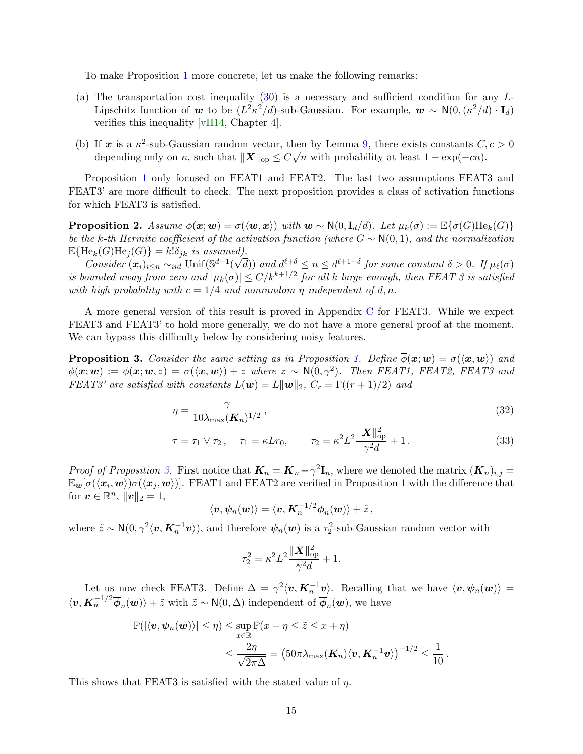To make Proposition 1 more concrete, let us make the following remarks:

(a) The transportation cost inequality (30) is a necessary and sufficient condition for any $L$-Lipschitz function of $\boldsymbol{w}$ to be $(L^2\kappa^2/d)$-sub-Gaussian. For example, $\boldsymbol{w} \sim \mathsf{N}(0, (\kappa^2/d)\cdot \mathbf{I}_d)$ verifies this inequality [vH14, Chapter 4].

(b) If $\boldsymbol{x}$ is a $\kappa^2$-sub-Gaussian random vector, then by Lemma 9, there exists constants $C, c > 0$ depending only on $\kappa$, such that $\|\boldsymbol{X}\|_{\rm op} \le C\sqrt{n}$ with probability at least $1 - \exp(-cn)$.

Proposition 1 only focused on FEAT1 and FEAT2. The last two assumptions FEAT3 and FEAT3' are more difficult to check. The next proposition provides a class of activation functions for which FEAT3 is satisfied.

**Proposition 2.** *Assume $\phi(\boldsymbol{x};\boldsymbol{w}) = \sigma(\langle \boldsymbol{w}, \boldsymbol{x}\rangle)$ with $\boldsymbol{w} \sim \mathsf{N}(0, \mathbf{I}_d/d)$. Let $\mu_k(\sigma) := \mathbb{E}\{\sigma(G){\rm He}_k(G)\}$ be the $k$-th Hermite coefficient of the activation function (where $G \sim \mathsf{N}(0,1)$, and the normalization $\mathbb{E}\{{\rm He}_k(G){\rm He}_j(G)\} = k!\delta_{jk}$ is assumed).*

*Consider $(\boldsymbol{x}_i)_{i\le n} \sim_{iid} {\rm Unif}(\mathbb{S}^{d-1}(\sqrt{d}))$ and $d^{\ell+\delta} \le n \le d^{\ell+1-\delta}$ for some constant $\delta > 0$. If $\mu_\ell(\sigma)$ is bounded away from zero and $|\mu_k(\sigma)| \le C/k^{k+1/2}$ for all $k$ large enough, then FEAT 3 is satisfied with high probability with $c = 1/4$ and nonrandom $\eta$ independent of $d, n$.*

A more general version of this result is proved in Appendix C for FEAT3. While we expect FEAT3 and FEAT3' to hold more generally, we do not have a more general proof at the moment. We can bypass this difficulty below by considering noisy features.

**Proposition 3.** *Consider the same setting as in Proposition 1. Define $\overline{\phi}(\boldsymbol{x};\boldsymbol{w}) = \sigma(\langle \boldsymbol{x}, \boldsymbol{w}\rangle)$ and $\phi(\boldsymbol{x};\boldsymbol{w}) := \phi(\boldsymbol{x};\boldsymbol{w}, z) = \sigma(\langle \boldsymbol{x}, \boldsymbol{w}\rangle) + z$ where $z \sim \mathsf{N}(0, \gamma^2)$. Then FEAT1, FEAT2, FEAT3 and FEAT3' are satisfied with constants $L(\boldsymbol{w}) = L\|\boldsymbol{w}\|_2$, $C_r = \Gamma((r+1)/2)$ and*

$$\eta = \frac{\gamma}{10\lambda_{\max}(\boldsymbol{K}_n)^{1/2}}\,, \tag{32}$$

$$\tau = \tau_1 \vee \tau_2\,, \quad \tau_1 = \kappa L r_0, \qquad \tau_2 = \kappa^2 L^2 \frac{\|\boldsymbol{X}\|_{\rm op}^2}{\gamma^2 d} + 1\,. \tag{33}$$

*Proof of Proposition 3.* First notice that $\boldsymbol{K}_n = \overline{\boldsymbol{K}}_n + \gamma^2 \mathbf{I}_n$, where we denoted the matrix $(\overline{\boldsymbol{K}}_n)_{i,j} = \mathbb{E}_{\boldsymbol{w}}[\sigma(\langle \boldsymbol{x}_i, \boldsymbol{w}\rangle)\sigma(\langle \boldsymbol{x}_j, \boldsymbol{w}\rangle)]$. FEAT1 and FEAT2 are verified in Proposition 1 with the difference that for $\boldsymbol{v} \in \mathbb{R}^n$, $\|\boldsymbol{v}\|_2 = 1$,

$$\langle \boldsymbol{v}, \boldsymbol{\psi}_n(\boldsymbol{w})\rangle = \langle \boldsymbol{v}, \boldsymbol{K}_n^{-1/2}\overline{\boldsymbol{\phi}}_n(\boldsymbol{w})\rangle + \tilde{z}\,,$$

where $\tilde{z} \sim \mathsf{N}(0, \gamma^2\langle \boldsymbol{v}, \boldsymbol{K}_n^{-1}\boldsymbol{v}\rangle)$, and therefore $\boldsymbol{\psi}_n(\boldsymbol{w})$ is a $\tau_2^2$-sub-Gaussian random vector with

$$\tau_2^2 = \kappa^2 L^2 \frac{\|\boldsymbol{X}\|_{\rm op}^2}{\gamma^2 d} + 1.$$

Let us now check FEAT3. Define $\Delta = \gamma^2\langle \boldsymbol{v}, \boldsymbol{K}_n^{-1}\boldsymbol{v}\rangle$. Recalling that we have $\langle \boldsymbol{v}, \boldsymbol{\psi}_n(\boldsymbol{w})\rangle = \langle \boldsymbol{v}, \boldsymbol{K}_n^{-1/2}\overline{\boldsymbol{\phi}}_n(\boldsymbol{w})\rangle + \tilde{z}$ with $\tilde{z} \sim \mathsf{N}(0, \Delta)$ independent of $\overline{\boldsymbol{\phi}}_n(\boldsymbol{w})$, we have

$$\begin{aligned}
\mathbb{P}(|\langle \boldsymbol{v}, \boldsymbol{\psi}_n(\boldsymbol{w})\rangle| \le \eta) &\le \sup_{x\in\mathbb{R}} \mathbb{P}(x - \eta \le \tilde{z} \le x + \eta) \\
&\le \frac{2\eta}{\sqrt{2\pi\Delta}} = \left(50\pi\lambda_{\max}(\boldsymbol{K}_n)\langle \boldsymbol{v}, \boldsymbol{K}_n^{-1}\boldsymbol{v}\rangle\right)^{-1/2} \le \frac{1}{10}\,.
\end{aligned}$$

This shows that FEAT3 is satisfied with the stated value of $\eta$.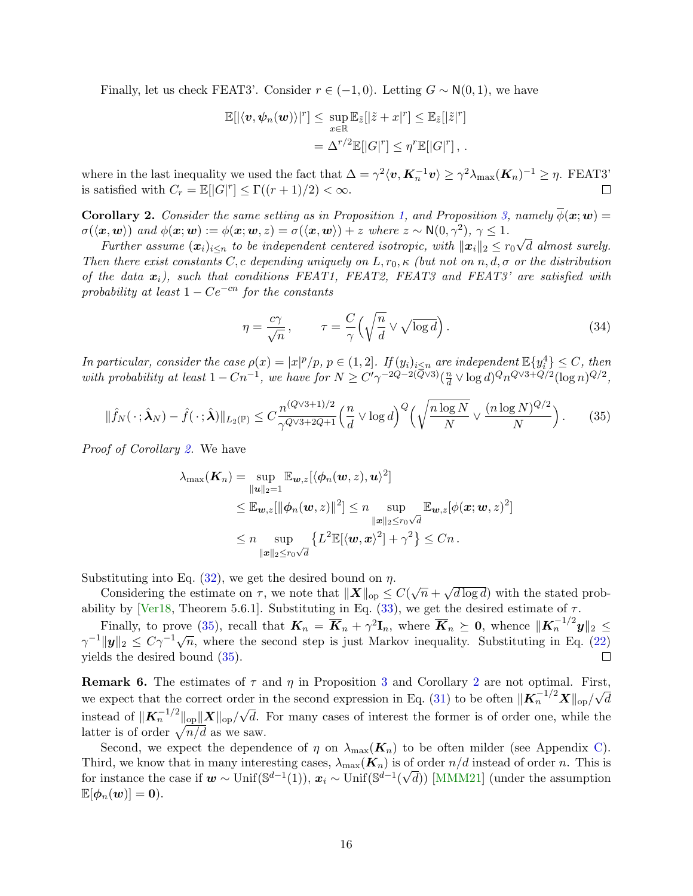Finally, let us check FEAT3'. Consider $r \in (-1, 0)$. Letting $G \sim \mathsf{N}(0,1)$, we have

$$
\begin{aligned}
\mathbb{E}[|\langle \boldsymbol{v}, \boldsymbol{\psi}_n(\boldsymbol{w})\rangle|^r] \le & \sup_{x\in\mathbb{R}} \mathbb{E}_{\tilde{z}}[|\tilde{z} + x|^r] \le \mathbb{E}_{\tilde{z}}[|\tilde{z}|^r] \\
& = \Delta^{r/2}\mathbb{E}[|G|^r] \le \eta^r \mathbb{E}[|G|^r]\,, .
\end{aligned}
$$

where in the last inequality we used the fact that $\Delta = \gamma^2\langle \boldsymbol{v}, \boldsymbol{K}_n^{-1}\boldsymbol{v}\rangle \ge \gamma^2\lambda_{\max}(\boldsymbol{K}_n)^{-1} \ge \eta$. FEAT3' is satisfied with $C_r = \mathbb{E}[|G|^r] \le \Gamma((r+1)/2) < \infty$. ◻

**Corollary 2.** *Consider the same setting as in Proposition 1, and Proposition 3, namely $\overline{\phi}(\boldsymbol{x};\boldsymbol{w}) = \sigma(\langle \boldsymbol{x}, \boldsymbol{w}\rangle)$ and $\phi(\boldsymbol{x};\boldsymbol{w}) := \phi(\boldsymbol{x};\boldsymbol{w}, z) = \sigma(\langle \boldsymbol{x}, \boldsymbol{w}\rangle) + z$ where $z \sim \mathsf{N}(0, \gamma^2)$, $\gamma \le 1$.*

*Further assume $(\boldsymbol{x}_i)_{i\le n}$ to be independent centered isotropic, with $\|\boldsymbol{x}_i\|_2 \le r_0\sqrt{d}$ almost surely. Then there exist constants $C, c$ depending uniquely on $L, r_0, \kappa$ (but not on $n, d, \sigma$ or the distribution of the data $\boldsymbol{x}_i$), such that conditions FEAT1, FEAT2, FEAT3 and FEAT3' are satisfied with probability at least $1 - Ce^{-cn}$ for the constants*

$$
\eta = \frac{c\gamma}{\sqrt{n}}\,, \qquad \tau = \frac{C}{\gamma}\Big(\sqrt{\frac{n}{d}} \vee \sqrt{\log d}\Big)\,. \tag{34}
$$

*In particular, consider the case $\rho(x) = |x|^p/p$, $p \in (1, 2]$. If $(y_i)_{i\le n}$ are independent $\mathbb{E}\{y_i^4\} \le C$, then with probability at least $1 - Cn^{-1}$, we have for $N \ge C'\gamma^{-2Q-2(Q\vee 3)}(\frac{n}{d} \vee \log d)^Q n^{Q\vee 3 + Q/2}(\log n)^{Q/2}$,*

$$
\|\hat{f}_N(\,\cdot\,;\hat{\boldsymbol{\lambda}}_N) - \hat{f}(\,\cdot\,;\hat{\boldsymbol{\lambda}})\|_{L_2(\mathbb{P})} \le C\frac{n^{(Q\vee 3+1)/2}}{\gamma^{Q\vee 3+2Q+1}}\Big(\frac{n}{d} \vee \log d\Big)^Q\Big(\sqrt{\frac{n\log N}{N}} \vee \frac{(n\log N)^{Q/2}}{N}\Big)\,. \tag{35}
$$

*Proof of Corollary 2.* We have

$$
\begin{aligned}
\lambda_{\max}(\boldsymbol{K}_n) &= \sup_{\|\boldsymbol{u}\|_2=1} \mathbb{E}_{\boldsymbol{w},z}[\langle \boldsymbol{\phi}_n(\boldsymbol{w}, z), \boldsymbol{u}\rangle^2] \\
&\le \mathbb{E}_{\boldsymbol{w},z}[\|\boldsymbol{\phi}_n(\boldsymbol{w}, z)\|^2] \le n \sup_{\|\boldsymbol{x}\|_2 \le r_0\sqrt{d}} \mathbb{E}_{\boldsymbol{w},z}[\phi(\boldsymbol{x};\boldsymbol{w}, z)^2] \\
&\le n \sup_{\|\boldsymbol{x}\|_2\le r_0\sqrt{d}} \big\{L^2\mathbb{E}[\langle \boldsymbol{w}, \boldsymbol{x}\rangle^2] + \gamma^2\big\} \le Cn\,.
\end{aligned}
$$

Substituting into Eq. (32), we get the desired bound on $\eta$.

Considering the estimate on $\tau$, we note that $\|\boldsymbol{X}\|_{\rm op} \le C(\sqrt{n} + \sqrt{d\log d})$ with the stated probability by [Ver18, Theorem 5.6.1]. Substituting in Eq. (33), we get the desired estimate of $\tau$.

Finally, to prove (35), recall that $\boldsymbol{K}_n = \overline{\boldsymbol{K}}_n + \gamma^2\mathbf{I}_n$, where $\overline{\boldsymbol{K}}_n \succeq \mathbf{0}$, whence $\|\boldsymbol{K}_n^{-1/2}\boldsymbol{y}\|_2 \le \gamma^{-1}\|\boldsymbol{y}\|_2 \le C\gamma^{-1}\sqrt{n}$, where the second step is just Markov inequality. Substituting in Eq. (22) yields the desired bound (35). ◻

**Remark 6.** The estimates of $\tau$ and $\eta$ in Proposition 3 and Corollary 2 are not optimal. First, we expect that the correct order in the second expression in Eq. (31) to be often $\|\boldsymbol{K}_n^{-1/2}\boldsymbol{X}\|_{\rm op}/\sqrt{d}$ instead of $\|\boldsymbol{K}_n^{-1/2}\|_{\rm op}\|\boldsymbol{X}\|_{\rm op}/\sqrt{d}$. For many cases of interest the former is of order one, while the latter is of order $\sqrt{n/d}$ as we saw.

Second, we expect the dependence of $\eta$ on $\lambda_{\max}(\boldsymbol{K}_n)$ to be often milder (see Appendix C). Third, we know that in many interesting cases, $\lambda_{\max}(\boldsymbol{K}_n)$ is of order $n/d$ instead of order $n$. This is for instance the case if $\boldsymbol{w} \sim {\rm Unif}(\mathbb{S}^{d-1}(1))$, $\boldsymbol{x}_i \sim {\rm Unif}(\mathbb{S}^{d-1}(\sqrt{d}))$ [MMM21] (under the assumption $\mathbb{E}[\boldsymbol{\phi}_n(\boldsymbol{w})] = \mathbf{0}$).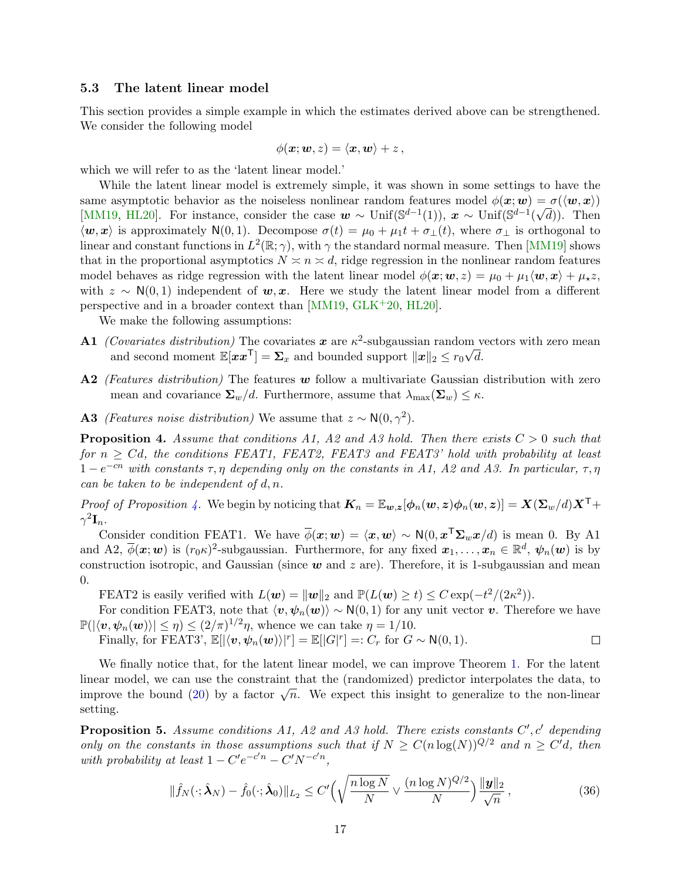### 5.3 The latent linear model

This section provides a simple example in which the estimates derived above can be strengthened. We consider the following model

$$\phi(\boldsymbol{x}; \boldsymbol{w}, z) = \langle \boldsymbol{x}, \boldsymbol{w} \rangle + z \,,$$

which we will refer to as the 'latent linear model.'

While the latent linear model is extremely simple, it was shown in some settings to have the same asymptotic behavior as the noiseless nonlinear random features model $\phi(\boldsymbol{x}; \boldsymbol{w}) = \sigma(\langle \boldsymbol{w}, \boldsymbol{x} \rangle)$ [MM19, HL20]. For instance, consider the case $\boldsymbol{w} \sim \text{Unif}(\mathbb{S}^{d-1}(1))$, $\boldsymbol{x} \sim \text{Unif}(\mathbb{S}^{d-1}(\sqrt{d}))$. Then $\langle \boldsymbol{w}, \boldsymbol{x} \rangle$ is approximately $\mathsf{N}(0, 1)$. Decompose $\sigma(t) = \mu_0 + \mu_1 t + \sigma_\perp(t)$, where $\sigma_\perp$ is orthogonal to linear and constant functions in $L^2(\mathbb{R}; \gamma)$, with $\gamma$ the standard normal measure. Then [MM19] shows that in the proportional asymptotics $N \asymp n \asymp d$, ridge regression in the nonlinear random features model behaves as ridge regression with the latent linear model $\phi(\boldsymbol{x}; \boldsymbol{w}, z) = \mu_0 + \mu_1 \langle \boldsymbol{w}, \boldsymbol{x} \rangle + \mu_\star z$, with $z \sim \mathsf{N}(0, 1)$ independent of $\boldsymbol{w}, \boldsymbol{x}$. Here we study the latent linear model from a different perspective and in a broader context than [MM19, GLK+20, HL20].

We make the following assumptions:

**A1** *(Covariates distribution)* The covariates $\boldsymbol{x}$ are $\kappa^2$-subgaussian random vectors with zero mean and second moment $\mathbb{E}[\boldsymbol{x}\boldsymbol{x}^\mathsf{T}] = \boldsymbol{\Sigma}_x$ and bounded support $\|\boldsymbol{x}\|_2 \le r_0 \sqrt{d}$.

**A2** *(Features distribution)* The features $\boldsymbol{w}$ follow a multivariate Gaussian distribution with zero mean and covariance $\boldsymbol{\Sigma}_w / d$. Furthermore, assume that $\lambda_{\max}(\boldsymbol{\Sigma}_w) \le \kappa$.

**A3** *(Features noise distribution)* We assume that $z \sim \mathsf{N}(0, \gamma^2)$.

**Proposition 4.** *Assume that conditions A1, A2 and A3 hold. Then there exists $C > 0$ such that for $n \ge Cd$, the conditions FEAT1, FEAT2, FEAT3 and FEAT3' hold with probability at least $1 - e^{-cn}$ with constants $\tau, \eta$ depending only on the constants in A1, A2 and A3. In particular, $\tau, \eta$ can be taken to be independent of $d, n$.*

*Proof of Proposition 4.* We begin by noticing that $\boldsymbol{K}_n = \mathbb{E}_{\boldsymbol{w}, z}[\boldsymbol{\phi}_n(\boldsymbol{w}, z) \boldsymbol{\phi}_n(\boldsymbol{w}, z)] = \boldsymbol{X}(\boldsymbol{\Sigma}_w / d)\boldsymbol{X}^\mathsf{T} + \gamma^2 \mathbf{I}_n$.

Consider condition FEAT1. We have $\overline{\phi}(\boldsymbol{x}; \boldsymbol{w}) = \langle \boldsymbol{x}, \boldsymbol{w} \rangle \sim \mathsf{N}(0, \boldsymbol{x}^\mathsf{T} \boldsymbol{\Sigma}_w \boldsymbol{x} / d)$ is mean 0. By A1 and A2, $\overline{\phi}(\boldsymbol{x}; \boldsymbol{w})$ is $(r_0 \kappa)^2$-subgaussian. Furthermore, for any fixed $\boldsymbol{x}_1, \ldots, \boldsymbol{x}_n \in \mathbb{R}^d$, $\boldsymbol{\psi}_n(\boldsymbol{w})$ is by construction isotropic, and Gaussian (since $\boldsymbol{w}$ and $z$ are). Therefore, it is 1-subgaussian and mean 0.

FEAT2 is easily verified with $L(\boldsymbol{w}) = \|\boldsymbol{w}\|_2$ and $\mathbb{P}(L(\boldsymbol{w}) \ge t) \le C \exp(-t^2 / (2\kappa^2))$.

For condition FEAT3, note that $\langle \boldsymbol{v}, \boldsymbol{\psi}_n(\boldsymbol{w}) \rangle \sim \mathsf{N}(0, 1)$ for any unit vector $\boldsymbol{v}$. Therefore we have $\mathbb{P}(|\langle \boldsymbol{v}, \boldsymbol{\psi}_n(\boldsymbol{w}) \rangle| \le \eta) \le (2/\pi)^{1/2} \eta$, whence we can take $\eta = 1/10$.

Finally, for FEAT3', $\mathbb{E}[|\langle \boldsymbol{v}, \boldsymbol{\psi}_n(\boldsymbol{w}) \rangle|^r] = \mathbb{E}[|G|^r] =: C_r$ for $G \sim \mathsf{N}(0, 1)$. $\square$

We finally notice that, for the latent linear model, we can improve Theorem 1. For the latent linear model, we can use the constraint that the (randomized) predictor interpolates the data, to improve the bound (20) by a factor $\sqrt{n}$. We expect this insight to generalize to the non-linear setting.

**Proposition 5.** *Assume conditions A1, A2 and A3 hold. There exists constants $C', c'$ depending only on the constants in those assumptions such that if $N \ge C(n \log(N))^{Q/2}$ and $n \ge C'd$, then with probability at least $1 - C'e^{-c'n} - C'N^{-c'n}$,*

$$\|\hat{f}_N(\cdot; \hat{\boldsymbol{\lambda}}_N) - \hat{f}_0(\cdot; \hat{\boldsymbol{\lambda}}_0)\|_{L_2} \le C' \Big( \sqrt{\frac{n \log N}{N}} \vee \frac{(n \log N)^{Q/2}}{N} \Big) \frac{\|\boldsymbol{y}\|_2}{\sqrt{n}} \,, \tag{36}$$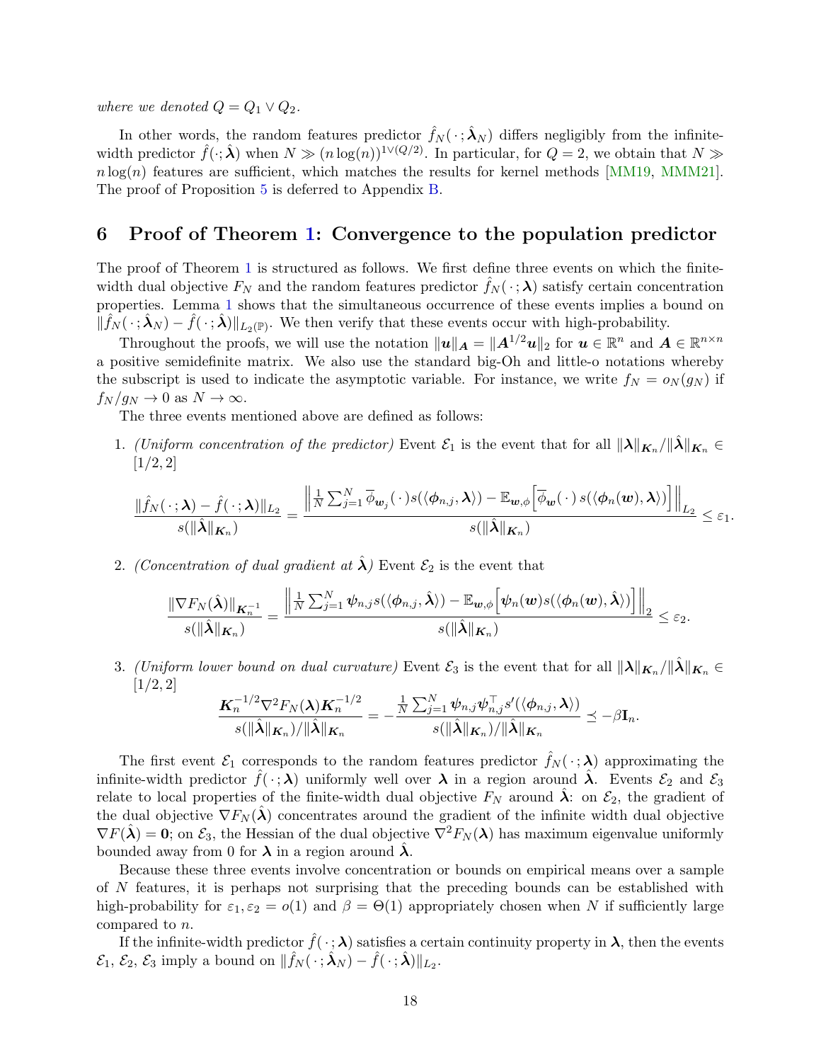*where we denoted $Q = Q_1 \vee Q_2$.*

In other words, the random features predictor $\hat{f}_N(\,\cdot\,;\hat{\boldsymbol{\lambda}}_N)$ differs negligibly from the infinite-width predictor $\hat{f}(\cdot;\hat{\boldsymbol{\lambda}})$ when $N \gg (n\log(n))^{1\vee(Q/2)}$. In particular, for $Q=2$, we obtain that $N \gg n\log(n)$ features are sufficient, which matches the results for kernel methods [MM19, MMM21]. The proof of Proposition 5 is deferred to Appendix B.

# 6 Proof of Theorem 1: Convergence to the population predictor

The proof of Theorem 1 is structured as follows. We first define three events on which the finite-width dual objective $F_N$ and the random features predictor $\hat{f}_N(\,\cdot\,;\boldsymbol{\lambda})$ satisfy certain concentration properties. Lemma 1 shows that the simultaneous occurrence of these events implies a bound on $\|\hat{f}_N(\,\cdot\,;\hat{\boldsymbol{\lambda}}_N) - \hat{f}(\,\cdot\,;\hat{\boldsymbol{\lambda}})\|_{L_2(\mathbb{P})}$. We then verify that these events occur with high-probability.

Throughout the proofs, we will use the notation $\|\boldsymbol{u}\|_{\boldsymbol{A}} = \|\boldsymbol{A}^{1/2}\boldsymbol{u}\|_2$ for $\boldsymbol{u} \in \mathbb{R}^n$ and $\boldsymbol{A} \in \mathbb{R}^{n\times n}$ a positive semidefinite matrix. We also use the standard big-Oh and little-o notations whereby the subscript is used to indicate the asymptotic variable. For instance, we write $f_N = o_N(g_N)$ if $f_N/g_N \to 0$ as $N \to \infty$.

The three events mentioned above are defined as follows:

1. *(Uniform concentration of the predictor)* Event $\mathcal{E}_1$ is the event that for all $\|\boldsymbol{\lambda}\|_{\boldsymbol{K}_n}/\|\hat{\boldsymbol{\lambda}}\|_{\boldsymbol{K}_n} \in [1/2, 2]$

$$\frac{\|\hat{f}_N(\,\cdot\,;\boldsymbol{\lambda}) - \hat{f}(\,\cdot\,;\boldsymbol{\lambda})\|_{L_2}}{s(\|\hat{\boldsymbol{\lambda}}\|_{\boldsymbol{K}_n})} = \frac{\Big\|\frac{1}{N}\sum_{j=1}^N \overline{\phi}_{\boldsymbol{w}_j}(\,\cdot\,)s(\langle\boldsymbol{\phi}_{n,j},\boldsymbol{\lambda}\rangle) - \mathbb{E}_{\boldsymbol{w},\phi}\Big[\overline{\phi}_{\boldsymbol{w}}(\,\cdot\,)\,s(\langle\boldsymbol{\phi}_n(\boldsymbol{w}),\boldsymbol{\lambda}\rangle)\Big]\Big\|_{L_2}}{s(\|\hat{\boldsymbol{\lambda}}\|_{\boldsymbol{K}_n})} \le \varepsilon_1.$$

2. *(Concentration of dual gradient at $\hat{\boldsymbol{\lambda}}$)* Event $\mathcal{E}_2$ is the event that

$$\frac{\|\nabla F_N(\hat{\boldsymbol{\lambda}})\|_{\boldsymbol{K}_n^{-1}}}{s(\|\hat{\boldsymbol{\lambda}}\|_{\boldsymbol{K}_n})} = \frac{\Big\|\frac{1}{N}\sum_{j=1}^N \boldsymbol{\psi}_{n,j}s(\langle\boldsymbol{\phi}_{n,j},\hat{\boldsymbol{\lambda}}\rangle) - \mathbb{E}_{\boldsymbol{w},\phi}\Big[\boldsymbol{\psi}_n(\boldsymbol{w})s(\langle\boldsymbol{\phi}_n(\boldsymbol{w}),\hat{\boldsymbol{\lambda}}\rangle)\Big]\Big\|_2}{s(\|\hat{\boldsymbol{\lambda}}\|_{\boldsymbol{K}_n})} \le \varepsilon_2.$$

3. *(Uniform lower bound on dual curvature)* Event $\mathcal{E}_3$ is the event that for all $\|\boldsymbol{\lambda}\|_{\boldsymbol{K}_n}/\|\hat{\boldsymbol{\lambda}}\|_{\boldsymbol{K}_n} \in [1/2, 2]$

$$\frac{\boldsymbol{K}_n^{-1/2}\nabla^2 F_N(\boldsymbol{\lambda})\boldsymbol{K}_n^{-1/2}}{s(\|\hat{\boldsymbol{\lambda}}\|_{\boldsymbol{K}_n})/\|\hat{\boldsymbol{\lambda}}\|_{\boldsymbol{K}_n}} = -\frac{\frac{1}{N}\sum_{j=1}^N \boldsymbol{\psi}_{n,j}\boldsymbol{\psi}_{n,j}^\top s'(\langle\boldsymbol{\phi}_{n,j},\boldsymbol{\lambda}\rangle)}{s(\|\hat{\boldsymbol{\lambda}}\|_{\boldsymbol{K}_n})/\|\hat{\boldsymbol{\lambda}}\|_{\boldsymbol{K}_n}} \preceq -\beta\mathbf{I}_n.$$

The first event $\mathcal{E}_1$ corresponds to the random features predictor $\hat{f}_N(\,\cdot\,;\boldsymbol{\lambda})$ approximating the infinite-width predictor $\hat{f}(\,\cdot\,;\boldsymbol{\lambda})$ uniformly well over $\boldsymbol{\lambda}$ in a region around $\hat{\boldsymbol{\lambda}}$. Events $\mathcal{E}_2$ and $\mathcal{E}_3$ relate to local properties of the finite-width dual objective $F_N$ around $\hat{\boldsymbol{\lambda}}$: on $\mathcal{E}_2$, the gradient of the dual objective $\nabla F_N(\hat{\boldsymbol{\lambda}})$ concentrates around the gradient of the infinite width dual objective $\nabla F(\hat{\boldsymbol{\lambda}}) = \boldsymbol{0}$; on $\mathcal{E}_3$, the Hessian of the dual objective $\nabla^2 F_N(\boldsymbol{\lambda})$ has maximum eigenvalue uniformly bounded away from 0 for $\boldsymbol{\lambda}$ in a region around $\hat{\boldsymbol{\lambda}}$.

Because these three events involve concentration or bounds on empirical means over a sample of $N$ features, it is perhaps not surprising that the preceding bounds can be established with high-probability for $\varepsilon_1, \varepsilon_2 = o(1)$ and $\beta = \Theta(1)$ appropriately chosen when $N$ if sufficiently large compared to $n$.

If the infinite-width predictor $\hat{f}(\,\cdot\,;\boldsymbol{\lambda})$ satisfies a certain continuity property in $\boldsymbol{\lambda}$, then the events $\mathcal{E}_1$, $\mathcal{E}_2$, $\mathcal{E}_3$ imply a bound on $\|\hat{f}_N(\,\cdot\,;\hat{\boldsymbol{\lambda}}_N) - \hat{f}(\,\cdot\,;\hat{\boldsymbol{\lambda}})\|_{L_2}$.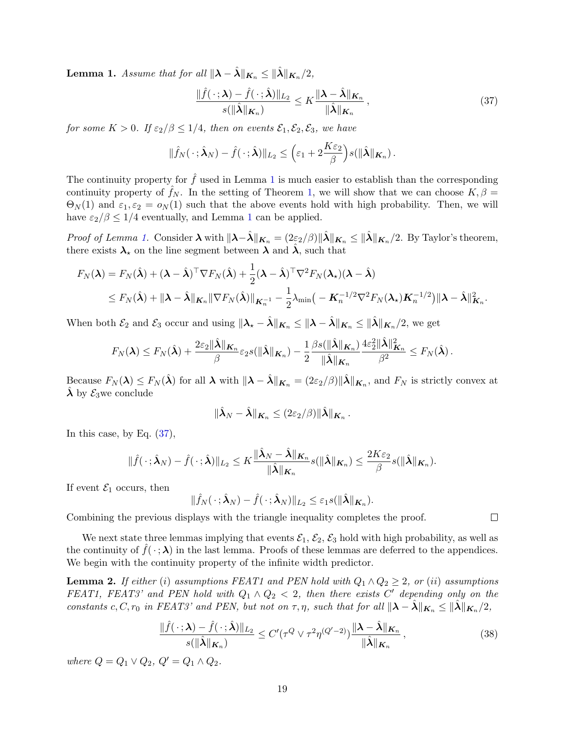**Lemma 1.** *Assume that for all $\|\boldsymbol{\lambda} - \hat{\boldsymbol{\lambda}}\|_{\boldsymbol{K}_n} \le \|\hat{\boldsymbol{\lambda}}\|_{\boldsymbol{K}_n}/2$,*

$$\frac{\|\hat{f}(\,\cdot\,;\boldsymbol{\lambda}) - \hat{f}(\,\cdot\,;\hat{\boldsymbol{\lambda}})\|_{L_2}}{s(\|\hat{\boldsymbol{\lambda}}\|_{\boldsymbol{K}_n})} \le K \frac{\|\boldsymbol{\lambda} - \hat{\boldsymbol{\lambda}}\|_{\boldsymbol{K}_n}}{\|\hat{\boldsymbol{\lambda}}\|_{\boldsymbol{K}_n}}\,, \tag{37}$$

*for some $K > 0$. If $\varepsilon_2/\beta \le 1/4$, then on events $\mathcal{E}_1, \mathcal{E}_2, \mathcal{E}_3$, we have*

$$\|\hat{f}_N(\,\cdot\,;\hat{\boldsymbol{\lambda}}_N) - \hat{f}(\,\cdot\,;\hat{\boldsymbol{\lambda}})\|_{L_2} \le \Big(\varepsilon_1 + 2\frac{K\varepsilon_2}{\beta}\Big) s(\|\hat{\boldsymbol{\lambda}}\|_{\boldsymbol{K}_n})\,.$$

The continuity property for $\hat{f}$ used in Lemma 1 is much easier to establish than the corresponding continuity property of $\hat{f}_N$. In the setting of Theorem 1, we will show that we can choose $K, \beta = \Theta_N(1)$ and $\varepsilon_1, \varepsilon_2 = o_N(1)$ such that the above events hold with high probability. Then, we will have $\varepsilon_2/\beta \le 1/4$ eventually, and Lemma 1 can be applied.

*Proof of Lemma 1.* Consider $\boldsymbol{\lambda}$ with $\|\boldsymbol{\lambda} - \hat{\boldsymbol{\lambda}}\|_{\boldsymbol{K}_n} = (2\varepsilon_2/\beta)\|\hat{\boldsymbol{\lambda}}\|_{\boldsymbol{K}_n} \le \|\hat{\boldsymbol{\lambda}}\|_{\boldsymbol{K}_n}/2$. By Taylor's theorem, there exists $\boldsymbol{\lambda}_\star$ on the line segment between $\boldsymbol{\lambda}$ and $\hat{\boldsymbol{\lambda}}$, such that

$$\begin{aligned}
F_N(\boldsymbol{\lambda}) &= F_N(\hat{\boldsymbol{\lambda}}) + (\boldsymbol{\lambda} - \hat{\boldsymbol{\lambda}})^\top \nabla F_N(\hat{\boldsymbol{\lambda}}) + \frac{1}{2}(\boldsymbol{\lambda} - \hat{\boldsymbol{\lambda}})^\top \nabla^2 F_N(\boldsymbol{\lambda}_\star)(\boldsymbol{\lambda} - \hat{\boldsymbol{\lambda}}) \\
&\le F_N(\hat{\boldsymbol{\lambda}}) + \|\boldsymbol{\lambda} - \hat{\boldsymbol{\lambda}}\|_{\boldsymbol{K}_n} \|\nabla F_N(\hat{\boldsymbol{\lambda}})\|_{\boldsymbol{K}_n^{-1}} - \frac{1}{2}\lambda_{\min}\big(-\boldsymbol{K}_n^{-1/2}\nabla^2 F_N(\boldsymbol{\lambda}_\star)\boldsymbol{K}_n^{-1/2}\big)\|\boldsymbol{\lambda} - \hat{\boldsymbol{\lambda}}\|^2_{\boldsymbol{K}_n}.
\end{aligned}$$

When both $\mathcal{E}_2$ and $\mathcal{E}_3$ occur and using $\|\boldsymbol{\lambda}_\star - \hat{\boldsymbol{\lambda}}\|_{\boldsymbol{K}_n} \le \|\boldsymbol{\lambda} - \hat{\boldsymbol{\lambda}}\|_{\boldsymbol{K}_n} \le \|\hat{\boldsymbol{\lambda}}\|_{\boldsymbol{K}_n}/2$, we get

$$F_N(\boldsymbol{\lambda}) \le F_N(\hat{\boldsymbol{\lambda}}) + \frac{2\varepsilon_2\|\hat{\boldsymbol{\lambda}}\|_{\boldsymbol{K}_n}}{\beta}\varepsilon_2 s(\|\hat{\boldsymbol{\lambda}}\|_{\boldsymbol{K}_n}) - \frac{1}{2}\frac{\beta s(\|\hat{\boldsymbol{\lambda}}\|_{\boldsymbol{K}_n})}{\|\hat{\boldsymbol{\lambda}}\|_{\boldsymbol{K}_n}}\frac{4\varepsilon_2^2\|\hat{\boldsymbol{\lambda}}\|^2_{\boldsymbol{K}_n}}{\beta^2} \le F_N(\hat{\boldsymbol{\lambda}})\,.$$

Because $F_N(\boldsymbol{\lambda}) \le F_N(\hat{\boldsymbol{\lambda}})$ for all $\boldsymbol{\lambda}$ with $\|\boldsymbol{\lambda} - \hat{\boldsymbol{\lambda}}\|_{\boldsymbol{K}_n} = (2\varepsilon_2/\beta)\|\hat{\boldsymbol{\lambda}}\|_{\boldsymbol{K}_n}$, and $F_N$ is strictly convex at $\hat{\boldsymbol{\lambda}}$ by $\mathcal{E}_3$we conclude

$$\|\hat{\boldsymbol{\lambda}}_N - \hat{\boldsymbol{\lambda}}\|_{\boldsymbol{K}_n} \le (2\varepsilon_2/\beta)\|\hat{\boldsymbol{\lambda}}\|_{\boldsymbol{K}_n}\,.$$

In this case, by Eq. (37),

$$\|\hat{f}(\,\cdot\,;\hat{\boldsymbol{\lambda}}_N) - \hat{f}(\,\cdot\,;\hat{\boldsymbol{\lambda}})\|_{L_2} \le K\frac{\|\hat{\boldsymbol{\lambda}}_N - \hat{\boldsymbol{\lambda}}\|_{\boldsymbol{K}_n}}{\|\hat{\boldsymbol{\lambda}}\|_{\boldsymbol{K}_n}} s(\|\hat{\boldsymbol{\lambda}}\|_{\boldsymbol{K}_n}) \le \frac{2K\varepsilon_2}{\beta} s(\|\hat{\boldsymbol{\lambda}}\|_{\boldsymbol{K}_n}).$$

If event $\mathcal{E}_1$ occurs, then

$$\|\hat{f}_N(\,\cdot\,;\hat{\boldsymbol{\lambda}}_N) - \hat{f}(\,\cdot\,;\hat{\boldsymbol{\lambda}}_N)\|_{L_2} \le \varepsilon_1 s(\|\hat{\boldsymbol{\lambda}}\|_{\boldsymbol{K}_n}).$$

Combining the previous displays with the triangle inequality completes the proof. ∎

We next state three lemmas implying that events $\mathcal{E}_1$, $\mathcal{E}_2$, $\mathcal{E}_3$ hold with high probability, as well as the continuity of $\hat{f}(\,\cdot\,;\boldsymbol{\lambda})$ in the last lemma. Proofs of these lemmas are deferred to the appendices. We begin with the continuity property of the infinite width predictor.

**Lemma 2.** *If either (i) assumptions FEAT1 and PEN hold with $Q_1 \wedge Q_2 \ge 2$, or (ii) assumptions FEAT1, FEAT3' and PEN hold with $Q_1 \wedge Q_2 < 2$, then there exists $C'$ depending only on the constants $c, C, r_0$ in FEAT3' and PEN, but not on $\tau, \eta$, such that for all $\|\boldsymbol{\lambda} - \hat{\boldsymbol{\lambda}}\|_{\boldsymbol{K}_n} \le \|\hat{\boldsymbol{\lambda}}\|_{\boldsymbol{K}_n}/2$,*

$$\frac{\|\hat{f}(\,\cdot\,;\boldsymbol{\lambda}) - \hat{f}(\,\cdot\,;\hat{\boldsymbol{\lambda}})\|_{L_2}}{s(\|\hat{\boldsymbol{\lambda}}\|_{\boldsymbol{K}_n})} \le C'(\tau^Q \vee \tau^2\eta^{(Q'-2)})\frac{\|\boldsymbol{\lambda} - \hat{\boldsymbol{\lambda}}\|_{\boldsymbol{K}_n}}{\|\hat{\boldsymbol{\lambda}}\|_{\boldsymbol{K}_n}}\,, \tag{38}$$

*where $Q = Q_1 \vee Q_2$, $Q' = Q_1 \wedge Q_2$.*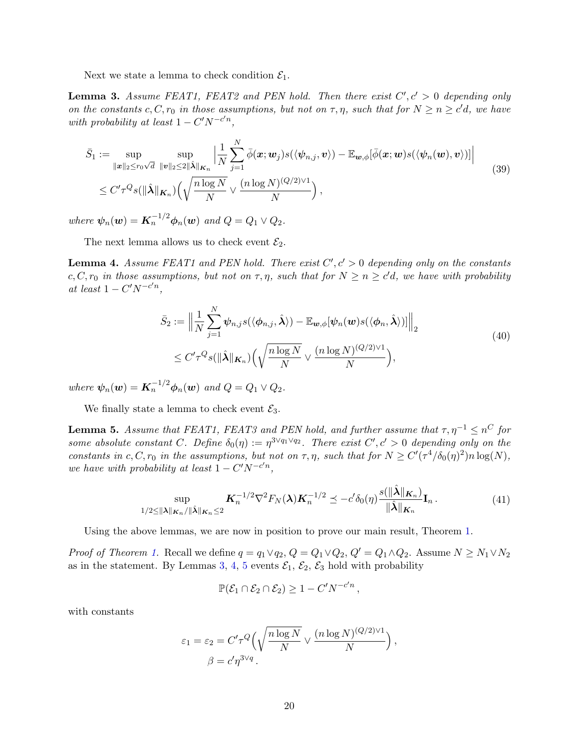Next we state a lemma to check condition $\mathcal{E}_1$.

**Lemma 3.** *Assume FEAT1, FEAT2 and PEN hold. Then there exist $C', c' > 0$ depending only on the constants $c, C, r_0$ in those assumptions, but not on $\tau, \eta$, such that for $N \geq n \geq c'd$, we have with probability at least $1 - C'N^{-c'n}$,*

$$
\begin{aligned}
\bar{S}_1 := \sup_{\|\boldsymbol{x}\|_2 \leq r_0\sqrt{d}} \sup_{\|\boldsymbol{v}\|_2 \leq 2\|\hat{\boldsymbol{\lambda}}\|_{\boldsymbol{K}_n}} & \Big| \frac{1}{N}\sum_{j=1}^{N} \bar{\phi}(\boldsymbol{x};\boldsymbol{w}_j) s(\langle \boldsymbol{\psi}_{n,j}, \boldsymbol{v}\rangle) - \mathbb{E}_{\boldsymbol{w},\phi}[\bar{\phi}(\boldsymbol{x};\boldsymbol{w}) s(\langle \boldsymbol{\psi}_n(\boldsymbol{w}), \boldsymbol{v}\rangle)]\Big| \\
&\leq C'\tau^{Q} s(\|\hat{\boldsymbol{\lambda}}\|_{\boldsymbol{K}_n}) \Big( \sqrt{\frac{n\log N}{N}} \vee \frac{(n\log N)^{(Q/2)\vee 1}}{N} \Big)\, ,
\end{aligned} \tag{39}
$$

*where $\boldsymbol{\psi}_n(\boldsymbol{w}) = \boldsymbol{K}_n^{-1/2}\boldsymbol{\phi}_n(\boldsymbol{w})$ and $Q = Q_1 \vee Q_2$.*

The next lemma allows us to check event $\mathcal{E}_2$.

**Lemma 4.** *Assume FEAT1 and PEN hold. There exist $C', c' > 0$ depending only on the constants $c, C, r_0$ in those assumptions, but not on $\tau, \eta$, such that for $N \geq n \geq c'd$, we have with probability at least $1 - C'N^{-c'n}$,*

$$
\begin{aligned}
\bar{S}_2 :=& \Big\| \frac{1}{N}\sum_{j=1}^{N} \boldsymbol{\psi}_{n,j} s(\langle \boldsymbol{\phi}_{n,j}, \hat{\boldsymbol{\lambda}}\rangle) - \mathbb{E}_{\boldsymbol{w},\phi}[\boldsymbol{\psi}_n(\boldsymbol{w}) s(\langle \boldsymbol{\phi}_n, \hat{\boldsymbol{\lambda}}\rangle)]\Big\|_2 \\
&\leq C'\tau^{Q} s(\|\hat{\boldsymbol{\lambda}}\|_{\boldsymbol{K}_n}) \Big( \sqrt{\frac{n\log N}{N}} \vee \frac{(n\log N)^{(Q/2)\vee 1}}{N} \Big),
\end{aligned} \tag{40}
$$

*where $\boldsymbol{\psi}_n(\boldsymbol{w}) = \boldsymbol{K}_n^{-1/2}\boldsymbol{\phi}_n(\boldsymbol{w})$ and $Q = Q_1 \vee Q_2$.*

We finally state a lemma to check event $\mathcal{E}_3$.

**Lemma 5.** *Assume that FEAT1, FEAT3 and PEN hold, and further assume that $\tau, \eta^{-1} \leq n^C$ for some absolute constant $C$. Define $\delta_0(\eta) := \eta^{3\vee q_1 \vee q_2}$. There exist $C', c' > 0$ depending only on the constants in $c, C, r_0$ in the assumptions, but not on $\tau, \eta$, such that for $N \geq C'(\tau^4/\delta_0(\eta)^2) n \log(N)$, we have with probability at least $1 - C'N^{-c'n}$,*

$$
\sup_{1/2 \leq \|\boldsymbol{\lambda}\|_{\boldsymbol{K}_n}/\|\hat{\boldsymbol{\lambda}}\|_{\boldsymbol{K}_n} \leq 2} \boldsymbol{K}_n^{-1/2} \nabla^2 F_N(\boldsymbol{\lambda}) \boldsymbol{K}_n^{-1/2} \preceq -c'\delta_0(\eta) \frac{s(\|\hat{\boldsymbol{\lambda}}\|_{\boldsymbol{K}_n})}{\|\hat{\boldsymbol{\lambda}}\|_{\boldsymbol{K}_n}} \mathbf{I}_n\, . \tag{41}
$$

Using the above lemmas, we are now in position to prove our main result, Theorem 1.

*Proof of Theorem 1.* Recall we define $q = q_1 \vee q_2$, $Q = Q_1 \vee Q_2$, $Q' = Q_1 \wedge Q_2$. Assume $N \geq N_1 \vee N_2$ as in the statement. By Lemmas 3, 4, 5 events $\mathcal{E}_1$, $\mathcal{E}_2$, $\mathcal{E}_3$ hold with probability

$$
\mathbb{P}(\mathcal{E}_1 \cap \mathcal{E}_2 \cap \mathcal{E}_2) \geq 1 - C'N^{-c'n}\, ,
$$

with constants

$$
\begin{aligned}
\varepsilon_1 = \varepsilon_2 &= C'\tau^{Q} \Big( \sqrt{\frac{n\log N}{N}} \vee \frac{(n\log N)^{(Q/2)\vee 1}}{N} \Big)\, , \\
\beta &= c'\eta^{3\vee q}\, .
\end{aligned}
$$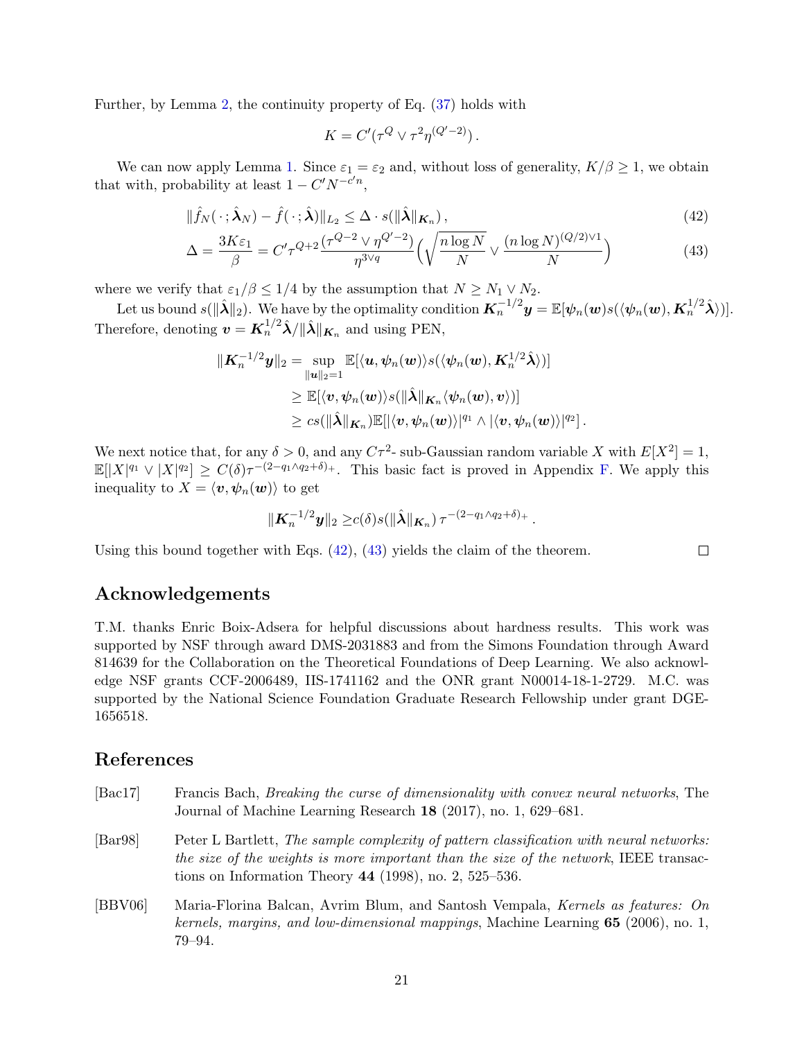Further, by Lemma 2, the continuity property of Eq. (37) holds with

$$K = C'(\tau^Q \vee \tau^2 \eta^{(Q'-2)})\,.$$

We can now apply Lemma 1. Since $\varepsilon_1 = \varepsilon_2$ and, without loss of generality, $K/\beta \geq 1$, we obtain that with, probability at least $1 - C'N^{-c'n}$,

$$\|\hat{f}_N(\,\cdot\,;\hat{\boldsymbol{\lambda}}_N) - \hat{f}(\,\cdot\,;\hat{\boldsymbol{\lambda}})\|_{L_2} \leq \Delta \cdot s(\|\hat{\boldsymbol{\lambda}}\|_{\boldsymbol{K}_n})\,, \tag{42}$$

$$\Delta = \frac{3K\varepsilon_1}{\beta} = C'\tau^{Q+2}\frac{(\tau^{Q-2} \vee \eta^{Q'-2})}{\eta^{3\vee q}}\Big(\sqrt{\frac{n\log N}{N}} \vee \frac{(n\log N)^{(Q/2)\vee 1}}{N}\Big) \tag{43}$$

where we verify that $\varepsilon_1/\beta \leq 1/4$ by the assumption that $N \geq N_1 \vee N_2$.

Let us bound $s(\|\hat{\boldsymbol{\lambda}}\|_2)$. We have by the optimality condition $\boldsymbol{K}_n^{-1/2}\boldsymbol{y} = \mathbb{E}[\boldsymbol{\psi}_n(\boldsymbol{w})s(\langle\boldsymbol{\psi}_n(\boldsymbol{w}), \boldsymbol{K}_n^{1/2}\hat{\boldsymbol{\lambda}}\rangle)]$. Therefore, denoting $\boldsymbol{v} = \boldsymbol{K}_n^{1/2}\hat{\boldsymbol{\lambda}}/\|\hat{\boldsymbol{\lambda}}\|_{\boldsymbol{K}_n}$ and using PEN,

$$\begin{aligned}
\|\boldsymbol{K}_n^{-1/2}\boldsymbol{y}\|_2 &= \sup_{\|\boldsymbol{u}\|_2=1} \mathbb{E}[\langle\boldsymbol{u}, \boldsymbol{\psi}_n(\boldsymbol{w})\rangle s(\langle\boldsymbol{\psi}_n(\boldsymbol{w}), \boldsymbol{K}_n^{1/2}\hat{\boldsymbol{\lambda}}\rangle)] \\
&\geq \mathbb{E}[\langle\boldsymbol{v}, \boldsymbol{\psi}_n(\boldsymbol{w})\rangle s(\|\hat{\boldsymbol{\lambda}}\|_{\boldsymbol{K}_n}\langle\boldsymbol{\psi}_n(\boldsymbol{w}), \boldsymbol{v}\rangle)] \\
&\geq cs(\|\hat{\boldsymbol{\lambda}}\|_{\boldsymbol{K}_n})\mathbb{E}[|\langle\boldsymbol{v}, \boldsymbol{\psi}_n(\boldsymbol{w})\rangle|^{q_1} \wedge |\langle\boldsymbol{v}, \boldsymbol{\psi}_n(\boldsymbol{w})\rangle|^{q_2}]\,.
\end{aligned}$$

We next notice that, for any $\delta > 0$, and any $C\tau^2$- sub-Gaussian random variable $X$ with $E[X^2] = 1$, $\mathbb{E}[|X|^{q_1} \vee |X|^{q_2}] \geq C(\delta)\tau^{-(2-q_1\wedge q_2+\delta)_+}$. This basic fact is proved in Appendix F. We apply this inequality to $X = \langle\boldsymbol{v}, \boldsymbol{\psi}_n(\boldsymbol{w})\rangle$ to get

$$\|\boldsymbol{K}_n^{-1/2}\boldsymbol{y}\|_2 \geq c(\delta)s(\|\hat{\boldsymbol{\lambda}}\|_{\boldsymbol{K}_n})\,\tau^{-(2-q_1\wedge q_2+\delta)_+}\,.$$

Using this bound together with Eqs. (42), (43) yields the claim of the theorem. □

## Acknowledgements

T.M. thanks Enric Boix-Adsera for helpful discussions about hardness results. This work was supported by NSF through award DMS-2031883 and from the Simons Foundation through Award 814639 for the Collaboration on the Theoretical Foundations of Deep Learning. We also acknowledge NSF grants CCF-2006489, IIS-1741162 and the ONR grant N00014-18-1-2729. M.C. was supported by the National Science Foundation Graduate Research Fellowship under grant DGE-1656518.

## References

[Bac17] Francis Bach, *Breaking the curse of dimensionality with convex neural networks*, The Journal of Machine Learning Research **18** (2017), no. 1, 629–681.

[Bar98] Peter L Bartlett, *The sample complexity of pattern classification with neural networks: the size of the weights is more important than the size of the network*, IEEE transactions on Information Theory **44** (1998), no. 2, 525–536.

[BBV06] Maria-Florina Balcan, Avrim Blum, and Santosh Vempala, *Kernels as features: On kernels, margins, and low-dimensional mappings*, Machine Learning **65** (2006), no. 1, 79–94.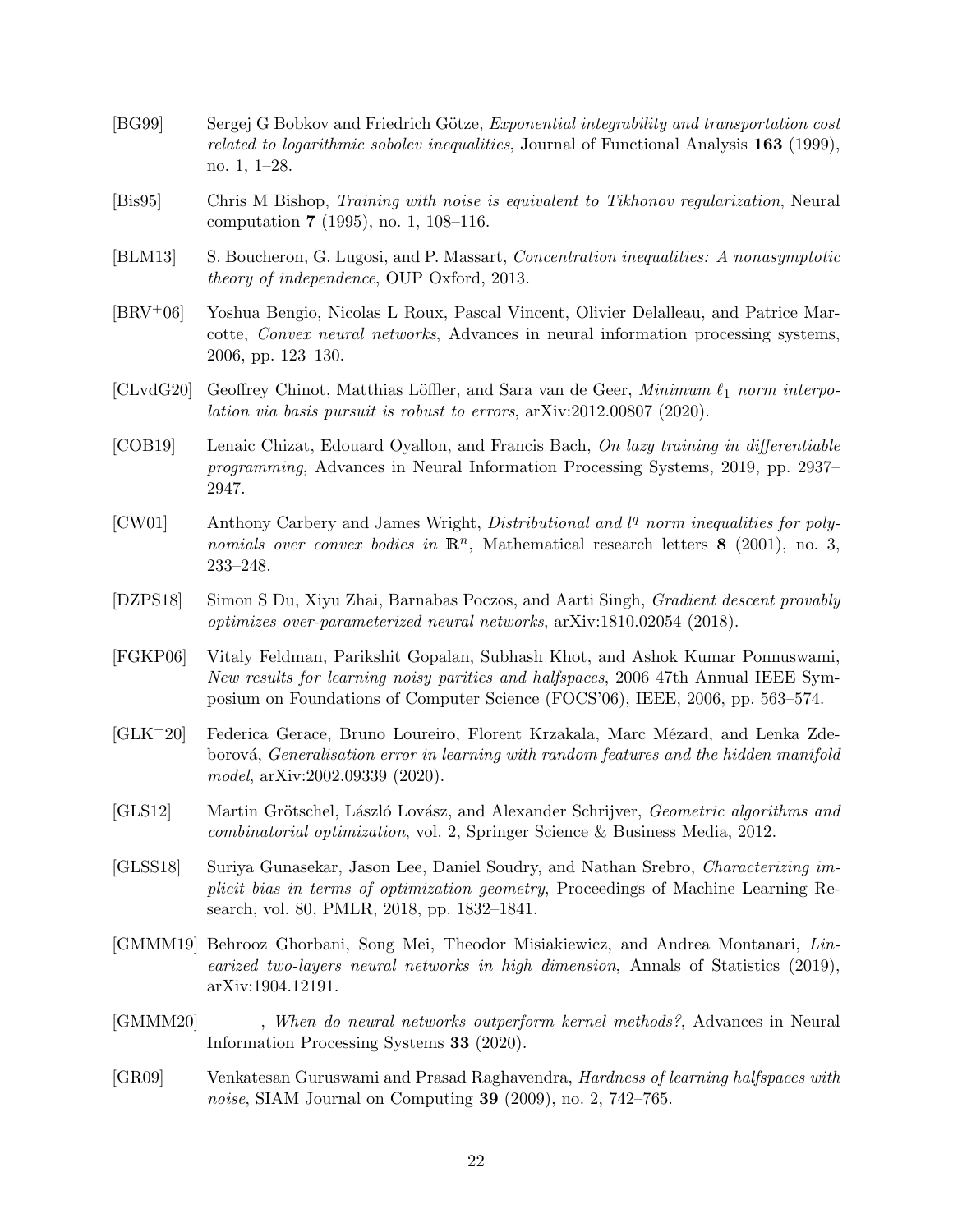[BG99] Sergej G Bobkov and Friedrich Götze, *Exponential integrability and transportation cost related to logarithmic sobolev inequalities*, Journal of Functional Analysis **163** (1999), no. 1, 1–28.

[Bis95] Chris M Bishop, *Training with noise is equivalent to Tikhonov regularization*, Neural computation **7** (1995), no. 1, 108–116.

[BLM13] S. Boucheron, G. Lugosi, and P. Massart, *Concentration inequalities: A nonasymptotic theory of independence*, OUP Oxford, 2013.

[BRV+06] Yoshua Bengio, Nicolas L Roux, Pascal Vincent, Olivier Delalleau, and Patrice Marcotte, *Convex neural networks*, Advances in neural information processing systems, 2006, pp. 123–130.

[CLvdG20] Geoffrey Chinot, Matthias Löffler, and Sara van de Geer, *Minimum $\ell_1$ norm interpolation via basis pursuit is robust to errors*, arXiv:2012.00807 (2020).

[COB19] Lenaic Chizat, Edouard Oyallon, and Francis Bach, *On lazy training in differentiable programming*, Advances in Neural Information Processing Systems, 2019, pp. 2937–2947.

[CW01] Anthony Carbery and James Wright, *Distributional and $l^q$ norm inequalities for polynomials over convex bodies in $\mathbb{R}^n$*, Mathematical research letters **8** (2001), no. 3, 233–248.

[DZPS18] Simon S Du, Xiyu Zhai, Barnabas Poczos, and Aarti Singh, *Gradient descent provably optimizes over-parameterized neural networks*, arXiv:1810.02054 (2018).

[FGKP06] Vitaly Feldman, Parikshit Gopalan, Subhash Khot, and Ashok Kumar Ponnuswami, *New results for learning noisy parities and halfspaces*, 2006 47th Annual IEEE Symposium on Foundations of Computer Science (FOCS'06), IEEE, 2006, pp. 563–574.

[GLK+20] Federica Gerace, Bruno Loureiro, Florent Krzakala, Marc Mézard, and Lenka Zdeborová, *Generalisation error in learning with random features and the hidden manifold model*, arXiv:2002.09339 (2020).

[GLS12] Martin Grötschel, László Lovász, and Alexander Schrijver, *Geometric algorithms and combinatorial optimization*, vol. 2, Springer Science & Business Media, 2012.

[GLSS18] Suriya Gunasekar, Jason Lee, Daniel Soudry, and Nathan Srebro, *Characterizing implicit bias in terms of optimization geometry*, Proceedings of Machine Learning Research, vol. 80, PMLR, 2018, pp. 1832–1841.

[GMMM19] Behrooz Ghorbani, Song Mei, Theodor Misiakiewicz, and Andrea Montanari, *Linearized two-layers neural networks in high dimension*, Annals of Statistics (2019), arXiv:1904.12191.

[GMMM20] ______, *When do neural networks outperform kernel methods?*, Advances in Neural Information Processing Systems **33** (2020).

[GR09] Venkatesan Guruswami and Prasad Raghavendra, *Hardness of learning halfspaces with noise*, SIAM Journal on Computing **39** (2009), no. 2, 742–765.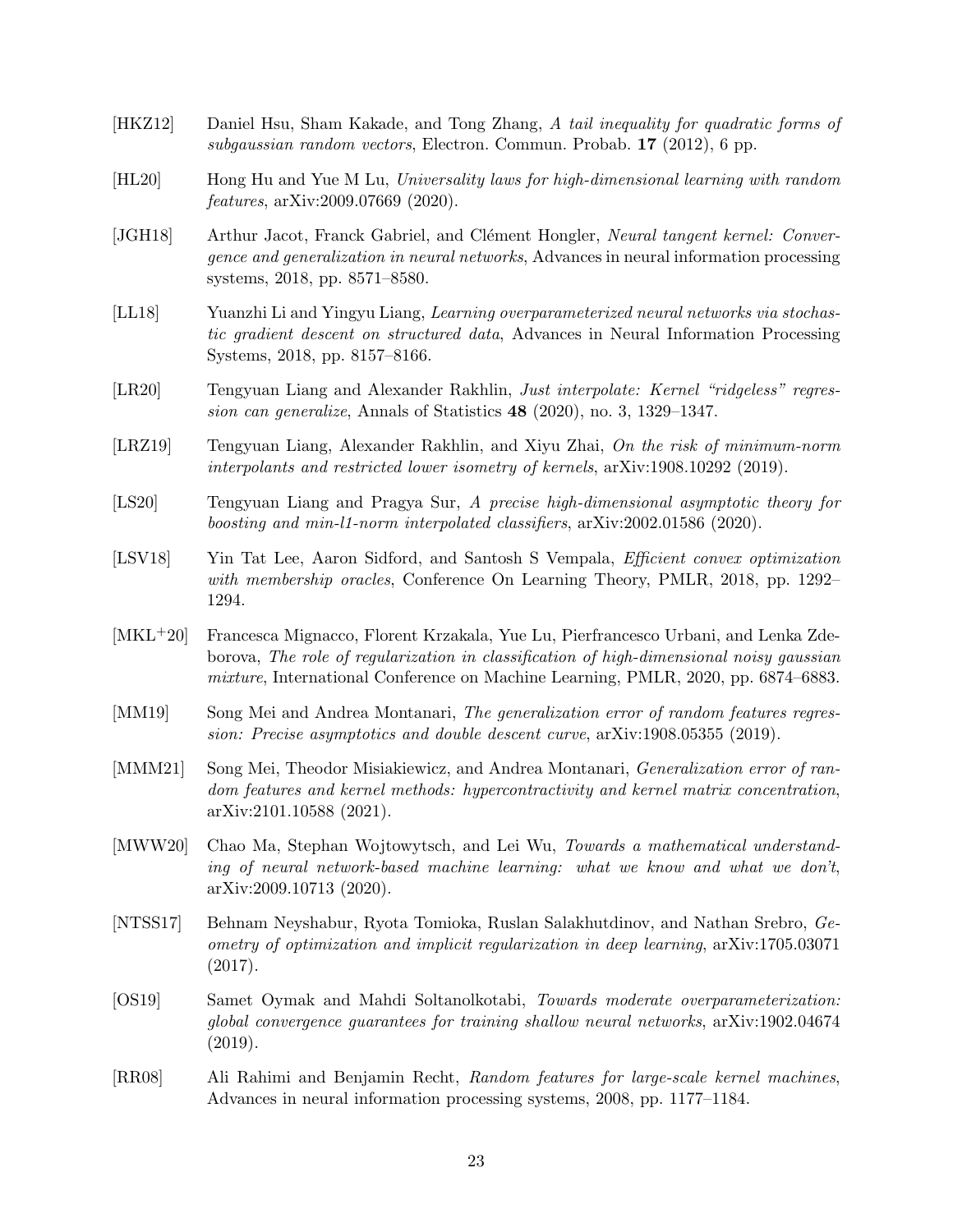[HKZ12] Daniel Hsu, Sham Kakade, and Tong Zhang, *A tail inequality for quadratic forms of subgaussian random vectors*, Electron. Commun. Probab. **17** (2012), 6 pp.

[HL20] Hong Hu and Yue M Lu, *Universality laws for high-dimensional learning with random features*, arXiv:2009.07669 (2020).

[JGH18] Arthur Jacot, Franck Gabriel, and Clément Hongler, *Neural tangent kernel: Convergence and generalization in neural networks*, Advances in neural information processing systems, 2018, pp. 8571–8580.

[LL18] Yuanzhi Li and Yingyu Liang, *Learning overparameterized neural networks via stochastic gradient descent on structured data*, Advances in Neural Information Processing Systems, 2018, pp. 8157–8166.

[LR20] Tengyuan Liang and Alexander Rakhlin, *Just interpolate: Kernel "ridgeless" regression can generalize*, Annals of Statistics **48** (2020), no. 3, 1329–1347.

[LRZ19] Tengyuan Liang, Alexander Rakhlin, and Xiyu Zhai, *On the risk of minimum-norm interpolants and restricted lower isometry of kernels*, arXiv:1908.10292 (2019).

[LS20] Tengyuan Liang and Pragya Sur, *A precise high-dimensional asymptotic theory for boosting and min-l1-norm interpolated classifiers*, arXiv:2002.01586 (2020).

[LSV18] Yin Tat Lee, Aaron Sidford, and Santosh S Vempala, *Efficient convex optimization with membership oracles*, Conference On Learning Theory, PMLR, 2018, pp. 1292–1294.

[MKL+20] Francesca Mignacco, Florent Krzakala, Yue Lu, Pierfrancesco Urbani, and Lenka Zdeborova, *The role of regularization in classification of high-dimensional noisy gaussian mixture*, International Conference on Machine Learning, PMLR, 2020, pp. 6874–6883.

[MM19] Song Mei and Andrea Montanari, *The generalization error of random features regression: Precise asymptotics and double descent curve*, arXiv:1908.05355 (2019).

[MMM21] Song Mei, Theodor Misiakiewicz, and Andrea Montanari, *Generalization error of random features and kernel methods: hypercontractivity and kernel matrix concentration*, arXiv:2101.10588 (2021).

[MWW20] Chao Ma, Stephan Wojtowytsch, and Lei Wu, *Towards a mathematical understanding of neural network-based machine learning: what we know and what we don't*, arXiv:2009.10713 (2020).

[NTSS17] Behnam Neyshabur, Ryota Tomioka, Ruslan Salakhutdinov, and Nathan Srebro, *Geometry of optimization and implicit regularization in deep learning*, arXiv:1705.03071 (2017).

[OS19] Samet Oymak and Mahdi Soltanolkotabi, *Towards moderate overparameterization: global convergence guarantees for training shallow neural networks*, arXiv:1902.04674 (2019).

[RR08] Ali Rahimi and Benjamin Recht, *Random features for large-scale kernel machines*, Advances in neural information processing systems, 2008, pp. 1177–1184.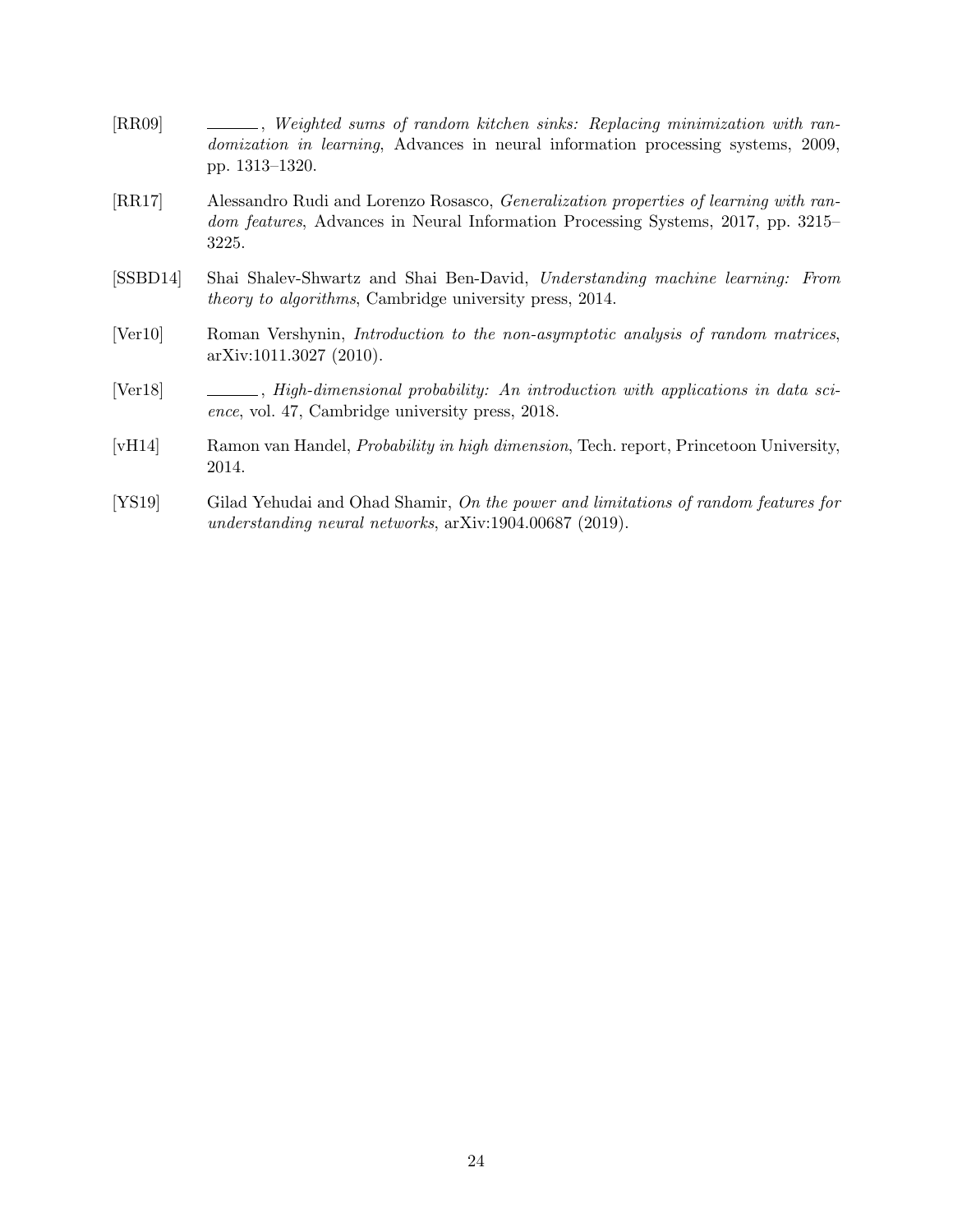[RR09] ______, *Weighted sums of random kitchen sinks: Replacing minimization with randomization in learning*, Advances in neural information processing systems, 2009, pp. 1313–1320.

[RR17] Alessandro Rudi and Lorenzo Rosasco, *Generalization properties of learning with random features*, Advances in Neural Information Processing Systems, 2017, pp. 3215–3225.

[SSBD14] Shai Shalev-Shwartz and Shai Ben-David, *Understanding machine learning: From theory to algorithms*, Cambridge university press, 2014.

[Ver10] Roman Vershynin, *Introduction to the non-asymptotic analysis of random matrices*, arXiv:1011.3027 (2010).

[Ver18] ______, *High-dimensional probability: An introduction with applications in data science*, vol. 47, Cambridge university press, 2018.

[vH14] Ramon van Handel, *Probability in high dimension*, Tech. report, Princetoon University, 2014.

[YS19] Gilad Yehudai and Ohad Shamir, *On the power and limitations of random features for understanding neural networks*, arXiv:1904.00687 (2019).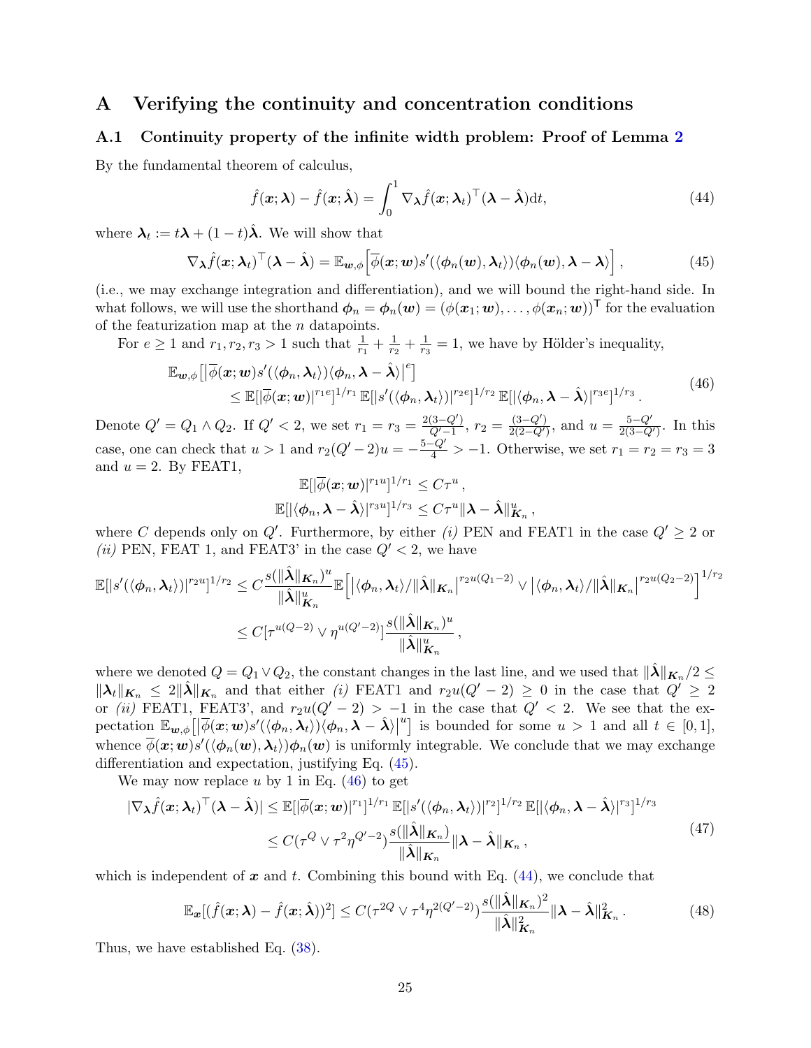# A Verifying the continuity and concentration conditions

## A.1 Continuity property of the infinite width problem: Proof of Lemma 2

By the fundamental theorem of calculus,

$$\hat{f}(\boldsymbol{x};\boldsymbol{\lambda}) - \hat{f}(\boldsymbol{x};\hat{\boldsymbol{\lambda}}) = \int_0^1 \nabla_{\boldsymbol{\lambda}} \hat{f}(\boldsymbol{x};\boldsymbol{\lambda}_t)^\top (\boldsymbol{\lambda} - \hat{\boldsymbol{\lambda}}) \mathrm{d}t, \tag{44}$$

where $\boldsymbol{\lambda}_t := t\boldsymbol{\lambda} + (1-t)\hat{\boldsymbol{\lambda}}$. We will show that

$$\nabla_{\boldsymbol{\lambda}} \hat{f}(\boldsymbol{x};\boldsymbol{\lambda}_t)^\top (\boldsymbol{\lambda} - \hat{\boldsymbol{\lambda}}) = \mathbb{E}_{\boldsymbol{w},\phi}\Big[\overline{\phi}(\boldsymbol{x};\boldsymbol{w}) s'(\langle \boldsymbol{\phi}_n(\boldsymbol{w}), \boldsymbol{\lambda}_t\rangle)\langle \boldsymbol{\phi}_n(\boldsymbol{w}), \boldsymbol{\lambda} - \boldsymbol{\lambda}\rangle\Big], \tag{45}$$

(i.e., we may exchange integration and differentiation), and we will bound the right-hand side. In what follows, we will use the shorthand $\boldsymbol{\phi}_n = \boldsymbol{\phi}_n(\boldsymbol{w}) = (\phi(\boldsymbol{x}_1;\boldsymbol{w}),\dots,\phi(\boldsymbol{x}_n;\boldsymbol{w}))^\mathsf{T}$ for the evaluation of the featurization map at the $n$ datapoints.

For $e \geq 1$ and $r_1, r_2, r_3 > 1$ such that $\frac{1}{r_1} + \frac{1}{r_2} + \frac{1}{r_3} = 1$, we have by Hölder's inequality,

$$\begin{aligned}
&\mathbb{E}_{\boldsymbol{w},\phi}\big[\big|\overline{\phi}(\boldsymbol{x};\boldsymbol{w}) s'(\langle \boldsymbol{\phi}_n, \boldsymbol{\lambda}_t\rangle)\langle \boldsymbol{\phi}_n, \boldsymbol{\lambda} - \hat{\boldsymbol{\lambda}}\rangle\big|^e\big] \\
&\qquad \leq \mathbb{E}[|\overline{\phi}(\boldsymbol{x};\boldsymbol{w})|^{r_1 e}]^{1/r_1}\, \mathbb{E}[|s'(\langle \boldsymbol{\phi}_n, \boldsymbol{\lambda}_t\rangle)|^{r_2 e}]^{1/r_2}\, \mathbb{E}[|\langle \boldsymbol{\phi}_n, \boldsymbol{\lambda} - \hat{\boldsymbol{\lambda}}\rangle|^{r_3 e}]^{1/r_3}\,.
\end{aligned} \tag{46}$$

Denote $Q' = Q_1 \wedge Q_2$. If $Q' < 2$, we set $r_1 = r_3 = \frac{2(3-Q')}{Q'-1}$, $r_2 = \frac{(3-Q')}{2(2-Q')}$, and $u = \frac{5-Q'}{2(3-Q')}$. In this case, one can check that $u > 1$ and $r_2(Q'-2)u = -\frac{5-Q'}{4} > -1$. Otherwise, we set $r_1 = r_2 = r_3 = 3$ and $u = 2$. By FEAT1,

$$\mathbb{E}[|\overline{\phi}(\boldsymbol{x};\boldsymbol{w})|^{r_1 u}]^{1/r_1} \leq C\tau^u\,,$$
$$\mathbb{E}[|\langle \boldsymbol{\phi}_n, \boldsymbol{\lambda} - \hat{\boldsymbol{\lambda}}\rangle|^{r_3 u}]^{1/r_3} \leq C\tau^u \|\boldsymbol{\lambda} - \hat{\boldsymbol{\lambda}}\|_{\boldsymbol{K}_n}^u\,,$$

where $C$ depends only on $Q'$. Furthermore, by either *(i)* PEN and FEAT1 in the case $Q' \geq 2$ or *(ii)* PEN, FEAT 1, and FEAT3' in the case $Q' < 2$, we have

$$\begin{aligned}
\mathbb{E}[|s'(\langle \boldsymbol{\phi}_n, \boldsymbol{\lambda}_t\rangle)|^{r_2 u}]^{1/r_2} &\leq C\frac{s(\|\hat{\boldsymbol{\lambda}}\|_{\boldsymbol{K}_n})^u}{\|\hat{\boldsymbol{\lambda}}\|_{\boldsymbol{K}_n}^u}\mathbb{E}\Big[\big|\langle \boldsymbol{\phi}_n, \boldsymbol{\lambda}_t\rangle/\|\hat{\boldsymbol{\lambda}}\|_{\boldsymbol{K}_n}\big|^{r_2 u(Q_1-2)} \vee \big|\langle \boldsymbol{\phi}_n, \boldsymbol{\lambda}_t\rangle/\|\hat{\boldsymbol{\lambda}}\|_{\boldsymbol{K}_n}\big|^{r_2 u(Q_2-2)}\Big]^{1/r_2} \\
&\leq C[\tau^{u(Q-2)} \vee \eta^{u(Q'-2)}]\frac{s(\|\hat{\boldsymbol{\lambda}}\|_{\boldsymbol{K}_n})^u}{\|\hat{\boldsymbol{\lambda}}\|_{\boldsymbol{K}_n}^u}\,,
\end{aligned}$$

where we denoted $Q = Q_1 \vee Q_2$, the constant changes in the last line, and we used that $\|\hat{\boldsymbol{\lambda}}\|_{\boldsymbol{K}_n}/2 \leq \|\boldsymbol{\lambda}_t\|_{\boldsymbol{K}_n} \leq 2\|\hat{\boldsymbol{\lambda}}\|_{\boldsymbol{K}_n}$ and that either *(i)* FEAT1 and $r_2 u(Q'-2) \geq 0$ in the case that $Q' \geq 2$ or *(ii)* FEAT1, FEAT3', and $r_2 u(Q'-2) > -1$ in the case that $Q' < 2$. We see that the expectation $\mathbb{E}_{\boldsymbol{w},\phi}\big[\big|\overline{\phi}(\boldsymbol{x};\boldsymbol{w}) s'(\langle \boldsymbol{\phi}_n, \boldsymbol{\lambda}_t\rangle)\langle \boldsymbol{\phi}_n, \boldsymbol{\lambda} - \hat{\boldsymbol{\lambda}}\rangle\big|^u\big]$ is bounded for some $u > 1$ and all $t \in [0,1]$, whence $\overline{\phi}(\boldsymbol{x};\boldsymbol{w}) s'(\langle \boldsymbol{\phi}_n(\boldsymbol{w}), \boldsymbol{\lambda}_t\rangle)\boldsymbol{\phi}_n(\boldsymbol{w})$ is uniformly integrable. We conclude that we may exchange differentiation and expectation, justifying Eq. (45).

We may now replace $u$ by 1 in Eq. (46) to get

$$\begin{aligned}
|\nabla_{\boldsymbol{\lambda}} \hat{f}(\boldsymbol{x};\boldsymbol{\lambda}_t)^\top (\boldsymbol{\lambda} - \hat{\boldsymbol{\lambda}})| &\leq \mathbb{E}[|\overline{\phi}(\boldsymbol{x};\boldsymbol{w})|^{r_1}]^{1/r_1}\, \mathbb{E}[|s'(\langle \boldsymbol{\phi}_n, \boldsymbol{\lambda}_t\rangle)|^{r_2}]^{1/r_2}\, \mathbb{E}[|\langle \boldsymbol{\phi}_n, \boldsymbol{\lambda} - \hat{\boldsymbol{\lambda}}\rangle|^{r_3}]^{1/r_3} \\
&\leq C(\tau^Q \vee \tau^2 \eta^{Q'-2})\frac{s(\|\hat{\boldsymbol{\lambda}}\|_{\boldsymbol{K}_n})}{\|\hat{\boldsymbol{\lambda}}\|_{\boldsymbol{K}_n}}\|\boldsymbol{\lambda} - \hat{\boldsymbol{\lambda}}\|_{\boldsymbol{K}_n}\,,
\end{aligned} \tag{47}$$

which is independent of $\boldsymbol{x}$ and $t$. Combining this bound with Eq. (44), we conclude that

$$\mathbb{E}_{\boldsymbol{x}}[(\hat{f}(\boldsymbol{x};\boldsymbol{\lambda}) - \hat{f}(\boldsymbol{x};\hat{\boldsymbol{\lambda}}))^2] \leq C(\tau^{2Q} \vee \tau^4 \eta^{2(Q'-2)})\frac{s(\|\hat{\boldsymbol{\lambda}}\|_{\boldsymbol{K}_n})^2}{\|\hat{\boldsymbol{\lambda}}\|_{\boldsymbol{K}_n}^2}\|\boldsymbol{\lambda} - \hat{\boldsymbol{\lambda}}\|_{\boldsymbol{K}_n}^2\,. \tag{48}$$

Thus, we have established Eq. (38).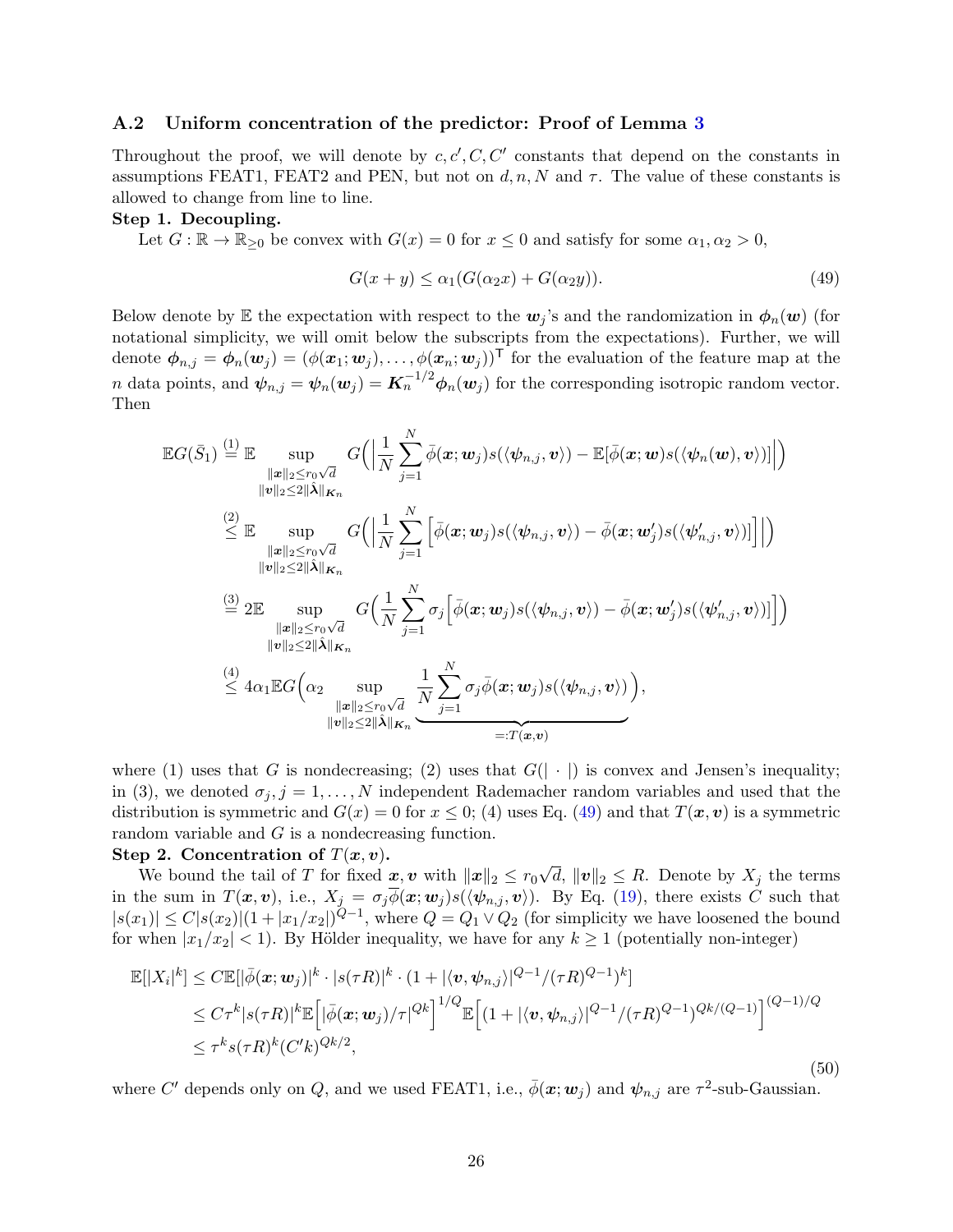### A.2 Uniform concentration of the predictor: Proof of Lemma 3

Throughout the proof, we will denote by $c, c', C, C'$ constants that depend on the constants in assumptions FEAT1, FEAT2 and PEN, but not on $d, n, N$ and $\tau$. The value of these constants is allowed to change from line to line.

**Step 1. Decoupling.**

Let $G : \mathbb{R} \to \mathbb{R}_{\geq 0}$ be convex with $G(x) = 0$ for $x \leq 0$ and satisfy for some $\alpha_1, \alpha_2 > 0$,

$$G(x + y) \leq \alpha_1 (G(\alpha_2 x) + G(\alpha_2 y)). \tag{49}$$

Below denote by $\mathbb{E}$ the expectation with respect to the $\boldsymbol{w}_j$'s and the randomization in $\boldsymbol{\phi}_n(\boldsymbol{w})$ (for notational simplicity, we will omit below the subscripts from the expectations). Further, we will denote $\boldsymbol{\phi}_{n,j} = \boldsymbol{\phi}_n(\boldsymbol{w}_j) = (\phi(\boldsymbol{x}_1; \boldsymbol{w}_j), \ldots, \phi(\boldsymbol{x}_n; \boldsymbol{w}_j))^{\mathsf{T}}$ for the evaluation of the feature map at the $n$ data points, and $\boldsymbol{\psi}_{n,j} = \boldsymbol{\psi}_n(\boldsymbol{w}_j) = \boldsymbol{K}_n^{-1/2} \boldsymbol{\phi}_n(\boldsymbol{w}_j)$ for the corresponding isotropic random vector. Then

$$
\begin{aligned}
\mathbb{E} G(\bar{S}_1) &\overset{(1)}{=} \mathbb{E} \sup_{\substack{\|\boldsymbol{x}\|_2 \leq r_0\sqrt{d} \\ \|\boldsymbol{v}\|_2 \leq 2\|\hat{\boldsymbol{\lambda}}\|_{\boldsymbol{K}_n}}} G\Big( \Big| \frac{1}{N} \sum_{j=1}^N \bar{\phi}(\boldsymbol{x}; \boldsymbol{w}_j) s(\langle \boldsymbol{\psi}_{n,j}, \boldsymbol{v} \rangle) - \mathbb{E}[\bar{\phi}(\boldsymbol{x}; \boldsymbol{w}) s(\langle \boldsymbol{\psi}_n(\boldsymbol{w}), \boldsymbol{v} \rangle)] \Big| \Big) \\
&\overset{(2)}{\leq} \mathbb{E} \sup_{\substack{\|\boldsymbol{x}\|_2 \leq r_0\sqrt{d} \\ \|\boldsymbol{v}\|_2 \leq 2\|\hat{\boldsymbol{\lambda}}\|_{\boldsymbol{K}_n}}} G\Big( \Big| \frac{1}{N} \sum_{j=1}^N \Big[ \bar{\phi}(\boldsymbol{x}; \boldsymbol{w}_j) s(\langle \boldsymbol{\psi}_{n,j}, \boldsymbol{v} \rangle) - \bar{\phi}(\boldsymbol{x}; \boldsymbol{w}'_j) s(\langle \boldsymbol{\psi}'_{n,j}, \boldsymbol{v} \rangle) \Big] \Big| \Big) \\
&\overset{(3)}{=} 2\mathbb{E} \sup_{\substack{\|\boldsymbol{x}\|_2 \leq r_0\sqrt{d} \\ \|\boldsymbol{v}\|_2 \leq 2\|\hat{\boldsymbol{\lambda}}\|_{\boldsymbol{K}_n}}} G\Big( \frac{1}{N} \sum_{j=1}^N \sigma_j \Big[ \bar{\phi}(\boldsymbol{x}; \boldsymbol{w}_j) s(\langle \boldsymbol{\psi}_{n,j}, \boldsymbol{v} \rangle) - \bar{\phi}(\boldsymbol{x}; \boldsymbol{w}'_j) s(\langle \boldsymbol{\psi}'_{n,j}, \boldsymbol{v} \rangle) \Big] \Big) \\
&\overset{(4)}{\leq} 4\alpha_1 \mathbb{E} G\Big( \alpha_2 \sup_{\substack{\|\boldsymbol{x}\|_2 \leq r_0\sqrt{d} \\ \|\boldsymbol{v}\|_2 \leq 2\|\hat{\boldsymbol{\lambda}}\|_{\boldsymbol{K}_n}}} \underbrace{\frac{1}{N} \sum_{j=1}^N \sigma_j \bar{\phi}(\boldsymbol{x}; \boldsymbol{w}_j) s(\langle \boldsymbol{\psi}_{n,j}, \boldsymbol{v} \rangle)}_{=: T(\boldsymbol{x}, \boldsymbol{v})} \Big),
\end{aligned}
$$

where (1) uses that $G$ is nondecreasing; (2) uses that $G(|\cdot|)$ is convex and Jensen's inequality; in (3), we denoted $\sigma_j, j = 1, \ldots, N$ independent Rademacher random variables and used that the distribution is symmetric and $G(x) = 0$ for $x \leq 0$; (4) uses Eq. (49) and that $T(\boldsymbol{x}, \boldsymbol{v})$ is a symmetric random variable and $G$ is a nondecreasing function.

**Step 2. Concentration of $T(\boldsymbol{x}, \boldsymbol{v})$.**

We bound the tail of $T$ for fixed $\boldsymbol{x}, \boldsymbol{v}$ with $\|\boldsymbol{x}\|_2 \leq r_0\sqrt{d}$, $\|\boldsymbol{v}\|_2 \leq R$. Denote by $X_j$ the terms in the sum in $T(\boldsymbol{x}, \boldsymbol{v})$, i.e., $X_j = \sigma_j \bar{\phi}(\boldsymbol{x}; \boldsymbol{w}_j) s(\langle \boldsymbol{\psi}_{n,j}, \boldsymbol{v} \rangle)$. By Eq. (19), there exists $C$ such that $|s(x_1)| \leq C|s(x_2)|(1 + |x_1/x_2|)^{Q-1}$, where $Q = Q_1 \vee Q_2$ (for simplicity we have loosened the bound for when $|x_1/x_2| < 1$). By Hölder inequality, we have for any $k \geq 1$ (potentially non-integer)

$$
\begin{aligned}
\mathbb{E}[|X_i|^k] &\leq C\mathbb{E}[|\bar{\phi}(\boldsymbol{x}; \boldsymbol{w}_j)|^k \cdot |s(\tau R)|^k \cdot (1 + |\langle \boldsymbol{v}, \boldsymbol{\psi}_{n,j} \rangle|^{Q-1}/(\tau R)^{Q-1})^k] \\
&\leq C\tau^k |s(\tau R)|^k \mathbb{E}\Big[ |\bar{\phi}(\boldsymbol{x}; \boldsymbol{w}_j)/\tau|^{Qk} \Big]^{1/Q} \mathbb{E}\Big[ (1 + |\langle \boldsymbol{v}, \boldsymbol{\psi}_{n,j} \rangle|^{Q-1}/(\tau R)^{Q-1})^{Qk/(Q-1)} \Big]^{(Q-1)/Q} \\
&\leq \tau^k s(\tau R)^k (C'k)^{Qk/2},
\end{aligned}
\tag{50}
$$

where $C'$ depends only on $Q$, and we used FEAT1, i.e., $\bar{\phi}(\boldsymbol{x}; \boldsymbol{w}_j)$ and $\boldsymbol{\psi}_{n,j}$ are $\tau^2$-sub-Gaussian.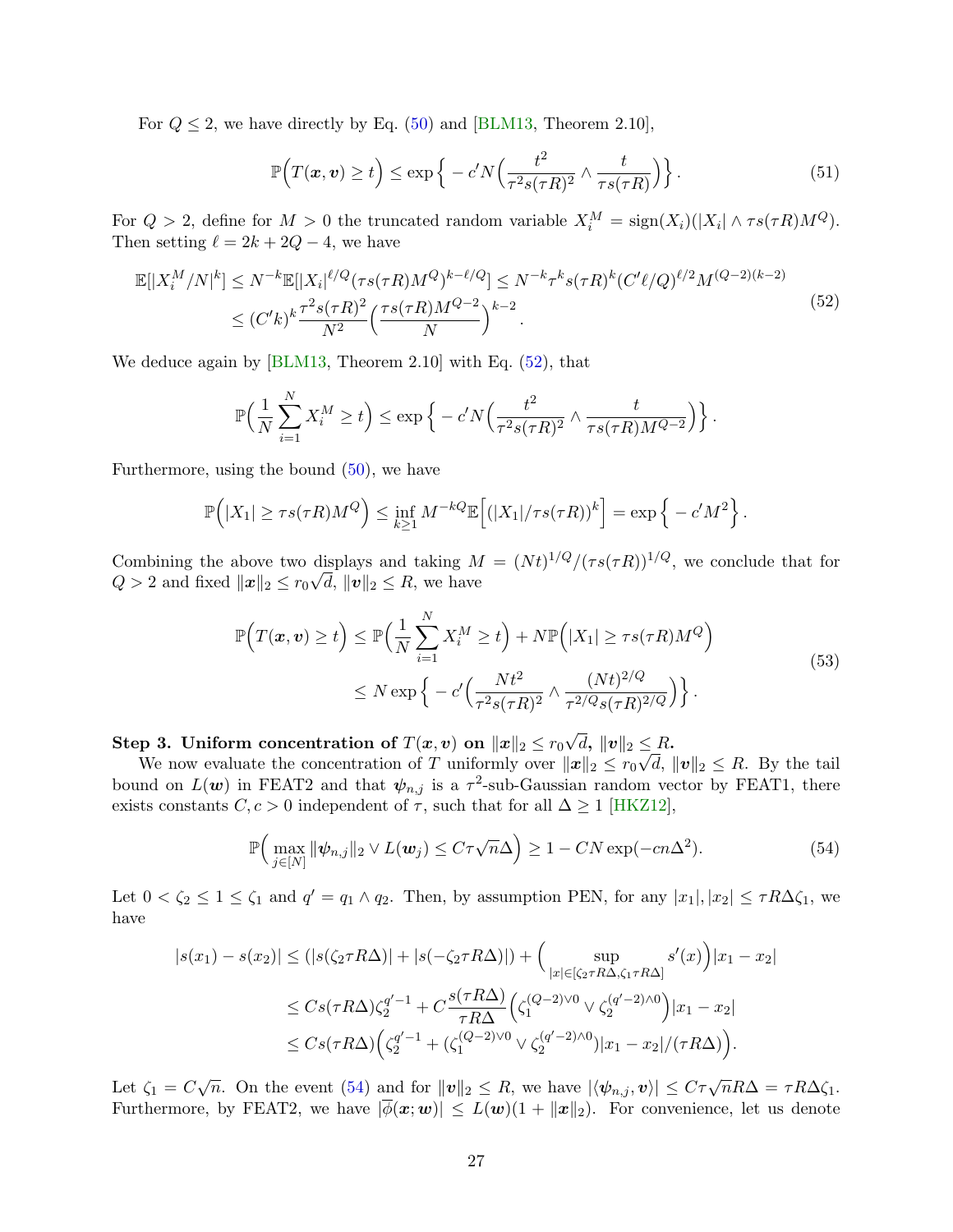For $Q \le 2$, we have directly by Eq. (50) and [BLM13, Theorem 2.10],

$$\mathbb{P}\Big(T(\boldsymbol{x}, \boldsymbol{v}) \ge t\Big) \le \exp\Big\{ -c'N\Big(\frac{t^2}{\tau^2 s(\tau R)^2} \wedge \frac{t}{\tau s(\tau R)}\Big)\Big\}. \tag{51}$$

For $Q > 2$, define for $M > 0$ the truncated random variable $X_i^M = \mathrm{sign}(X_i)(|X_i| \wedge \tau s(\tau R) M^Q)$. Then setting $\ell = 2k + 2Q - 4$, we have

$$\begin{aligned}\mathbb{E}[|X_i^M/N|^k] &\le N^{-k}\mathbb{E}[|X_i|^{\ell/Q}(\tau s(\tau R)M^Q)^{k-\ell/Q}] \le N^{-k}\tau^k s(\tau R)^k (C'\ell/Q)^{\ell/2} M^{(Q-2)(k-2)} \\ &\le (C'k)^k \frac{\tau^2 s(\tau R)^2}{N^2}\Big(\frac{\tau s(\tau R) M^{Q-2}}{N}\Big)^{k-2}.\end{aligned} \tag{52}$$

We deduce again by [BLM13, Theorem 2.10] with Eq. (52), that

$$\mathbb{P}\Big(\frac{1}{N}\sum_{i=1}^N X_i^M \ge t\Big) \le \exp\Big\{ -c'N\Big(\frac{t^2}{\tau^2 s(\tau R)^2} \wedge \frac{t}{\tau s(\tau R) M^{Q-2}}\Big)\Big\}.$$

Furthermore, using the bound (50), we have

$$\mathbb{P}\Big(|X_1| \ge \tau s(\tau R) M^Q\Big) \le \inf_{k \ge 1} M^{-kQ}\mathbb{E}\Big[(|X_1|/\tau s(\tau R))^k\Big] = \exp\Big\{ -c'M^2\Big\}.$$

Combining the above two displays and taking $M = (Nt)^{1/Q}/(\tau s(\tau R))^{1/Q}$, we conclude that for $Q > 2$ and fixed $\|\boldsymbol{x}\|_2 \le r_0\sqrt{d}$, $\|\boldsymbol{v}\|_2 \le R$, we have

$$\begin{aligned}\mathbb{P}\Big(T(\boldsymbol{x}, \boldsymbol{v}) \ge t\Big) &\le \mathbb{P}\Big(\frac{1}{N}\sum_{i=1}^N X_i^M \ge t\Big) + N\mathbb{P}\Big(|X_1| \ge \tau s(\tau R) M^Q\Big) \\ &\le N\exp\Big\{ -c'\Big(\frac{Nt^2}{\tau^2 s(\tau R)^2} \wedge \frac{(Nt)^{2/Q}}{\tau^{2/Q} s(\tau R)^{2/Q}}\Big)\Big\}.\end{aligned} \tag{53}$$

**Step 3. Uniform concentration of $T(\boldsymbol{x}, \boldsymbol{v})$ on $\|\boldsymbol{x}\|_2 \le r_0\sqrt{d}$, $\|\boldsymbol{v}\|_2 \le R$.**
We now evaluate the concentration of $T$ uniformly over $\|\boldsymbol{x}\|_2 \le r_0\sqrt{d}$, $\|\boldsymbol{v}\|_2 \le R$. By the tail bound on $L(\boldsymbol{w})$ in FEAT2 and that $\boldsymbol{\psi}_{n,j}$ is a $\tau^2$-sub-Gaussian random vector by FEAT1, there exists constants $C, c > 0$ independent of $\tau$, such that for all $\Delta \ge 1$ [HKZ12],

$$\mathbb{P}\Big(\max_{j \in [N]} \|\boldsymbol{\psi}_{n,j}\|_2 \vee L(\boldsymbol{w}_j) \le C\tau\sqrt{n}\Delta\Big) \ge 1 - CN\exp(-cn\Delta^2). \tag{54}$$

Let $0 < \zeta_2 \le 1 \le \zeta_1$ and $q' = q_1 \wedge q_2$. Then, by assumption PEN, for any $|x_1|, |x_2| \le \tau R\Delta\zeta_1$, we have

$$\begin{aligned}|s(x_1) - s(x_2)| &\le (|s(\zeta_2\tau R\Delta)| + |s(-\zeta_2\tau R\Delta)|) + \Big(\sup_{|x| \in [\zeta_2\tau R\Delta, \zeta_1\tau R\Delta]} s'(x)\Big)|x_1 - x_2| \\ &\le Cs(\tau R\Delta)\zeta_2^{q'-1} + C\frac{s(\tau R\Delta)}{\tau R\Delta}\Big(\zeta_1^{(Q-2)\vee 0} \vee \zeta_2^{(q'-2)\wedge 0}\Big)|x_1 - x_2| \\ &\le Cs(\tau R\Delta)\Big(\zeta_2^{q'-1} + (\zeta_1^{(Q-2)\vee 0} \vee \zeta_2^{(q'-2)\wedge 0})|x_1 - x_2|/(\tau R\Delta)\Big).\end{aligned}$$

Let $\zeta_1 = C\sqrt{n}$. On the event (54) and for $\|\boldsymbol{v}\|_2 \le R$, we have $|\langle \boldsymbol{\psi}_{n,j}, \boldsymbol{v}\rangle| \le C\tau\sqrt{n}R\Delta = \tau R\Delta\zeta_1$. Furthermore, by FEAT2, we have $|\overline{\phi}(\boldsymbol{x}; \boldsymbol{w})| \le L(\boldsymbol{w})(1 + \|\boldsymbol{x}\|_2)$. For convenience, let us denote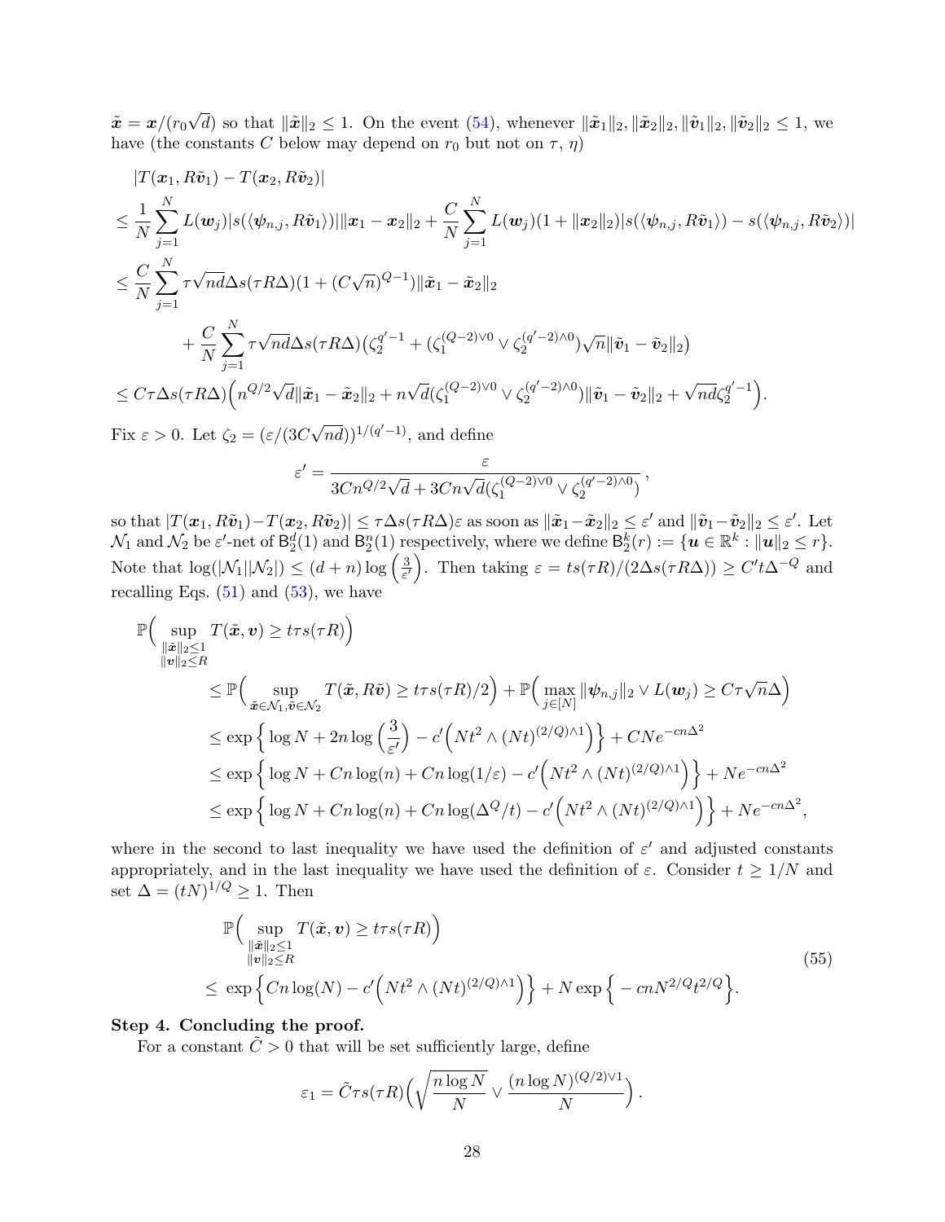$\tilde{\boldsymbol{x}} = \boldsymbol{x}/(r_0\sqrt{d})$ so that $\|\tilde{\boldsymbol{x}}\|_2 \le 1$. On the event (54), whenever $\|\tilde{\boldsymbol{x}}_1\|_2, \|\tilde{\boldsymbol{x}}_2\|_2, \|\tilde{\boldsymbol{v}}_1\|_2, \|\tilde{\boldsymbol{v}}_2\|_2 \le 1$, we have (the constants $C$ below may depend on $r_0$ but not on $\tau$, $\eta$)

$$
\begin{aligned}
&|T(\boldsymbol{x}_1, R\tilde{\boldsymbol{v}}_1) - T(\boldsymbol{x}_2, R\tilde{\boldsymbol{v}}_2)| \\
&\le \frac{1}{N}\sum_{j=1}^N L(\boldsymbol{w}_j)|s(\langle \boldsymbol{\psi}_{n,j}, R\tilde{\boldsymbol{v}}_1\rangle)|\|\boldsymbol{x}_1 - \boldsymbol{x}_2\|_2 + \frac{C}{N}\sum_{j=1}^N L(\boldsymbol{w}_j)(1+\|\boldsymbol{x}_2\|_2)|s(\langle \boldsymbol{\psi}_{n,j}, R\tilde{\boldsymbol{v}}_1\rangle) - s(\langle \boldsymbol{\psi}_{n,j}, R\tilde{\boldsymbol{v}}_2\rangle)| \\
&\le \frac{C}{N}\sum_{j=1}^N \tau\sqrt{nd}\Delta s(\tau R\Delta)(1 + (C\sqrt{n})^{Q-1})\|\tilde{\boldsymbol{x}}_1 - \tilde{\boldsymbol{x}}_2\|_2 \\
&\qquad + \frac{C}{N}\sum_{j=1}^N \tau\sqrt{nd}\Delta s(\tau R\Delta)\big(\zeta_2^{q'-1} + (\zeta_1^{(Q-2)\vee 0} \vee \zeta_2^{(q'-2)\wedge 0})\sqrt{n}\|\tilde{\boldsymbol{v}}_1 - \tilde{\boldsymbol{v}}_2\|_2\big) \\
&\le C\tau\Delta s(\tau R\Delta)\Big(n^{Q/2}\sqrt{d}\|\tilde{\boldsymbol{x}}_1 - \tilde{\boldsymbol{x}}_2\|_2 + n\sqrt{d}(\zeta_1^{(Q-2)\vee 0} \vee \zeta_2^{(q'-2)\wedge 0})\|\tilde{\boldsymbol{v}}_1 - \tilde{\boldsymbol{v}}_2\|_2 + \sqrt{nd}\zeta_2^{q'-1}\Big).
\end{aligned}
$$

Fix $\varepsilon > 0$. Let $\zeta_2 = (\varepsilon/(3C\sqrt{nd}))^{1/(q'-1)}$, and define

$$
\varepsilon' = \frac{\varepsilon}{3Cn^{Q/2}\sqrt{d} + 3Cn\sqrt{d}(\zeta_1^{(Q-2)\vee 0} \vee \zeta_2^{(q'-2)\wedge 0})},
$$

so that $|T(\boldsymbol{x}_1, R\tilde{\boldsymbol{v}}_1) - T(\boldsymbol{x}_2, R\tilde{\boldsymbol{v}}_2)| \le \tau\Delta s(\tau R\Delta)\varepsilon$ as soon as $\|\tilde{\boldsymbol{x}}_1 - \tilde{\boldsymbol{x}}_2\|_2 \le \varepsilon'$ and $\|\tilde{\boldsymbol{v}}_1 - \tilde{\boldsymbol{v}}_2\|_2 \le \varepsilon'$. Let $\mathcal{N}_1$ and $\mathcal{N}_2$ be $\varepsilon'$-net of $\mathsf{B}_2^d(1)$ and $\mathsf{B}_2^n(1)$ respectively, where we define $\mathsf{B}_2^k(r) := \{\boldsymbol{u} \in \mathbb{R}^k : \|\boldsymbol{u}\|_2 \le r\}$. Note that $\log(|\mathcal{N}_1||\mathcal{N}_2|) \le (d+n)\log\left(\frac{3}{\varepsilon'}\right)$. Then taking $\varepsilon = ts(\tau R)/(2\Delta s(\tau R\Delta)) \ge C' t\Delta^{-Q}$ and recalling Eqs. (51) and (53), we have

$$
\begin{aligned}
&\mathbb{P}\Big(\sup_{\substack{\|\tilde{\boldsymbol{x}}\|_2 \le 1 \\ \|\boldsymbol{v}\|_2 \le R}} T(\tilde{\boldsymbol{x}}, \boldsymbol{v}) \ge t\tau s(\tau R)\Big) \\
&\qquad \le \mathbb{P}\Big(\sup_{\tilde{\boldsymbol{x}} \in \mathcal{N}_1, \tilde{\boldsymbol{v}} \in \mathcal{N}_2} T(\tilde{\boldsymbol{x}}, R\tilde{\boldsymbol{v}}) \ge t\tau s(\tau R)/2\Big) + \mathbb{P}\Big(\max_{j \in [N]} \|\boldsymbol{\psi}_{n,j}\|_2 \vee L(\boldsymbol{w}_j) \ge C\tau\sqrt{n}\Delta\Big) \\
&\qquad \le \exp\Big\{\log N + 2n\log\Big(\frac{3}{\varepsilon'}\Big) - c'\Big(Nt^2 \wedge (Nt)^{(2/Q)\wedge 1}\Big)\Big\} + CNe^{-cn\Delta^2} \\
&\qquad \le \exp\Big\{\log N + Cn\log(n) + Cn\log(1/\varepsilon) - c'\Big(Nt^2 \wedge (Nt)^{(2/Q)\wedge 1}\Big)\Big\} + Ne^{-cn\Delta^2} \\
&\qquad \le \exp\Big\{\log N + Cn\log(n) + Cn\log(\Delta^Q/t) - c'\Big(Nt^2 \wedge (Nt)^{(2/Q)\wedge 1}\Big)\Big\} + Ne^{-cn\Delta^2},
\end{aligned}
$$

where in the second to last inequality we have used the definition of $\varepsilon'$ and adjusted constants appropriately, and in the last inequality we have used the definition of $\varepsilon$. Consider $t \ge 1/N$ and set $\Delta = (tN)^{1/Q} \ge 1$. Then

$$
\begin{aligned}
&\mathbb{P}\Big(\sup_{\substack{\|\tilde{\boldsymbol{x}}\|_2 \le 1 \\ \|\boldsymbol{v}\|_2 \le R}} T(\tilde{\boldsymbol{x}}, \boldsymbol{v}) \ge t\tau s(\tau R)\Big) \\
&\le \exp\Big\{Cn\log(N) - c'\Big(Nt^2 \wedge (Nt)^{(2/Q)\wedge 1}\Big)\Big\} + N\exp\Big\{-cnN^{2/Q}t^{2/Q}\Big\}.
\end{aligned}
\tag{55}
$$

**Step 4. Concluding the proof.**

For a constant $\tilde{C} > 0$ that will be set sufficiently large, define

$$
\varepsilon_1 = \tilde{C}\tau s(\tau R)\Big(\sqrt{\frac{n\log N}{N}} \vee \frac{(n\log N)^{(Q/2)\vee 1}}{N}\Big).
$$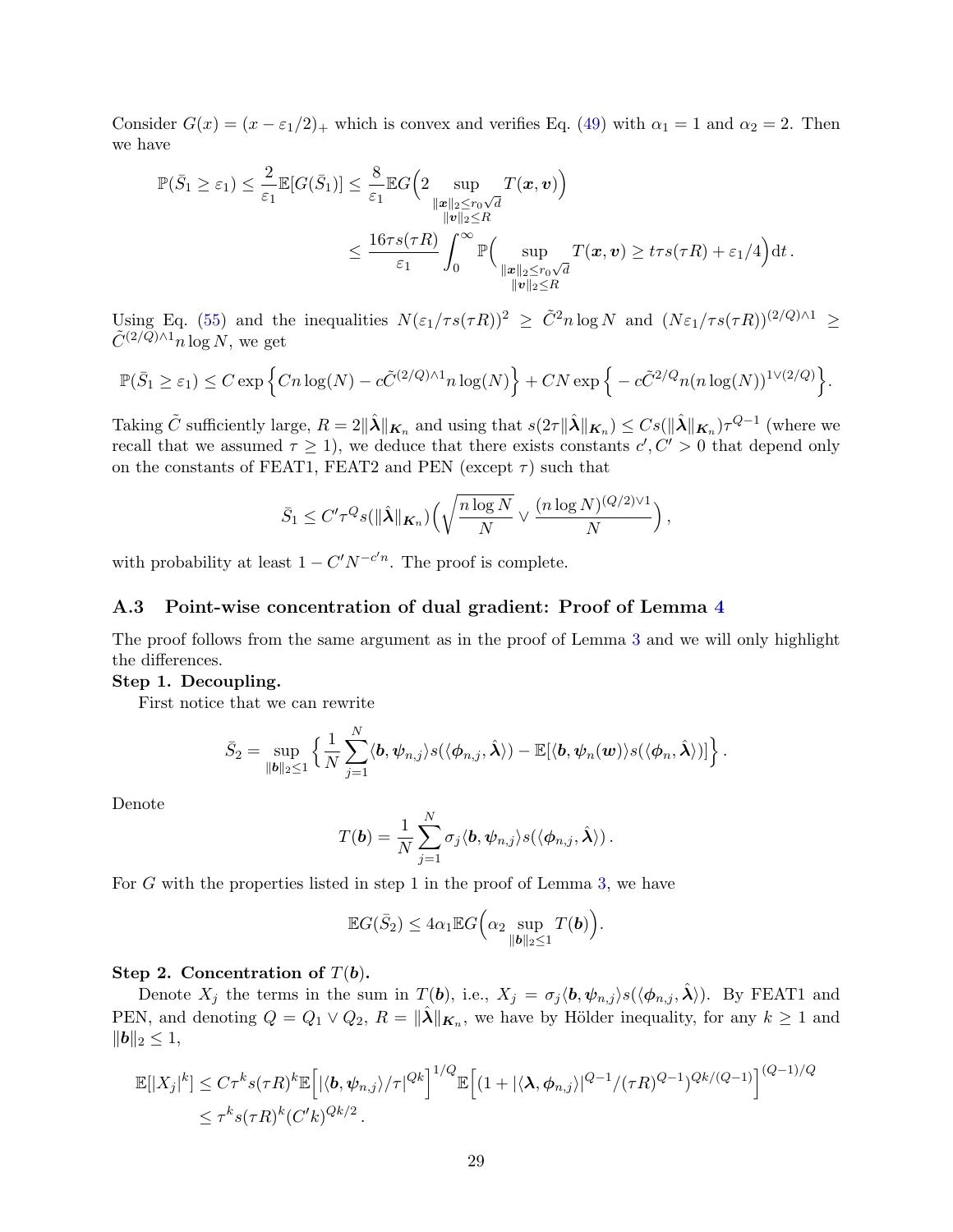Consider $G(x) = (x - \varepsilon_1/2)_+$ which is convex and verifies Eq. (49) with $\alpha_1 = 1$ and $\alpha_2 = 2$. Then we have

$$
\begin{aligned}
\mathbb{P}(\bar{S}_1 \geq \varepsilon_1) \leq \frac{2}{\varepsilon_1}\mathbb{E}[G(\bar{S}_1)] &\leq \frac{8}{\varepsilon_1}\mathbb{E}G\Big(2 \sup_{\substack{\|\boldsymbol{x}\|_2 \leq r_0\sqrt{d} \\ \|\boldsymbol{v}\|_2 \leq R}} T(\boldsymbol{x}, \boldsymbol{v})\Big) \\
&\leq \frac{16\tau s(\tau R)}{\varepsilon_1}\int_0^\infty \mathbb{P}\Big(\sup_{\substack{\|\boldsymbol{x}\|_2 \leq r_0\sqrt{d} \\ \|\boldsymbol{v}\|_2 \leq R}} T(\boldsymbol{x}, \boldsymbol{v}) \geq t\tau s(\tau R) + \varepsilon_1/4\Big)\mathrm{d}t\,.
\end{aligned}
$$

Using Eq. (55) and the inequalities $N(\varepsilon_1/\tau s(\tau R))^2 \geq \tilde{C}^2 n \log N$ and $(N\varepsilon_1/\tau s(\tau R))^{(2/Q)\wedge 1} \geq \tilde{C}^{(2/Q)\wedge 1} n \log N$, we get

$$
\mathbb{P}(\bar{S}_1 \geq \varepsilon_1) \leq C\exp\Big\{Cn\log(N) - c\tilde{C}^{(2/Q)\wedge 1}n\log(N)\Big\} + CN\exp\Big\{-c\tilde{C}^{2/Q}n(n\log(N))^{1\vee(2/Q)}\Big\}.
$$

Taking $\tilde{C}$ sufficiently large, $R = 2\|\hat{\boldsymbol{\lambda}}\|_{\boldsymbol{K}_n}$ and using that $s(2\tau\|\hat{\boldsymbol{\lambda}}\|_{\boldsymbol{K}_n}) \leq Cs(\|\hat{\boldsymbol{\lambda}}\|_{\boldsymbol{K}_n})\tau^{Q-1}$ (where we recall that we assumed $\tau \geq 1$), we deduce that there exists constants $c', C' > 0$ that depend only on the constants of FEAT1, FEAT2 and PEN (except $\tau$) such that

$$
\bar{S}_1 \leq C'\tau^Q s(\|\hat{\boldsymbol{\lambda}}\|_{\boldsymbol{K}_n})\Big(\sqrt{\frac{n\log N}{N}} \vee \frac{(n\log N)^{(Q/2)\vee 1}}{N}\Big)\,,
$$

with probability at least $1 - C'N^{-c'n}$. The proof is complete.

### A.3 Point-wise concentration of dual gradient: Proof of Lemma 4

The proof follows from the same argument as in the proof of Lemma 3 and we will only highlight the differences.

**Step 1. Decoupling.**

First notice that we can rewrite

$$
\bar{S}_2 = \sup_{\|\boldsymbol{b}\|_2 \leq 1}\Big\{\frac{1}{N}\sum_{j=1}^N \langle \boldsymbol{b}, \boldsymbol{\psi}_{n,j}\rangle s(\langle \boldsymbol{\phi}_{n,j}, \hat{\boldsymbol{\lambda}}\rangle) - \mathbb{E}[\langle \boldsymbol{b}, \boldsymbol{\psi}_n(\boldsymbol{w})\rangle s(\langle \boldsymbol{\phi}_n, \hat{\boldsymbol{\lambda}}\rangle)]\Big\}\,.
$$

Denote

$$
T(\boldsymbol{b}) = \frac{1}{N}\sum_{j=1}^N \sigma_j \langle \boldsymbol{b}, \boldsymbol{\psi}_{n,j}\rangle s(\langle \boldsymbol{\phi}_{n,j}, \hat{\boldsymbol{\lambda}}\rangle)\,.
$$

For $G$ with the properties listed in step 1 in the proof of Lemma 3, we have

$$
\mathbb{E}G(\bar{S}_2) \leq 4\alpha_1\mathbb{E}G\Big(\alpha_2 \sup_{\|\boldsymbol{b}\|_2 \leq 1} T(\boldsymbol{b})\Big).
$$

**Step 2. Concentration of $T(\boldsymbol{b})$.**

Denote $X_j$ the terms in the sum in $T(\boldsymbol{b})$, i.e., $X_j = \sigma_j\langle \boldsymbol{b}, \boldsymbol{\psi}_{n,j}\rangle s(\langle \boldsymbol{\phi}_{n,j}, \hat{\boldsymbol{\lambda}}\rangle)$. By FEAT1 and PEN, and denoting $Q = Q_1 \vee Q_2$, $R = \|\hat{\boldsymbol{\lambda}}\|_{\boldsymbol{K}_n}$, we have by Hölder inequality, for any $k \geq 1$ and $\|\boldsymbol{b}\|_2 \leq 1$,

$$
\begin{aligned}
\mathbb{E}[|X_j|^k] &\leq C\tau^k s(\tau R)^k \mathbb{E}\Big[|\langle \boldsymbol{b}, \boldsymbol{\psi}_{n,j}\rangle/\tau|^{Qk}\Big]^{1/Q}\mathbb{E}\Big[(1 + |\langle \boldsymbol{\lambda}, \boldsymbol{\phi}_{n,j}\rangle|^{Q-1}/(\tau R)^{Q-1})^{Qk/(Q-1)}\Big]^{(Q-1)/Q} \\
&\leq \tau^k s(\tau R)^k (C'k)^{Qk/2}\,.
\end{aligned}
$$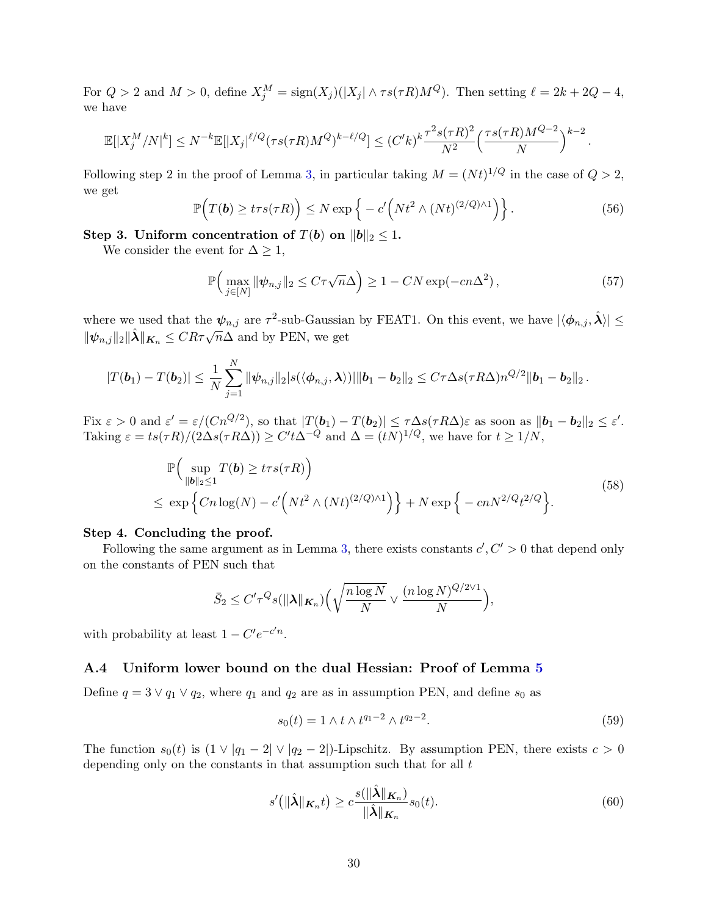For $Q > 2$ and $M > 0$, define $X_j^M = \text{sign}(X_j)(|X_j| \wedge \tau s(\tau R) M^Q)$. Then setting $\ell = 2k + 2Q - 4$, we have

$$\mathbb{E}[|X_j^M/N|^k] \leq N^{-k}\mathbb{E}[|X_j|^{\ell/Q}(\tau s(\tau R)M^Q)^{k-\ell/Q}] \leq (C'k)^k \frac{\tau^2 s(\tau R)^2}{N^2}\Big(\frac{\tau s(\tau R) M^{Q-2}}{N}\Big)^{k-2}.$$

Following step 2 in the proof of Lemma 3, in particular taking $M = (Nt)^{1/Q}$ in the case of $Q > 2$, we get

$$\mathbb{P}\Big(T(\boldsymbol{b}) \geq t\tau s(\tau R)\Big) \leq N \exp\Big\{ - c'\Big(Nt^2 \wedge (Nt)^{(2/Q)\wedge 1}\Big)\Big\}. \tag{56}$$

**Step 3. Uniform concentration of $T(\boldsymbol{b})$ on $\|\boldsymbol{b}\|_2 \leq 1$.**

We consider the event for $\Delta \geq 1$,

$$\mathbb{P}\Big(\max_{j\in[N]} \|\boldsymbol{\psi}_{n,j}\|_2 \leq C\tau\sqrt{n}\Delta\Big) \geq 1 - CN\exp(-cn\Delta^2), \tag{57}$$

where we used that the $\boldsymbol{\psi}_{n,j}$ are $\tau^2$-sub-Gaussian by FEAT1. On this event, we have $|\langle \boldsymbol{\phi}_{n,j}, \hat{\boldsymbol{\lambda}}\rangle| \leq \|\boldsymbol{\psi}_{n,j}\|_2 \|\hat{\boldsymbol{\lambda}}\|_{\boldsymbol{K}_n} \leq CR\tau\sqrt{n}\Delta$ and by PEN, we get

$$|T(\boldsymbol{b}_1) - T(\boldsymbol{b}_2)| \leq \frac{1}{N}\sum_{j=1}^N \|\boldsymbol{\psi}_{n,j}\|_2 s(\langle \boldsymbol{\phi}_{n,j}, \boldsymbol{\lambda}\rangle)|\|\boldsymbol{b}_1 - \boldsymbol{b}_2\|_2 \leq C\tau\Delta s(\tau R\Delta) n^{Q/2}\|\boldsymbol{b}_1 - \boldsymbol{b}_2\|_2.$$

Fix $\varepsilon > 0$ and $\varepsilon' = \varepsilon/(Cn^{Q/2})$, so that $|T(\boldsymbol{b}_1) - T(\boldsymbol{b}_2)| \leq \tau\Delta s(\tau R\Delta)\varepsilon$ as soon as $\|\boldsymbol{b}_1 - \boldsymbol{b}_2\|_2 \leq \varepsilon'$. Taking $\varepsilon = ts(\tau R)/(2\Delta s(\tau R\Delta)) \geq C' t\Delta^{-Q}$ and $\Delta = (tN)^{1/Q}$, we have for $t \geq 1/N$,

$$\begin{aligned}
&\mathbb{P}\Big(\sup_{\|\boldsymbol{b}\|_2 \leq 1} T(\boldsymbol{b}) \geq t\tau s(\tau R)\Big) \\
&\leq \exp\Big\{Cn\log(N) - c'\Big(Nt^2 \wedge (Nt)^{(2/Q)\wedge 1}\Big)\Big\} + N\exp\Big\{ - cnN^{2/Q}t^{2/Q}\Big\}.
\end{aligned} \tag{58}$$

**Step 4. Concluding the proof.**

Following the same argument as in Lemma 3, there exists constants $c', C' > 0$ that depend only on the constants of PEN such that

$$\bar{S}_2 \leq C'\tau^Q s(\|\boldsymbol{\lambda}\|_{\boldsymbol{K}_n})\Big(\sqrt{\frac{n\log N}{N}} \vee \frac{(n\log N)^{Q/2\vee 1}}{N}\Big),$$

with probability at least $1 - C'e^{-c'n}$.

### A.4 Uniform lower bound on the dual Hessian: Proof of Lemma 5

Define $q = 3 \vee q_1 \vee q_2$, where $q_1$ and $q_2$ are as in assumption PEN, and define $s_0$ as

$$s_0(t) = 1 \wedge t \wedge t^{q_1 - 2} \wedge t^{q_2 - 2}. \tag{59}$$

The function $s_0(t)$ is $(1 \vee |q_1 - 2| \vee |q_2 - 2|)$-Lipschitz. By assumption PEN, there exists $c > 0$ depending only on the constants in that assumption such that for all $t$

$$s'\big(\|\hat{\boldsymbol{\lambda}}\|_{\boldsymbol{K}_n} t\big) \geq c\frac{s(\|\hat{\boldsymbol{\lambda}}\|_{\boldsymbol{K}_n})}{\|\hat{\boldsymbol{\lambda}}\|_{\boldsymbol{K}_n}} s_0(t). \tag{60}$$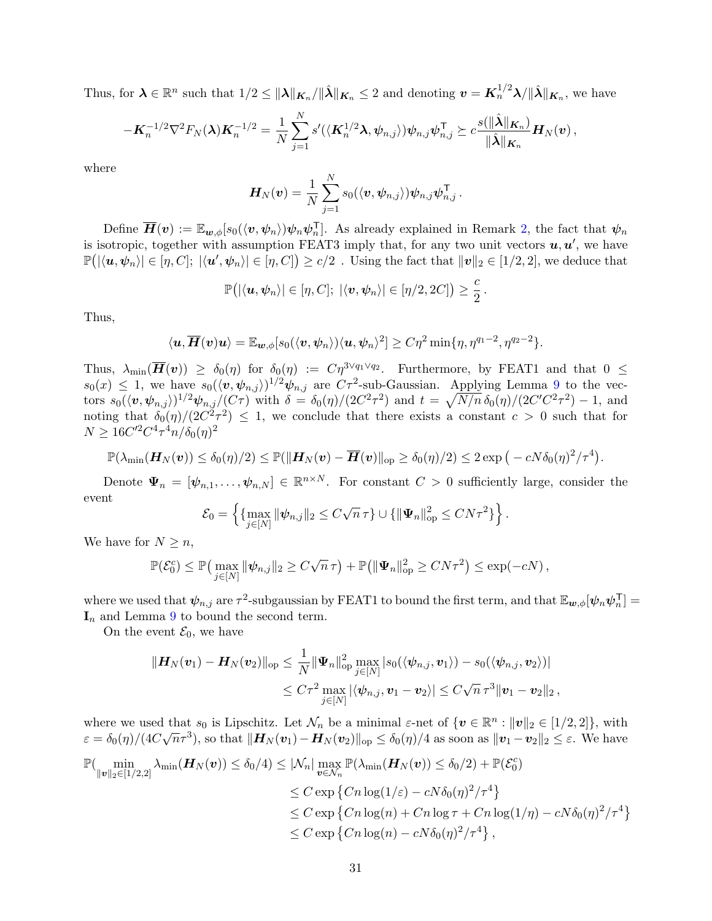Thus, for $\boldsymbol{\lambda} \in \mathbb{R}^n$ such that $1/2 \le \|\boldsymbol{\lambda}\|_{\boldsymbol{K}_n}/\|\hat{\boldsymbol{\lambda}}\|_{\boldsymbol{K}_n} \le 2$ and denoting $\boldsymbol{v} = \boldsymbol{K}_n^{1/2}\boldsymbol{\lambda}/\|\hat{\boldsymbol{\lambda}}\|_{\boldsymbol{K}_n}$, we have

$$
-\boldsymbol{K}_n^{-1/2}\nabla^2 F_N(\boldsymbol{\lambda})\boldsymbol{K}_n^{-1/2} = \frac{1}{N}\sum_{j=1}^N s'(\langle \boldsymbol{K}_n^{1/2}\boldsymbol{\lambda}, \boldsymbol{\psi}_{n,j}\rangle)\boldsymbol{\psi}_{n,j}\boldsymbol{\psi}_{n,j}^{\mathsf{T}} \succeq c\frac{s(\|\hat{\boldsymbol{\lambda}}\|_{\boldsymbol{K}_n})}{\|\hat{\boldsymbol{\lambda}}\|_{\boldsymbol{K}_n}}\boldsymbol{H}_N(\boldsymbol{v}),
$$

where

$$
\boldsymbol{H}_N(\boldsymbol{v}) = \frac{1}{N}\sum_{j=1}^N s_0(\langle \boldsymbol{v}, \boldsymbol{\psi}_{n,j}\rangle)\boldsymbol{\psi}_{n,j}\boldsymbol{\psi}_{n,j}^{\mathsf{T}}.
$$

Define $\overline{\boldsymbol{H}}(\boldsymbol{v}) := \mathbb{E}_{\boldsymbol{w},\phi}[s_0(\langle \boldsymbol{v}, \boldsymbol{\psi}_n\rangle)\boldsymbol{\psi}_n\boldsymbol{\psi}_n^{\mathsf{T}}]$. As already explained in Remark 2, the fact that $\boldsymbol{\psi}_n$ is isotropic, together with assumption FEAT3 imply that, for any two unit vectors $\boldsymbol{u}, \boldsymbol{u}'$, we have $\mathbb{P}\big(|\langle \boldsymbol{u}, \boldsymbol{\psi}_n\rangle| \in [\eta, C];\ |\langle \boldsymbol{u}', \boldsymbol{\psi}_n\rangle| \in [\eta, C]\big) \ge c/2$ . Using the fact that $\|\boldsymbol{v}\|_2 \in [1/2, 2]$, we deduce that

$$
\mathbb{P}\big(|\langle \boldsymbol{u}, \boldsymbol{\psi}_n\rangle| \in [\eta, C];\ |\langle \boldsymbol{v}, \boldsymbol{\psi}_n\rangle| \in [\eta/2, 2C]\big) \ge \frac{c}{2}.
$$

Thus,

$$
\langle \boldsymbol{u}, \overline{\boldsymbol{H}}(\boldsymbol{v})\boldsymbol{u}\rangle = \mathbb{E}_{\boldsymbol{w},\phi}[s_0(\langle \boldsymbol{v}, \boldsymbol{\psi}_n\rangle)\langle \boldsymbol{u}, \boldsymbol{\psi}_n\rangle^2] \ge C\eta^2\min\{\eta, \eta^{q_1-2}, \eta^{q_2-2}\}.
$$

Thus, $\lambda_{\min}(\overline{\boldsymbol{H}}(\boldsymbol{v})) \ge \delta_0(\eta)$ for $\delta_0(\eta) := C\eta^{3\vee q_1\vee q_2}$. Furthermore, by FEAT1 and that $0 \le s_0(x) \le 1$, we have $s_0(\langle \boldsymbol{v}, \boldsymbol{\psi}_{n,j}\rangle)^{1/2}\boldsymbol{\psi}_{n,j}$ are $C\tau^2$-sub-Gaussian. Applying Lemma 9 to the vectors $s_0(\langle \boldsymbol{v}, \boldsymbol{\psi}_{n,j}\rangle)^{1/2}\boldsymbol{\psi}_{n,j}/(C\tau)$ with $\delta = \delta_0(\eta)/(2C^2\tau^2)$ and $t = \sqrt{N/n}\,\delta_0(\eta)/(2C'C^2\tau^2) - 1$, and noting that $\delta_0(\eta)/(2C^2\tau^2) \le 1$, we conclude that there exists a constant $c > 0$ such that for $N \ge 16C'^2C^4\tau^4 n/\delta_0(\eta)^2$

$$
\mathbb{P}(\lambda_{\min}(\boldsymbol{H}_N(\boldsymbol{v})) \le \delta_0(\eta)/2) \le \mathbb{P}(\|\boldsymbol{H}_N(\boldsymbol{v}) - \overline{\boldsymbol{H}}(\boldsymbol{v})\|_{\rm op} \ge \delta_0(\eta)/2) \le 2\exp\big(-cN\delta_0(\eta)^2/\tau^4\big).
$$

Denote $\boldsymbol{\Psi}_n = [\boldsymbol{\psi}_{n,1}, \ldots, \boldsymbol{\psi}_{n,N}] \in \mathbb{R}^{n\times N}$. For constant $C > 0$ sufficiently large, consider the event

$$
\mathcal{E}_0 = \Big\{\{\max_{j\in[N]}\|\boldsymbol{\psi}_{n,j}\|_2 \le C\sqrt{n}\,\tau\} \cup \{\|\boldsymbol{\Psi}_n\|_{\rm op}^2 \le CN\tau^2\}\Big\}.
$$

We have for $N \ge n$,

$$
\mathbb{P}(\mathcal{E}_0^c) \le \mathbb{P}\big(\max_{j\in[N]}\|\boldsymbol{\psi}_{n,j}\|_2 \ge C\sqrt{n}\,\tau\big) + \mathbb{P}\big(\|\boldsymbol{\Psi}_n\|_{\rm op}^2 \ge CN\tau^2\big) \le \exp(-cN),
$$

where we used that $\boldsymbol{\psi}_{n,j}$ are $\tau^2$-subgaussian by FEAT1 to bound the first term, and that $\mathbb{E}_{\boldsymbol{w},\phi}[\boldsymbol{\psi}_n\boldsymbol{\psi}_n^{\mathsf{T}}] = \mathbf{I}_n$ and Lemma 9 to bound the second term.

On the event $\mathcal{E}_0$, we have

$$
\begin{aligned}
\|\boldsymbol{H}_N(\boldsymbol{v}_1) - \boldsymbol{H}_N(\boldsymbol{v}_2)\|_{\rm op} &\le \frac{1}{N}\|\boldsymbol{\Psi}_n\|_{\rm op}^2\max_{j\in[N]}|s_0(\langle \boldsymbol{\psi}_{n,j}, \boldsymbol{v}_1\rangle) - s_0(\langle \boldsymbol{\psi}_{n,j}, \boldsymbol{v}_2\rangle)| \\
&\le C\tau^2\max_{j\in[N]}|\langle \boldsymbol{\psi}_{n,j}, \boldsymbol{v}_1 - \boldsymbol{v}_2\rangle| \le C\sqrt{n}\,\tau^3\|\boldsymbol{v}_1 - \boldsymbol{v}_2\|_2,
\end{aligned}
$$

where we used that $s_0$ is Lipschitz. Let $\mathcal{N}_n$ be a minimal $\varepsilon$-net of $\{\boldsymbol{v} \in \mathbb{R}^n : \|\boldsymbol{v}\|_2 \in [1/2, 2]\}$, with $\varepsilon = \delta_0(\eta)/(4C\sqrt{n}\tau^3)$, so that $\|\boldsymbol{H}_N(\boldsymbol{v}_1) - \boldsymbol{H}_N(\boldsymbol{v}_2)\|_{\rm op} \le \delta_0(\eta)/4$ as soon as $\|\boldsymbol{v}_1 - \boldsymbol{v}_2\|_2 \le \varepsilon$. We have

$$
\begin{aligned}
\mathbb{P}\big(\min_{\|\boldsymbol{v}\|_2\in[1/2,2]}\lambda_{\min}(\boldsymbol{H}_N(\boldsymbol{v})) \le \delta_0/4\big) &\le |\mathcal{N}_n|\max_{\boldsymbol{v}\in\mathcal{N}_n}\mathbb{P}(\lambda_{\min}(\boldsymbol{H}_N(\boldsymbol{v})) \le \delta_0/2) + \mathbb{P}(\mathcal{E}_0^c) \\
&\le C\exp\big\{Cn\log(1/\varepsilon) - cN\delta_0(\eta)^2/\tau^4\big\} \\
&\le C\exp\big\{Cn\log(n) + Cn\log\tau + Cn\log(1/\eta) - cN\delta_0(\eta)^2/\tau^4\big\} \\
&\le C\exp\big\{Cn\log(n) - cN\delta_0(\eta)^2/\tau^4\big\},
\end{aligned}
$$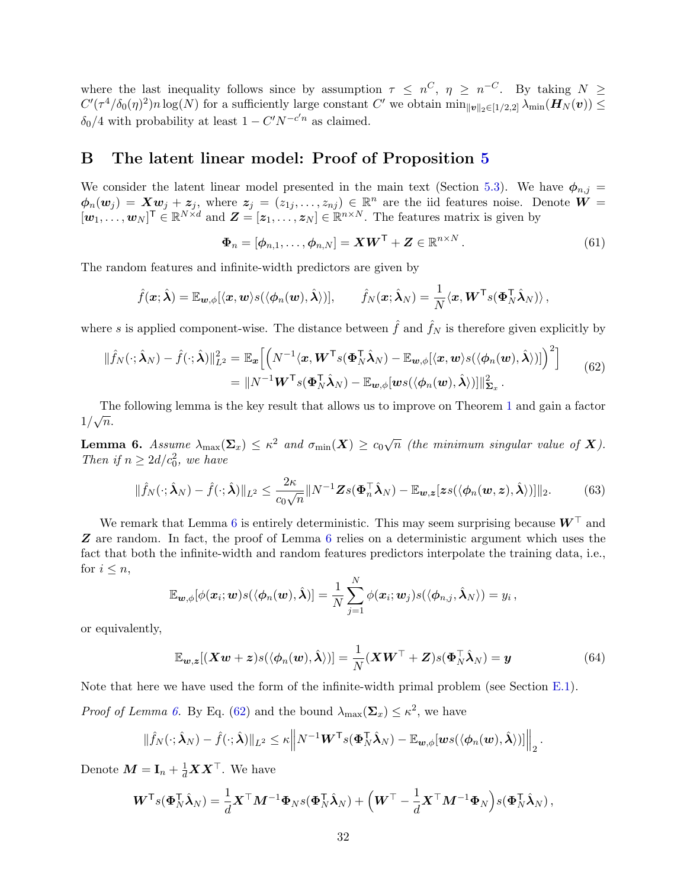where the last inequality follows since by assumption $\tau \leq n^C$, $\eta \geq n^{-C}$. By taking $N \geq C'(\tau^4/\delta_0(\eta)^2)n\log(N)$ for a sufficiently large constant $C'$ we obtain $\min_{\|\boldsymbol{v}\|_2\in[1/2,2]}\lambda_{\min}(\boldsymbol{H}_N(\boldsymbol{v})) \leq \delta_0/4$ with probability at least $1 - C'N^{-c'n}$ as claimed.

## B The latent linear model: Proof of Proposition 5

We consider the latent linear model presented in the main text (Section 5.3). We have $\boldsymbol{\phi}_{n,j} = \boldsymbol{\phi}_n(\boldsymbol{w}_j) = \boldsymbol{X}\boldsymbol{w}_j + \boldsymbol{z}_j$, where $\boldsymbol{z}_j = (z_{1j}, \ldots, z_{nj}) \in \mathbb{R}^n$ are the iid features noise. Denote $\boldsymbol{W} = [\boldsymbol{w}_1, \ldots, \boldsymbol{w}_N]^\mathsf{T} \in \mathbb{R}^{N\times d}$ and $\boldsymbol{Z} = [\boldsymbol{z}_1, \ldots, \boldsymbol{z}_N] \in \mathbb{R}^{n\times N}$. The features matrix is given by

$$\boldsymbol{\Phi}_n = [\boldsymbol{\phi}_{n,1}, \ldots, \boldsymbol{\phi}_{n,N}] = \boldsymbol{X}\boldsymbol{W}^\mathsf{T} + \boldsymbol{Z} \in \mathbb{R}^{n\times N}. \tag{61}$$

The random features and infinite-width predictors are given by

$$\hat{f}(\boldsymbol{x};\hat{\boldsymbol{\lambda}}) = \mathbb{E}_{\boldsymbol{w},\phi}[\langle \boldsymbol{x}, \boldsymbol{w}\rangle s(\langle \boldsymbol{\phi}_n(\boldsymbol{w}), \hat{\boldsymbol{\lambda}}\rangle)], \qquad \hat{f}_N(\boldsymbol{x};\hat{\boldsymbol{\lambda}}_N) = \frac{1}{N}\langle \boldsymbol{x}, \boldsymbol{W}^\mathsf{T} s(\boldsymbol{\Phi}_N^\mathsf{T}\hat{\boldsymbol{\lambda}}_N)\rangle,$$

where $s$ is applied component-wise. The distance between $\hat{f}$ and $\hat{f}_N$ is therefore given explicitly by

$$\begin{aligned}\|\hat{f}_N(\cdot;\hat{\boldsymbol{\lambda}}_N) - \hat{f}(\cdot;\hat{\boldsymbol{\lambda}})\|_{L^2}^2 &= \mathbb{E}_{\boldsymbol{x}}\Big[\Big(N^{-1}\langle \boldsymbol{x}, \boldsymbol{W}^\mathsf{T} s(\boldsymbol{\Phi}_N^\mathsf{T}\hat{\boldsymbol{\lambda}}_N) - \mathbb{E}_{\boldsymbol{w},\phi}[\langle \boldsymbol{x}, \boldsymbol{w}\rangle s(\langle \boldsymbol{\phi}_n(\boldsymbol{w}), \hat{\boldsymbol{\lambda}}\rangle)]\Big)^2\Big] \\ &= \|N^{-1}\boldsymbol{W}^\mathsf{T} s(\boldsymbol{\Phi}_N^\mathsf{T}\hat{\boldsymbol{\lambda}}_N) - \mathbb{E}_{\boldsymbol{w},\phi}[\boldsymbol{w}s(\langle \boldsymbol{\phi}_n(\boldsymbol{w}), \hat{\boldsymbol{\lambda}}\rangle)]\|_{\boldsymbol{\Sigma}_x}^2.\end{aligned} \tag{62}$$

The following lemma is the key result that allows us to improve on Theorem 1 and gain a factor $1/\sqrt{n}$.

**Lemma 6.** *Assume $\lambda_{\max}(\boldsymbol{\Sigma}_x) \leq \kappa^2$ and $\sigma_{\min}(\boldsymbol{X}) \geq c_0\sqrt{n}$ (the minimum singular value of $\boldsymbol{X}$). Then if $n \geq 2d/c_0^2$, we have*

$$\|\hat{f}_N(\cdot;\hat{\boldsymbol{\lambda}}_N) - \hat{f}(\cdot;\hat{\boldsymbol{\lambda}})\|_{L^2} \leq \frac{2\kappa}{c_0\sqrt{n}}\|N^{-1}\boldsymbol{Z}s(\boldsymbol{\Phi}_n^\top\hat{\boldsymbol{\lambda}}_N) - \mathbb{E}_{\boldsymbol{w},\boldsymbol{z}}[\boldsymbol{z}s(\langle \boldsymbol{\phi}_n(\boldsymbol{w},\boldsymbol{z}), \hat{\boldsymbol{\lambda}}\rangle)]\|_2. \tag{63}$$

We remark that Lemma 6 is entirely deterministic. This may seem surprising because $\boldsymbol{W}^\top$ and $\boldsymbol{Z}$ are random. In fact, the proof of Lemma 6 relies on a deterministic argument which uses the fact that both the infinite-width and random features predictors interpolate the training data, i.e., for $i \leq n$,

$$\mathbb{E}_{\boldsymbol{w},\phi}[\phi(\boldsymbol{x}_i;\boldsymbol{w})s(\langle \boldsymbol{\phi}_n(\boldsymbol{w}), \hat{\boldsymbol{\lambda}}\rangle)] = \frac{1}{N}\sum_{j=1}^N \phi(\boldsymbol{x}_i;\boldsymbol{w}_j)s(\langle \boldsymbol{\phi}_{n,j}, \hat{\boldsymbol{\lambda}}_N\rangle) = y_i,$$

or equivalently,

$$\mathbb{E}_{\boldsymbol{w},\boldsymbol{z}}[(\boldsymbol{X}\boldsymbol{w} + \boldsymbol{z})s(\langle \boldsymbol{\phi}_n(\boldsymbol{w}), \hat{\boldsymbol{\lambda}}\rangle)] = \frac{1}{N}(\boldsymbol{X}\boldsymbol{W}^\top + \boldsymbol{Z})s(\boldsymbol{\Phi}_N^\top\hat{\boldsymbol{\lambda}}_N) = \boldsymbol{y} \tag{64}$$

Note that here we have used the form of the infinite-width primal problem (see Section E.1).

*Proof of Lemma 6.* By Eq. (62) and the bound $\lambda_{\max}(\boldsymbol{\Sigma}_x) \leq \kappa^2$, we have

$$\|\hat{f}_N(\cdot;\hat{\boldsymbol{\lambda}}_N) - \hat{f}(\cdot;\hat{\boldsymbol{\lambda}})\|_{L^2} \leq \kappa\Big\|N^{-1}\boldsymbol{W}^\mathsf{T} s(\boldsymbol{\Phi}_N^\mathsf{T}\hat{\boldsymbol{\lambda}}_N) - \mathbb{E}_{\boldsymbol{w},\phi}[\boldsymbol{w}s(\langle \boldsymbol{\phi}_n(\boldsymbol{w}), \hat{\boldsymbol{\lambda}}\rangle)]\Big\|_2.$$

Denote $\boldsymbol{M} = \mathbf{I}_n + \frac{1}{d}\boldsymbol{X}\boldsymbol{X}^\top$. We have

$$\boldsymbol{W}^\mathsf{T} s(\boldsymbol{\Phi}_N^\mathsf{T}\hat{\boldsymbol{\lambda}}_N) = \frac{1}{d}\boldsymbol{X}^\top\boldsymbol{M}^{-1}\boldsymbol{\Phi}_N s(\boldsymbol{\Phi}_N^\mathsf{T}\hat{\boldsymbol{\lambda}}_N) + \Big(\boldsymbol{W}^\top - \frac{1}{d}\boldsymbol{X}^\top\boldsymbol{M}^{-1}\boldsymbol{\Phi}_N\Big)s(\boldsymbol{\Phi}_N^\mathsf{T}\hat{\boldsymbol{\lambda}}_N),$$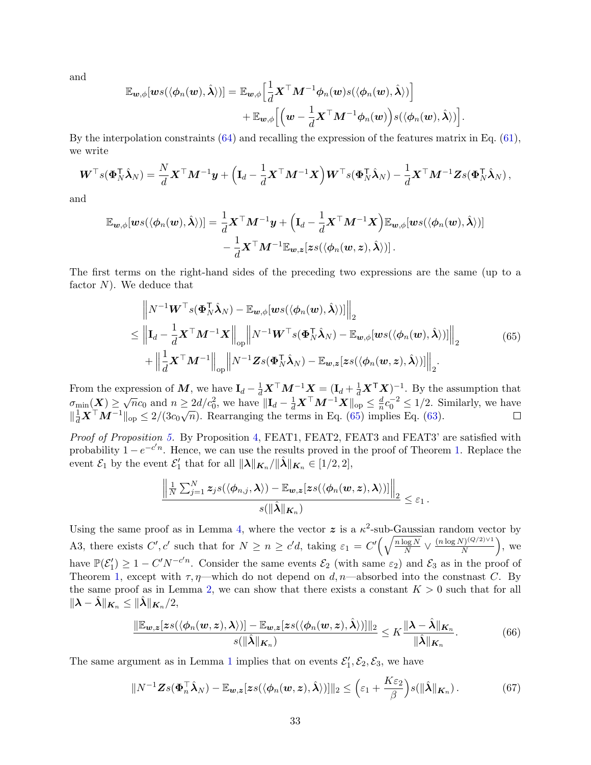and

$$\mathbb{E}_{\boldsymbol{w},\phi}[\boldsymbol{w}s(\langle\boldsymbol{\phi}_n(\boldsymbol{w}),\hat{\boldsymbol{\lambda}}\rangle)] = \mathbb{E}_{\boldsymbol{w},\phi}\Big[\frac{1}{d}\boldsymbol{X}^\top\boldsymbol{M}^{-1}\boldsymbol{\phi}_n(\boldsymbol{w})s(\langle\boldsymbol{\phi}_n(\boldsymbol{w}),\hat{\boldsymbol{\lambda}}\rangle)\Big] + \mathbb{E}_{\boldsymbol{w},\phi}\Big[\Big(\boldsymbol{w} - \frac{1}{d}\boldsymbol{X}^\top\boldsymbol{M}^{-1}\boldsymbol{\phi}_n(\boldsymbol{w})\Big)s(\langle\boldsymbol{\phi}_n(\boldsymbol{w}),\hat{\boldsymbol{\lambda}}\rangle)\Big].$$

By the interpolation constraints (64) and recalling the expression of the features matrix in Eq. (61), we write

$$\boldsymbol{W}^\top s(\boldsymbol{\Phi}_N^\mathsf{T}\hat{\boldsymbol{\lambda}}_N) = \frac{N}{d}\boldsymbol{X}^\top\boldsymbol{M}^{-1}\boldsymbol{y} + \Big(\mathbf{I}_d - \frac{1}{d}\boldsymbol{X}^\top\boldsymbol{M}^{-1}\boldsymbol{X}\Big)\boldsymbol{W}^\top s(\boldsymbol{\Phi}_N^\mathsf{T}\hat{\boldsymbol{\lambda}}_N) - \frac{1}{d}\boldsymbol{X}^\top\boldsymbol{M}^{-1}\boldsymbol{Z}s(\boldsymbol{\Phi}_N^\mathsf{T}\hat{\boldsymbol{\lambda}}_N)\,,$$

and

$$\mathbb{E}_{\boldsymbol{w},\phi}[\boldsymbol{w}s(\langle\boldsymbol{\phi}_n(\boldsymbol{w}),\hat{\boldsymbol{\lambda}}\rangle)] = \frac{1}{d}\boldsymbol{X}^\top\boldsymbol{M}^{-1}\boldsymbol{y} + \Big(\mathbf{I}_d - \frac{1}{d}\boldsymbol{X}^\top\boldsymbol{M}^{-1}\boldsymbol{X}\Big)\mathbb{E}_{\boldsymbol{w},\phi}[\boldsymbol{w}s(\langle\boldsymbol{\phi}_n(\boldsymbol{w}),\hat{\boldsymbol{\lambda}}\rangle)] - \frac{1}{d}\boldsymbol{X}^\top\boldsymbol{M}^{-1}\mathbb{E}_{\boldsymbol{w},\boldsymbol{z}}[\boldsymbol{z}s(\langle\boldsymbol{\phi}_n(\boldsymbol{w},\boldsymbol{z}),\hat{\boldsymbol{\lambda}}\rangle)]\,.$$

The first terms on the right-hand sides of the preceding two expressions are the same (up to a factor $N$). We deduce that

$$\begin{aligned}
&\Big\|N^{-1}\boldsymbol{W}^\top s(\boldsymbol{\Phi}_N^\mathsf{T}\hat{\boldsymbol{\lambda}}_N) - \mathbb{E}_{\boldsymbol{w},\phi}[\boldsymbol{w}s(\langle\boldsymbol{\phi}_n(\boldsymbol{w}),\hat{\boldsymbol{\lambda}}\rangle)]\Big\|_2 \\
\le{}& \Big\|\mathbf{I}_d - \frac{1}{d}\boldsymbol{X}^\top\boldsymbol{M}^{-1}\boldsymbol{X}\Big\|_{\rm op}\Big\|N^{-1}\boldsymbol{W}^\top s(\boldsymbol{\Phi}_N^\mathsf{T}\hat{\boldsymbol{\lambda}}_N) - \mathbb{E}_{\boldsymbol{w},\phi}[\boldsymbol{w}s(\langle\boldsymbol{\phi}_n(\boldsymbol{w}),\hat{\boldsymbol{\lambda}}\rangle)]\Big\|_2 \\
&+ \Big\|\frac{1}{d}\boldsymbol{X}^\top\boldsymbol{M}^{-1}\Big\|_{\rm op}\Big\|N^{-1}\boldsymbol{Z}s(\boldsymbol{\Phi}_N^\mathsf{T}\hat{\boldsymbol{\lambda}}_N) - \mathbb{E}_{\boldsymbol{w},\boldsymbol{z}}[\boldsymbol{z}s(\langle\boldsymbol{\phi}_n(\boldsymbol{w},\boldsymbol{z}),\hat{\boldsymbol{\lambda}}\rangle)]\Big\|_2.
\end{aligned}\tag{65}$$

From the expression of $\boldsymbol{M}$, we have $\mathbf{I}_d - \frac{1}{d}\boldsymbol{X}^\top\boldsymbol{M}^{-1}\boldsymbol{X} = (\mathbf{I}_d + \frac{1}{d}\boldsymbol{X}^\mathsf{T}\boldsymbol{X})^{-1}$. By the assumption that $\sigma_{\min}(\boldsymbol{X}) \ge \sqrt{n}c_0$ and $n \ge 2d/c_0^2$, we have $\|\mathbf{I}_d - \frac{1}{d}\boldsymbol{X}^\top\boldsymbol{M}^{-1}\boldsymbol{X}\|_{\rm op} \le \frac{d}{n}c_0^{-2} \le 1/2$. Similarly, we have $\|\frac{1}{d}\boldsymbol{X}^\top\boldsymbol{M}^{-1}\|_{\rm op} \le 2/(3c_0\sqrt{n})$. Rearranging the terms in Eq. (65) implies Eq. (63). ∎

*Proof of Proposition 5.* By Proposition 4, FEAT1, FEAT2, FEAT3 and FEAT3' are satisfied with probability $1 - e^{-c'n}$. Hence, we can use the results proved in the proof of Theorem 1. Replace the event $\mathcal{E}_1$ by the event $\mathcal{E}_1'$ that for all $\|\boldsymbol{\lambda}\|_{\boldsymbol{K}_n}/\|\hat{\boldsymbol{\lambda}}\|_{\boldsymbol{K}_n} \in [1/2, 2]$,

$$\frac{\Big\|\frac{1}{N}\sum_{j=1}^N \boldsymbol{z}_j s(\langle\boldsymbol{\phi}_{n,j},\boldsymbol{\lambda}\rangle) - \mathbb{E}_{\boldsymbol{w},\boldsymbol{z}}[\boldsymbol{z}s(\langle\boldsymbol{\phi}_n(\boldsymbol{w},\boldsymbol{z}),\boldsymbol{\lambda}\rangle)]\Big\|_2}{s(\|\hat{\boldsymbol{\lambda}}\|_{\boldsymbol{K}_n})} \le \varepsilon_1\,.$$

Using the same proof as in Lemma 4, where the vector $\boldsymbol{z}$ is a $\kappa^2$-sub-Gaussian random vector by A3, there exists $C', c'$ such that for $N \ge n \ge c'd$, taking $\varepsilon_1 = C'\Big(\sqrt{\frac{n\log N}{N}} \vee \frac{(n\log N)^{(Q/2)\vee 1}}{N}\Big)$, we have $\mathbb{P}(\mathcal{E}_1') \ge 1 - C'N^{-c'n}$. Consider the same events $\mathcal{E}_2$ (with same $\varepsilon_2$) and $\mathcal{E}_3$ as in the proof of Theorem 1, except with $\tau, \eta$—which do not depend on $d, n$—absorbed into the constnast $C$. By the same proof as in Lemma 2, we can show that there exists a constant $K > 0$ such that for all $\|\boldsymbol{\lambda} - \hat{\boldsymbol{\lambda}}\|_{\boldsymbol{K}_n} \le \|\hat{\boldsymbol{\lambda}}\|_{\boldsymbol{K}_n}/2$,

$$\frac{\|\mathbb{E}_{\boldsymbol{w},\boldsymbol{z}}[\boldsymbol{z}s(\langle\boldsymbol{\phi}_n(\boldsymbol{w},\boldsymbol{z}),\boldsymbol{\lambda}\rangle)] - \mathbb{E}_{\boldsymbol{w},\boldsymbol{z}}[\boldsymbol{z}s(\langle\boldsymbol{\phi}_n(\boldsymbol{w},\boldsymbol{z}),\hat{\boldsymbol{\lambda}}\rangle)]\|_2}{s(\|\hat{\boldsymbol{\lambda}}\|_{\boldsymbol{K}_n})} \le K\frac{\|\boldsymbol{\lambda} - \hat{\boldsymbol{\lambda}}\|_{\boldsymbol{K}_n}}{\|\hat{\boldsymbol{\lambda}}\|_{\boldsymbol{K}_n}}.\tag{66}$$

The same argument as in Lemma 1 implies that on events $\mathcal{E}_1', \mathcal{E}_2, \mathcal{E}_3$, we have

$$\|N^{-1}\boldsymbol{Z}s(\boldsymbol{\Phi}_n^\top\hat{\boldsymbol{\lambda}}_N) - \mathbb{E}_{\boldsymbol{w},\boldsymbol{z}}[\boldsymbol{z}s(\langle\boldsymbol{\phi}_n(\boldsymbol{w},\boldsymbol{z}),\hat{\boldsymbol{\lambda}}\rangle)]\|_2 \le \Big(\varepsilon_1 + \frac{K\varepsilon_2}{\beta}\Big)s(\|\hat{\boldsymbol{\lambda}}\|_{\boldsymbol{K}_n})\,.\tag{67}$$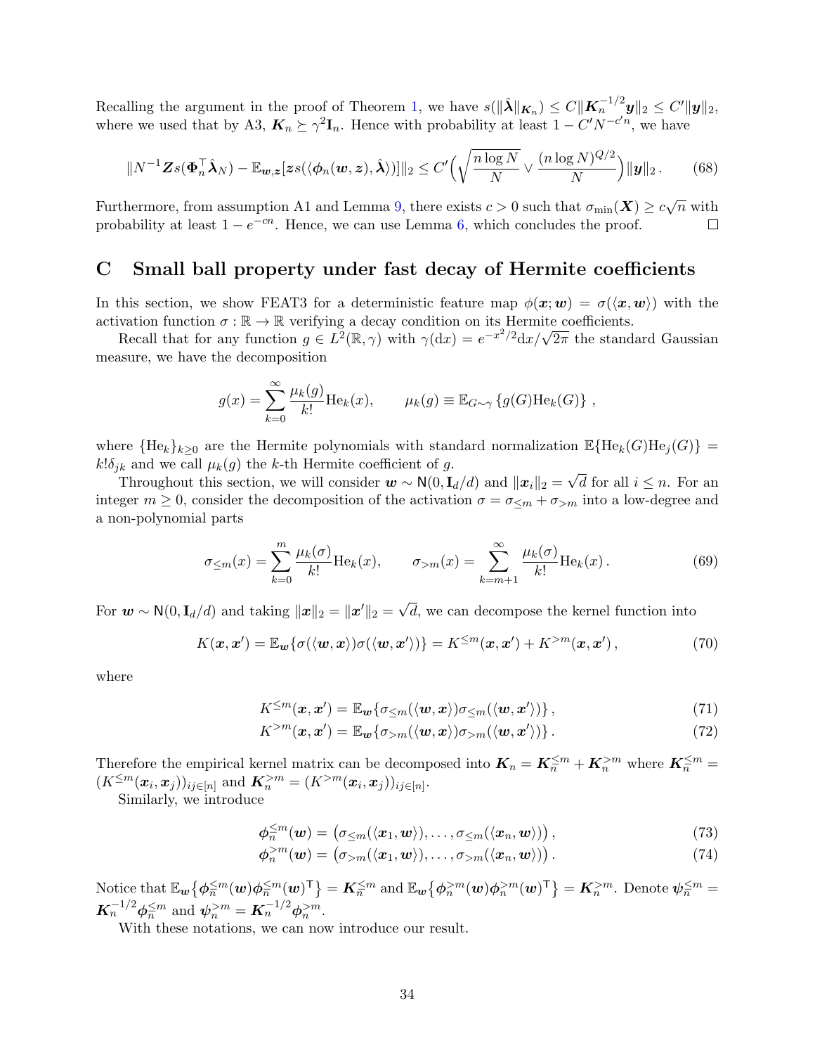Recalling the argument in the proof of Theorem 1, we have $s(\|\hat{\boldsymbol{\lambda}}\|_{\boldsymbol{K}_n}) \le C\|\boldsymbol{K}_n^{-1/2}\boldsymbol{y}\|_2 \le C'\|\boldsymbol{y}\|_2$, where we used that by A3, $\boldsymbol{K}_n \succeq \gamma^2\mathbf{I}_n$. Hence with probability at least $1 - C'N^{-c'n}$, we have

$$
\|N^{-1}\boldsymbol{Z}s(\boldsymbol{\Phi}_n^{\mathsf{T}}\hat{\boldsymbol{\lambda}}_N) - \mathbb{E}_{\boldsymbol{w},\boldsymbol{z}}[\boldsymbol{z}s(\langle\boldsymbol{\phi}_n(\boldsymbol{w},\boldsymbol{z}),\hat{\boldsymbol{\lambda}}\rangle)]\|_2 \le C'\Big(\sqrt{\frac{n\log N}{N}} \vee \frac{(n\log N)^{Q/2}}{N}\Big)\|\boldsymbol{y}\|_2 \,. \tag{68}
$$

Furthermore, from assumption A1 and Lemma 9, there exists $c > 0$ such that $\sigma_{\min}(\boldsymbol{X}) \ge c\sqrt{n}$ with probability at least $1 - e^{-cn}$. Hence, we can use Lemma 6, which concludes the proof. □

## C Small ball property under fast decay of Hermite coefficients

In this section, we show FEAT3 for a deterministic feature map $\phi(\boldsymbol{x};\boldsymbol{w}) = \sigma(\langle\boldsymbol{x},\boldsymbol{w}\rangle)$ with the activation function $\sigma : \mathbb{R} \to \mathbb{R}$ verifying a decay condition on its Hermite coefficients.

Recall that for any function $g \in L^2(\mathbb{R},\gamma)$ with $\gamma(\mathrm{d}x) = e^{-x^2/2}\mathrm{d}x/\sqrt{2\pi}$ the standard Gaussian measure, we have the decomposition

$$
g(x) = \sum_{k=0}^{\infty} \frac{\mu_k(g)}{k!}\mathrm{He}_k(x), \qquad \mu_k(g) \equiv \mathbb{E}_{G\sim\gamma}\{g(G)\mathrm{He}_k(G)\}\,,
$$

where $\{\mathrm{He}_k\}_{k\ge 0}$ are the Hermite polynomials with standard normalization $\mathbb{E}\{\mathrm{He}_k(G)\mathrm{He}_j(G)\} = k!\delta_{jk}$ and we call $\mu_k(g)$ the $k$-th Hermite coefficient of $g$.

Throughout this section, we will consider $\boldsymbol{w} \sim \mathsf{N}(0,\mathbf{I}_d/d)$ and $\|\boldsymbol{x}_i\|_2 = \sqrt{d}$ for all $i \le n$. For an integer $m \ge 0$, consider the decomposition of the activation $\sigma = \sigma_{\le m} + \sigma_{>m}$ into a low-degree and a non-polynomial parts

$$
\sigma_{\le m}(x) = \sum_{k=0}^{m} \frac{\mu_k(\sigma)}{k!}\mathrm{He}_k(x), \qquad \sigma_{>m}(x) = \sum_{k=m+1}^{\infty} \frac{\mu_k(\sigma)}{k!}\mathrm{He}_k(x)\,. \tag{69}
$$

For $\boldsymbol{w} \sim \mathsf{N}(0,\mathbf{I}_d/d)$ and taking $\|\boldsymbol{x}\|_2 = \|\boldsymbol{x}'\|_2 = \sqrt{d}$, we can decompose the kernel function into

$$
K(\boldsymbol{x},\boldsymbol{x}') = \mathbb{E}_{\boldsymbol{w}}\{\sigma(\langle\boldsymbol{w},\boldsymbol{x}\rangle)\sigma(\langle\boldsymbol{w},\boldsymbol{x}'\rangle)\} = K^{\le m}(\boldsymbol{x},\boldsymbol{x}') + K^{>m}(\boldsymbol{x},\boldsymbol{x}')\,, \tag{70}
$$

where

$$
K^{\le m}(\boldsymbol{x},\boldsymbol{x}') = \mathbb{E}_{\boldsymbol{w}}\{\sigma_{\le m}(\langle\boldsymbol{w},\boldsymbol{x}\rangle)\sigma_{\le m}(\langle\boldsymbol{w},\boldsymbol{x}'\rangle)\}\,, \tag{71}
$$

$$
K^{>m}(\boldsymbol{x},\boldsymbol{x}') = \mathbb{E}_{\boldsymbol{w}}\{\sigma_{>m}(\langle\boldsymbol{w},\boldsymbol{x}\rangle)\sigma_{>m}(\langle\boldsymbol{w},\boldsymbol{x}'\rangle)\}\,. \tag{72}
$$

Therefore the empirical kernel matrix can be decomposed into $\boldsymbol{K}_n = \boldsymbol{K}_n^{\le m} + \boldsymbol{K}_n^{>m}$ where $\boldsymbol{K}_n^{\le m} = (K^{\le m}(\boldsymbol{x}_i,\boldsymbol{x}_j))_{ij\in[n]}$ and $\boldsymbol{K}_n^{>m} = (K^{>m}(\boldsymbol{x}_i,\boldsymbol{x}_j))_{ij\in[n]}$.

Similarly, we introduce

$$
\boldsymbol{\phi}_n^{\le m}(\boldsymbol{w}) = \big(\sigma_{\le m}(\langle\boldsymbol{x}_1,\boldsymbol{w}\rangle),\ldots,\sigma_{\le m}(\langle\boldsymbol{x}_n,\boldsymbol{w}\rangle)\big)\,, \tag{73}
$$

$$
\boldsymbol{\phi}_n^{>m}(\boldsymbol{w}) = \big(\sigma_{>m}(\langle\boldsymbol{x}_1,\boldsymbol{w}\rangle),\ldots,\sigma_{>m}(\langle\boldsymbol{x}_n,\boldsymbol{w}\rangle)\big)\,. \tag{74}
$$

Notice that $\mathbb{E}_{\boldsymbol{w}}\{\boldsymbol{\phi}_n^{\le m}(\boldsymbol{w})\boldsymbol{\phi}_n^{\le m}(\boldsymbol{w})^{\mathsf{T}}\} = \boldsymbol{K}_n^{\le m}$ and $\mathbb{E}_{\boldsymbol{w}}\{\boldsymbol{\phi}_n^{>m}(\boldsymbol{w})\boldsymbol{\phi}_n^{>m}(\boldsymbol{w})^{\mathsf{T}}\} = \boldsymbol{K}_n^{>m}$. Denote $\boldsymbol{\psi}_n^{\le m} = \boldsymbol{K}_n^{-1/2}\boldsymbol{\phi}_n^{\le m}$ and $\boldsymbol{\psi}_n^{>m} = \boldsymbol{K}_n^{-1/2}\boldsymbol{\phi}_n^{>m}$.

With these notations, we can now introduce our result.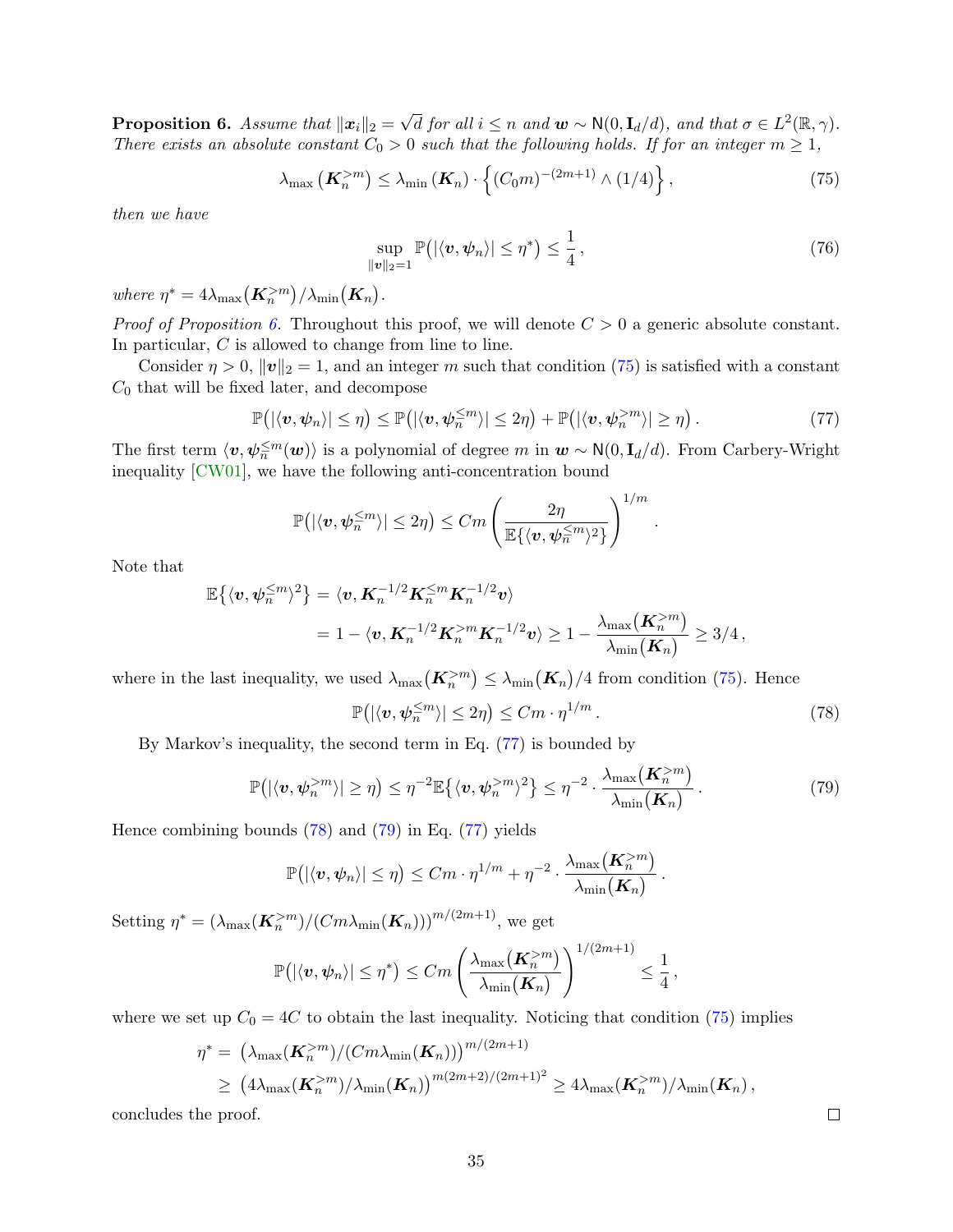**Proposition 6.** *Assume that $\|\boldsymbol{x}_i\|_2 = \sqrt{d}$ for all $i \le n$ and $\boldsymbol{w} \sim \mathsf{N}(0, \mathbf{I}_d/d)$, and that $\sigma \in L^2(\mathbb{R}, \gamma)$. There exists an absolute constant $C_0 > 0$ such that the following holds. If for an integer $m \ge 1$,*

$$\lambda_{\max}\left(\boldsymbol{K}_n^{>m}\right) \le \lambda_{\min}\left(\boldsymbol{K}_n\right) \cdot \left\{ (C_0 m)^{-(2m+1)} \wedge (1/4) \right\}, \tag{75}$$

*then we have*

$$\sup_{\|\boldsymbol{v}\|_2 = 1} \mathbb{P}\big(|\langle \boldsymbol{v}, \boldsymbol{\psi}_n \rangle| \le \eta^*\big) \le \frac{1}{4}, \tag{76}$$

*where $\eta^* = 4\lambda_{\max}\big(\boldsymbol{K}_n^{>m}\big)/\lambda_{\min}\big(\boldsymbol{K}_n\big)$.*

*Proof of Proposition 6.* Throughout this proof, we will denote $C > 0$ a generic absolute constant. In particular, $C$ is allowed to change from line to line.

Consider $\eta > 0$, $\|\boldsymbol{v}\|_2 = 1$, and an integer $m$ such that condition (75) is satisfied with a constant $C_0$ that will be fixed later, and decompose

$$\mathbb{P}\big(|\langle \boldsymbol{v}, \boldsymbol{\psi}_n \rangle| \le \eta\big) \le \mathbb{P}\big(|\langle \boldsymbol{v}, \boldsymbol{\psi}_n^{\le m} \rangle| \le 2\eta\big) + \mathbb{P}\big(|\langle \boldsymbol{v}, \boldsymbol{\psi}_n^{>m} \rangle| \ge \eta\big). \tag{77}$$

The first term $\langle \boldsymbol{v}, \boldsymbol{\psi}_n^{\le m}(\boldsymbol{w}) \rangle$ is a polynomial of degree $m$ in $\boldsymbol{w} \sim \mathsf{N}(0, \mathbf{I}_d/d)$. From Carbery-Wright inequality [CW01], we have the following anti-concentration bound

$$\mathbb{P}\big(|\langle \boldsymbol{v}, \boldsymbol{\psi}_n^{\le m} \rangle| \le 2\eta\big) \le Cm \left( \frac{2\eta}{\mathbb{E}\{\langle \boldsymbol{v}, \boldsymbol{\psi}_n^{\le m} \rangle^2\}} \right)^{1/m}.$$

Note that

$$\begin{aligned}
\mathbb{E}\big\{\langle \boldsymbol{v}, \boldsymbol{\psi}_n^{\le m} \rangle^2\big\} &= \langle \boldsymbol{v}, \boldsymbol{K}_n^{-1/2} \boldsymbol{K}_n^{\le m} \boldsymbol{K}_n^{-1/2} \boldsymbol{v} \rangle \\
&= 1 - \langle \boldsymbol{v}, \boldsymbol{K}_n^{-1/2} \boldsymbol{K}_n^{>m} \boldsymbol{K}_n^{-1/2} \boldsymbol{v} \rangle \ge 1 - \frac{\lambda_{\max}\big(\boldsymbol{K}_n^{>m}\big)}{\lambda_{\min}\big(\boldsymbol{K}_n\big)} \ge 3/4,
\end{aligned}$$

where in the last inequality, we used $\lambda_{\max}\big(\boldsymbol{K}_n^{>m}\big) \le \lambda_{\min}\big(\boldsymbol{K}_n\big)/4$ from condition (75). Hence

$$\mathbb{P}\big(|\langle \boldsymbol{v}, \boldsymbol{\psi}_n^{\le m} \rangle| \le 2\eta\big) \le Cm \cdot \eta^{1/m}. \tag{78}$$

By Markov's inequality, the second term in Eq. (77) is bounded by

$$\mathbb{P}\big(|\langle \boldsymbol{v}, \boldsymbol{\psi}_n^{>m} \rangle| \ge \eta\big) \le \eta^{-2} \mathbb{E}\big\{\langle \boldsymbol{v}, \boldsymbol{\psi}_n^{>m} \rangle^2\big\} \le \eta^{-2} \cdot \frac{\lambda_{\max}\big(\boldsymbol{K}_n^{>m}\big)}{\lambda_{\min}\big(\boldsymbol{K}_n\big)}. \tag{79}$$

Hence combining bounds (78) and (79) in Eq. (77) yields

$$\mathbb{P}\big(|\langle \boldsymbol{v}, \boldsymbol{\psi}_n \rangle| \le \eta\big) \le Cm \cdot \eta^{1/m} + \eta^{-2} \cdot \frac{\lambda_{\max}\big(\boldsymbol{K}_n^{>m}\big)}{\lambda_{\min}\big(\boldsymbol{K}_n\big)}.$$

Setting $\eta^* = (\lambda_{\max}(\boldsymbol{K}_n^{>m})/(Cm\lambda_{\min}(\boldsymbol{K}_n)))^{m/(2m+1)}$, we get

$$\mathbb{P}\big(|\langle \boldsymbol{v}, \boldsymbol{\psi}_n \rangle| \le \eta^*\big) \le Cm \left( \frac{\lambda_{\max}\big(\boldsymbol{K}_n^{>m}\big)}{\lambda_{\min}\big(\boldsymbol{K}_n\big)} \right)^{1/(2m+1)} \le \frac{1}{4},$$

where we set up $C_0 = 4C$ to obtain the last inequality. Noticing that condition (75) implies

$$\begin{aligned}
\eta^* &= \big(\lambda_{\max}(\boldsymbol{K}_n^{>m})/(Cm\lambda_{\min}(\boldsymbol{K}_n))\big)^{m/(2m+1)} \\
&\ge \big(4\lambda_{\max}(\boldsymbol{K}_n^{>m})/\lambda_{\min}(\boldsymbol{K}_n)\big)^{m(2m+2)/(2m+1)^2} \ge 4\lambda_{\max}(\boldsymbol{K}_n^{>m})/\lambda_{\min}(\boldsymbol{K}_n),
\end{aligned}$$

concludes the proof. $\square$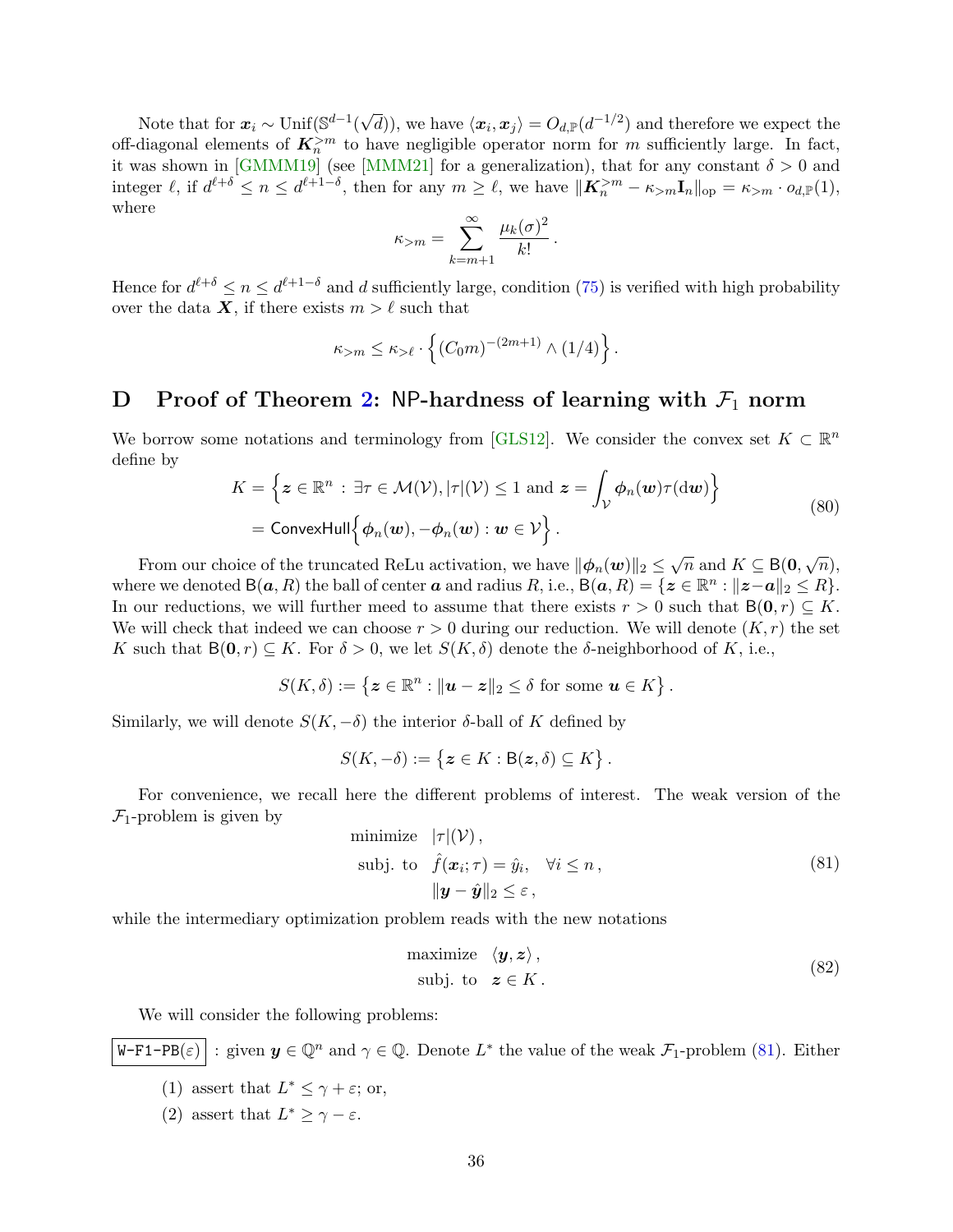Note that for $\boldsymbol{x}_i \sim \mathrm{Unif}(\mathbb{S}^{d-1}(\sqrt{d}))$, we have $\langle \boldsymbol{x}_i, \boldsymbol{x}_j \rangle = O_{d,\mathbb{P}}(d^{-1/2})$ and therefore we expect the off-diagonal elements of $\boldsymbol{K}_n^{>m}$ to have negligible operator norm for $m$ sufficiently large. In fact, it was shown in [GMMM19] (see [MMM21] for a generalization), that for any constant $\delta > 0$ and integer $\ell$, if $d^{\ell+\delta} \le n \le d^{\ell+1-\delta}$, then for any $m \ge \ell$, we have $\|\boldsymbol{K}_n^{>m} - \kappa_{>m} \mathbf{I}_n\|_{\mathrm{op}} = \kappa_{>m} \cdot o_{d,\mathbb{P}}(1)$, where

$$
\kappa_{>m} = \sum_{k=m+1}^{\infty} \frac{\mu_k(\sigma)^2}{k!} .
$$

Hence for $d^{\ell+\delta} \le n \le d^{\ell+1-\delta}$ and $d$ sufficiently large, condition (75) is verified with high probability over the data $\boldsymbol{X}$, if there exists $m > \ell$ such that

$$
\kappa_{>m} \le \kappa_{>\ell} \cdot \Big\{ (C_0 m)^{-(2m+1)} \wedge (1/4) \Big\} .
$$

# D Proof of Theorem 2: NP-hardness of learning with $\mathcal{F}_1$ norm

We borrow some notations and terminology from [GLS12]. We consider the convex set $K \subset \mathbb{R}^n$ define by

$$
\begin{aligned}
K &= \Big\{ \boldsymbol{z} \in \mathbb{R}^n : \exists \tau \in \mathcal{M}(\mathcal{V}), |\tau|(\mathcal{V}) \le 1 \text{ and } \boldsymbol{z} = \int_{\mathcal{V}} \boldsymbol{\phi}_n(\boldsymbol{w}) \tau(\mathrm{d}\boldsymbol{w}) \Big\} \\
&= \mathsf{ConvexHull} \Big\{ \boldsymbol{\phi}_n(\boldsymbol{w}), -\boldsymbol{\phi}_n(\boldsymbol{w}) : \boldsymbol{w} \in \mathcal{V} \Big\} .
\end{aligned} \tag{80}
$$

From our choice of the truncated ReLu activation, we have $\|\boldsymbol{\phi}_n(\boldsymbol{w})\|_2 \le \sqrt{n}$ and $K \subseteq \mathsf{B}(\boldsymbol{0}, \sqrt{n})$, where we denoted $\mathsf{B}(\boldsymbol{a}, R)$ the ball of center $\boldsymbol{a}$ and radius $R$, i.e., $\mathsf{B}(\boldsymbol{a}, R) = \{\boldsymbol{z} \in \mathbb{R}^n : \|\boldsymbol{z} - \boldsymbol{a}\|_2 \le R\}$. In our reductions, we will further meed to assume that there exists $r > 0$ such that $\mathsf{B}(\boldsymbol{0}, r) \subseteq K$. We will check that indeed we can choose $r > 0$ during our reduction. We will denote $(K, r)$ the set $K$ such that $\mathsf{B}(\boldsymbol{0}, r) \subseteq K$. For $\delta > 0$, we let $S(K, \delta)$ denote the $\delta$-neighborhood of $K$, i.e.,

$$
S(K, \delta) := \big\{ \boldsymbol{z} \in \mathbb{R}^n : \|\boldsymbol{u} - \boldsymbol{z}\|_2 \le \delta \text{ for some } \boldsymbol{u} \in K \big\} .
$$

Similarly, we will denote $S(K, -\delta)$ the interior $\delta$-ball of $K$ defined by

$$
S(K, -\delta) := \big\{ \boldsymbol{z} \in K : \mathsf{B}(\boldsymbol{z}, \delta) \subseteq K \big\} .
$$

For convenience, we recall here the different problems of interest. The weak version of the $\mathcal{F}_1$-problem is given by

$$
\begin{aligned}
\text{minimize} \quad & |\tau|(\mathcal{V}) , \\
\text{subj. to} \quad & \hat{f}(\boldsymbol{x}_i; \tau) = \hat{y}_i, \quad \forall i \le n , \\
& \|\boldsymbol{y} - \hat{\boldsymbol{y}}\|_2 \le \varepsilon ,
\end{aligned} \tag{81}
$$

while the intermediary optimization problem reads with the new notations

$$
\begin{aligned}
\text{maximize} \quad & \langle \boldsymbol{y}, \boldsymbol{z} \rangle , \\
\text{subj. to} \quad & \boldsymbol{z} \in K .
\end{aligned} \tag{82}
$$

We will consider the following problems:

`W-F1-PB(ε)` : given $\boldsymbol{y} \in \mathbb{Q}^n$ and $\gamma \in \mathbb{Q}$. Denote $L^*$ the value of the weak $\mathcal{F}_1$-problem (81). Either

(1) assert that $L^* \le \gamma + \varepsilon$; or,

(2) assert that $L^* \ge \gamma - \varepsilon$.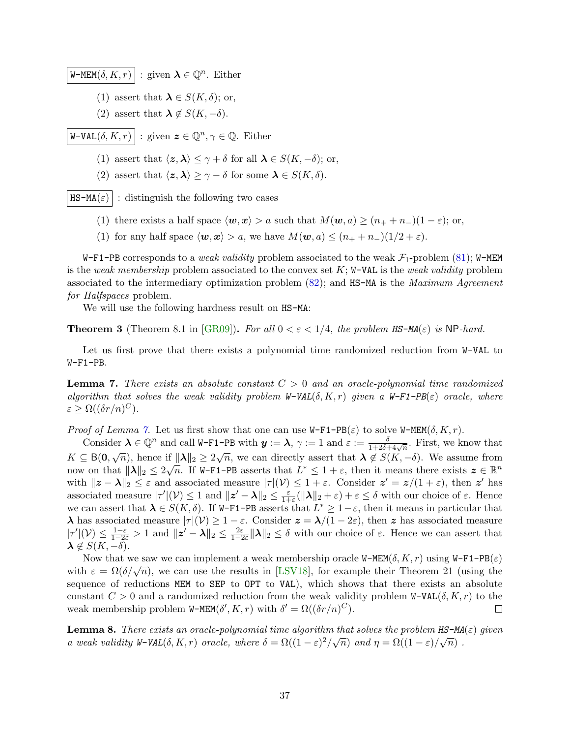`W-MEM(δ, K, r)` : given $\boldsymbol{\lambda} \in \mathbb{Q}^n$. Either

(1) assert that $\boldsymbol{\lambda} \in S(K, \delta)$; or,

(2) assert that $\boldsymbol{\lambda} \notin S(K, -\delta)$.

`W-VAL(δ, K, r)` : given $\boldsymbol{z} \in \mathbb{Q}^n, \gamma \in \mathbb{Q}$. Either

(1) assert that $\langle \boldsymbol{z}, \boldsymbol{\lambda} \rangle \leq \gamma + \delta$ for all $\boldsymbol{\lambda} \in S(K, -\delta)$; or,

(2) assert that $\langle \boldsymbol{z}, \boldsymbol{\lambda} \rangle \geq \gamma - \delta$ for some $\boldsymbol{\lambda} \in S(K, \delta)$.

`HS-MA(ε)` : distinguish the following two cases

(1) there exists a half space $\langle \boldsymbol{w}, \boldsymbol{x} \rangle > a$ such that $M(\boldsymbol{w}, a) \geq (n_+ + n_-)(1 - \varepsilon)$; or,

(1) for any half space $\langle \boldsymbol{w}, \boldsymbol{x} \rangle > a$, we have $M(\boldsymbol{w}, a) \leq (n_+ + n_-)(1/2 + \varepsilon)$.

`W-F1-PB` corresponds to a *weak validity* problem associated to the weak $\mathcal{F}_1$-problem (81); `W-MEM` is the *weak membership* problem associated to the convex set $K$; `W-VAL` is the *weak validity* problem associated to the intermediary optimization problem (82); and `HS-MA` is the *Maximum Agreement for Halfspaces* problem.

We will use the following hardness result on `HS-MA`:

**Theorem 3** (Theorem 8.1 in [GR09])**.** *For all $0 < \varepsilon < 1/4$, the problem `HS-MA`$(\varepsilon)$ is* NP*-hard.*

Let us first prove that there exists a polynomial time randomized reduction from `W-VAL` to `W-F1-PB`.

**Lemma 7.** *There exists an absolute constant $C > 0$ and an oracle-polynomial time randomized algorithm that solves the weak validity problem `W-VAL`$(\delta, K, r)$ given a `W-F1-PB`$(\varepsilon)$ oracle, where $\varepsilon \geq \Omega((\delta r/n)^C)$.*

*Proof of Lemma 7.* Let us first show that one can use `W-F1-PB`$(\varepsilon)$ to solve `W-MEM`$(\delta, K, r)$.

Consider $\boldsymbol{\lambda} \in \mathbb{Q}^n$ and call `W-F1-PB` with $\boldsymbol{y} := \boldsymbol{\lambda}$, $\gamma := 1$ and $\varepsilon := \frac{\delta}{1+2\delta+4\sqrt{n}}$. First, we know that $K \subseteq \mathsf{B}(\boldsymbol{0}, \sqrt{n})$, hence if $\|\boldsymbol{\lambda}\|_2 \geq 2\sqrt{n}$, we can directly assert that $\boldsymbol{\lambda} \notin S(K, -\delta)$. We assume from now on that $\|\boldsymbol{\lambda}\|_2 \leq 2\sqrt{n}$. If `W-F1-PB` asserts that $L^* \leq 1 + \varepsilon$, then it means there exists $\boldsymbol{z} \in \mathbb{R}^n$ with $\|\boldsymbol{z} - \boldsymbol{\lambda}\|_2 \leq \varepsilon$ and associated measure $|\tau|(\mathcal{V}) \leq 1 + \varepsilon$. Consider $\boldsymbol{z}' = \boldsymbol{z}/(1+\varepsilon)$, then $\boldsymbol{z}'$ has associated measure $|\tau'|(\mathcal{V}) \leq 1$ and $\|\boldsymbol{z}' - \boldsymbol{\lambda}\|_2 \leq \frac{\varepsilon}{1+\varepsilon}(\|\boldsymbol{\lambda}\|_2 + \varepsilon) + \varepsilon \leq \delta$ with our choice of $\varepsilon$. Hence we can assert that $\boldsymbol{\lambda} \in S(K, \delta)$. If `W-F1-PB` asserts that $L^* \geq 1 - \varepsilon$, then it means in particular that $\boldsymbol{\lambda}$ has associated measure $|\tau|(\mathcal{V}) \geq 1 - \varepsilon$. Consider $\boldsymbol{z} = \boldsymbol{\lambda}/(1 - 2\varepsilon)$, then $\boldsymbol{z}$ has associated measure $|\tau'|(\mathcal{V}) \leq \frac{1-\varepsilon}{1-2\varepsilon} > 1$ and $\|\boldsymbol{z}' - \boldsymbol{\lambda}\|_2 \leq \frac{2\varepsilon}{1-2\varepsilon}\|\boldsymbol{\lambda}\|_2 \leq \delta$ with our choice of $\varepsilon$. Hence we can assert that $\boldsymbol{\lambda} \notin S(K, -\delta)$.

Now that we saw we can implement a weak membership oracle `W-MEM`$(\delta, K, r)$ using `W-F1-PB`$(\varepsilon)$ with $\varepsilon = \Omega(\delta/\sqrt{n})$, we can use the results in [LSV18], for example their Theorem 21 (using the sequence of reductions `MEM` to `SEP` to `OPT` to `VAL`), which shows that there exists an absolute constant $C > 0$ and a randomized reduction from the weak validity problem `W-VAL`$(\delta, K, r)$ to the weak membership problem `W-MEM`$(\delta', K, r)$ with $\delta' = \Omega((\delta r/n)^C)$. ∎

**Lemma 8.** *There exists an oracle-polynomial time algorithm that solves the problem `HS-MA`$(\varepsilon)$ given a weak validity `W-VAL`$(\delta, K, r)$ oracle, where $\delta = \Omega((1-\varepsilon)^2/\sqrt{n})$ and $\eta = \Omega((1-\varepsilon)/\sqrt{n})$ .*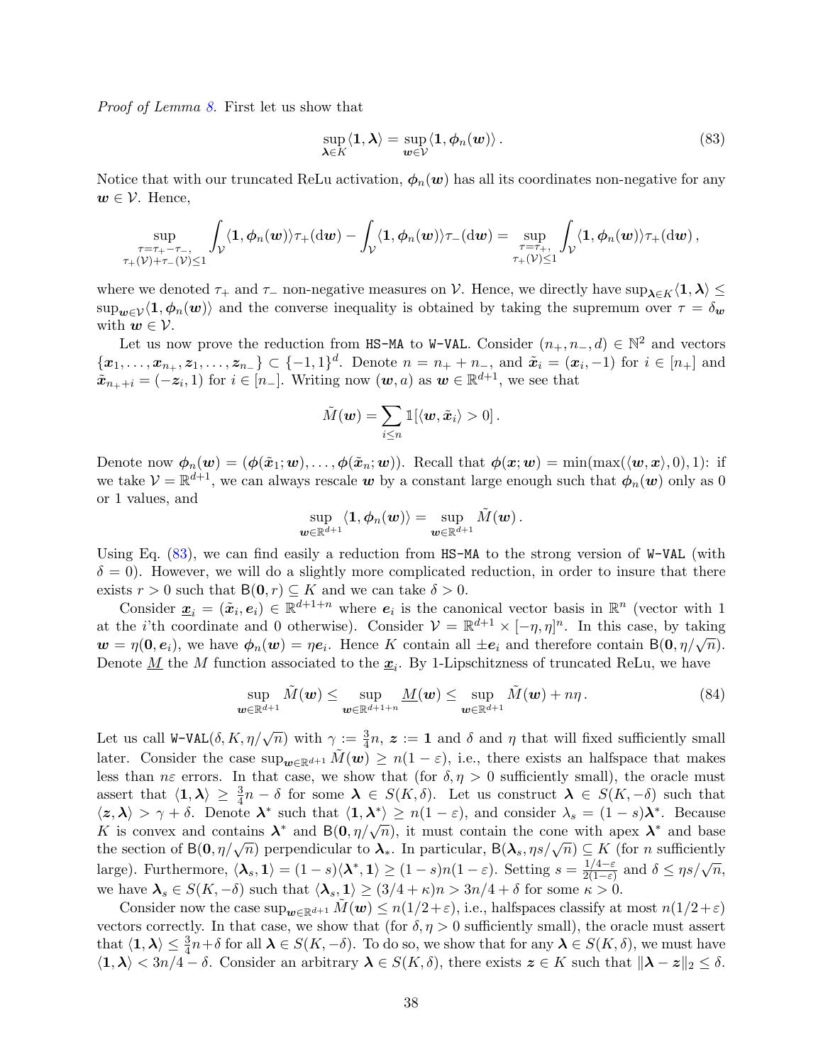*Proof of Lemma 8.* First let us show that

$$\sup_{\boldsymbol{\lambda}\in K}\langle \mathbf{1},\boldsymbol{\lambda}\rangle = \sup_{\boldsymbol{w}\in\mathcal{V}}\langle \mathbf{1},\boldsymbol{\phi}_n(\boldsymbol{w})\rangle\,. \tag{83}$$

Notice that with our truncated ReLu activation, $\boldsymbol{\phi}_n(\boldsymbol{w})$ has all its coordinates non-negative for any $\boldsymbol{w}\in\mathcal{V}$. Hence,

$$\sup_{\substack{\tau=\tau_+-\tau_-,\\ \tau_+(\mathcal{V})+\tau_-(\mathcal{V})\le 1}} \int_{\mathcal{V}}\langle \mathbf{1},\boldsymbol{\phi}_n(\boldsymbol{w})\rangle\tau_+(\mathrm{d}\boldsymbol{w}) - \int_{\mathcal{V}}\langle \mathbf{1},\boldsymbol{\phi}_n(\boldsymbol{w})\rangle\tau_-(\mathrm{d}\boldsymbol{w}) = \sup_{\substack{\tau=\tau_+,\\ \tau_+(\mathcal{V})\le 1}}\int_{\mathcal{V}}\langle \mathbf{1},\boldsymbol{\phi}_n(\boldsymbol{w})\rangle\tau_+(\mathrm{d}\boldsymbol{w})\,,$$

where we denoted $\tau_+$ and $\tau_-$ non-negative measures on $\mathcal{V}$. Hence, we directly have $\sup_{\boldsymbol{\lambda}\in K}\langle \mathbf{1},\boldsymbol{\lambda}\rangle \le \sup_{\boldsymbol{w}\in\mathcal{V}}\langle \mathbf{1},\boldsymbol{\phi}_n(\boldsymbol{w})\rangle$ and the converse inequality is obtained by taking the supremum over $\tau=\delta_{\boldsymbol{w}}$ with $\boldsymbol{w}\in\mathcal{V}$.

Let us now prove the reduction from HS-MA to W-VAL. Consider $(n_+,n_-,d)\in\mathbb{N}^2$ and vectors $\{\boldsymbol{x}_1,\ldots,\boldsymbol{x}_{n_+},\boldsymbol{z}_1,\ldots,\boldsymbol{z}_{n_-}\}\subset\{-1,1\}^d$. Denote $n=n_++n_-$, and $\tilde{\boldsymbol{x}}_i=(\boldsymbol{x}_i,-1)$ for $i\in[n_+]$ and $\tilde{\boldsymbol{x}}_{n_++i}=(-\boldsymbol{z}_i,1)$ for $i\in[n_-]$. Writing now $(\boldsymbol{w},a)$ as $\boldsymbol{w}\in\mathbb{R}^{d+1}$, we see that

$$\tilde{M}(\boldsymbol{w})=\sum_{i\le n}\mathbb{1}[\langle \boldsymbol{w},\tilde{\boldsymbol{x}}_i\rangle>0]\,.$$

Denote now $\boldsymbol{\phi}_n(\boldsymbol{w})=(\boldsymbol{\phi}(\tilde{\boldsymbol{x}}_1;\boldsymbol{w}),\ldots,\boldsymbol{\phi}(\tilde{\boldsymbol{x}}_n;\boldsymbol{w}))$. Recall that $\boldsymbol{\phi}(\boldsymbol{x};\boldsymbol{w})=\min(\max(\langle\boldsymbol{w},\boldsymbol{x}\rangle,0),1)$: if we take $\mathcal{V}=\mathbb{R}^{d+1}$, we can always rescale $\boldsymbol{w}$ by a constant large enough such that $\boldsymbol{\phi}_n(\boldsymbol{w})$ only as 0 or 1 values, and

$$\sup_{\boldsymbol{w}\in\mathbb{R}^{d+1}}\langle \mathbf{1},\boldsymbol{\phi}_n(\boldsymbol{w})\rangle=\sup_{\boldsymbol{w}\in\mathbb{R}^{d+1}}\tilde{M}(\boldsymbol{w})\,.$$

Using Eq. (83), we can find easily a reduction from HS-MA to the strong version of W-VAL (with $\delta=0$). However, we will do a slightly more complicated reduction, in order to insure that there exists $r>0$ such that $\mathsf{B}(\mathbf{0},r)\subseteq K$ and we can take $\delta>0$.

Consider $\underline{\boldsymbol{x}}_i=(\tilde{\boldsymbol{x}}_i,\boldsymbol{e}_i)\in\mathbb{R}^{d+1+n}$ where $\boldsymbol{e}_i$ is the canonical vector basis in $\mathbb{R}^n$ (vector with 1 at the $i$'th coordinate and 0 otherwise). Consider $\mathcal{V}=\mathbb{R}^{d+1}\times[-\eta,\eta]^n$. In this case, by taking $\boldsymbol{w}=\eta(\mathbf{0},\boldsymbol{e}_i)$, we have $\boldsymbol{\phi}_n(\boldsymbol{w})=\eta\boldsymbol{e}_i$. Hence $K$ contain all $\pm\boldsymbol{e}_i$ and therefore contain $\mathsf{B}(\mathbf{0},\eta/\sqrt{n})$. Denote $\underline{M}$ the $M$ function associated to the $\underline{\boldsymbol{x}}_i$. By 1-Lipschitzness of truncated ReLu, we have

$$\sup_{\boldsymbol{w}\in\mathbb{R}^{d+1}}\tilde{M}(\boldsymbol{w})\le\sup_{\boldsymbol{w}\in\mathbb{R}^{d+1+n}}\underline{M}(\boldsymbol{w})\le\sup_{\boldsymbol{w}\in\mathbb{R}^{d+1}}\tilde{M}(\boldsymbol{w})+n\eta\,. \tag{84}$$

Let us call W-VAL$(\delta,K,\eta/\sqrt{n})$ with $\gamma:=\frac{3}{4}n$, $\boldsymbol{z}:=\mathbf{1}$ and $\delta$ and $\eta$ that will fixed sufficiently small later. Consider the case $\sup_{\boldsymbol{w}\in\mathbb{R}^{d+1}}\tilde{M}(\boldsymbol{w})\ge n(1-\varepsilon)$, i.e., there exists an halfspace that makes less than $n\varepsilon$ errors. In that case, we show that (for $\delta,\eta>0$ sufficiently small), the oracle must assert that $\langle\mathbf{1},\boldsymbol{\lambda}\rangle\ge\frac{3}{4}n-\delta$ for some $\boldsymbol{\lambda}\in S(K,\delta)$. Let us construct $\boldsymbol{\lambda}\in S(K,-\delta)$ such that $\langle\boldsymbol{z},\boldsymbol{\lambda}\rangle>\gamma+\delta$. Denote $\boldsymbol{\lambda}^*$ such that $\langle\mathbf{1},\boldsymbol{\lambda}^*\rangle\ge n(1-\varepsilon)$, and consider $\lambda_s=(1-s)\boldsymbol{\lambda}^*$. Because $K$ is convex and contains $\boldsymbol{\lambda}^*$ and $\mathsf{B}(\mathbf{0},\eta/\sqrt{n})$, it must contain the cone with apex $\boldsymbol{\lambda}^*$ and base the section of $\mathsf{B}(\mathbf{0},\eta/\sqrt{n})$ perpendicular to $\boldsymbol{\lambda}_*$. In particular, $\mathsf{B}(\boldsymbol{\lambda}_s,\eta s/\sqrt{n})\subseteq K$ (for $n$ sufficiently large). Furthermore, $\langle\boldsymbol{\lambda}_s,\mathbf{1}\rangle=(1-s)\langle\boldsymbol{\lambda}^*,\mathbf{1}\rangle\ge(1-s)n(1-\varepsilon)$. Setting $s=\frac{1/4-\varepsilon}{2(1-\varepsilon)}$ and $\delta\le\eta s/\sqrt{n}$, we have $\boldsymbol{\lambda}_s\in S(K,-\delta)$ such that $\langle\boldsymbol{\lambda}_s,\mathbf{1}\rangle\ge(3/4+\kappa)n>3n/4+\delta$ for some $\kappa>0$.

Consider now the case $\sup_{\boldsymbol{w}\in\mathbb{R}^{d+1}}\tilde{M}(\boldsymbol{w})\le n(1/2+\varepsilon)$, i.e., halfspaces classify at most $n(1/2+\varepsilon)$ vectors correctly. In that case, we show that (for $\delta,\eta>0$ sufficiently small), the oracle must assert that $\langle\mathbf{1},\boldsymbol{\lambda}\rangle\le\frac{3}{4}n+\delta$ for all $\boldsymbol{\lambda}\in S(K,-\delta)$. To do so, we show that for any $\boldsymbol{\lambda}\in S(K,\delta)$, we must have $\langle\mathbf{1},\boldsymbol{\lambda}\rangle<3n/4-\delta$. Consider an arbitrary $\boldsymbol{\lambda}\in S(K,\delta)$, there exists $\boldsymbol{z}\in K$ such that $\|\boldsymbol{\lambda}-\boldsymbol{z}\|_2\le\delta$.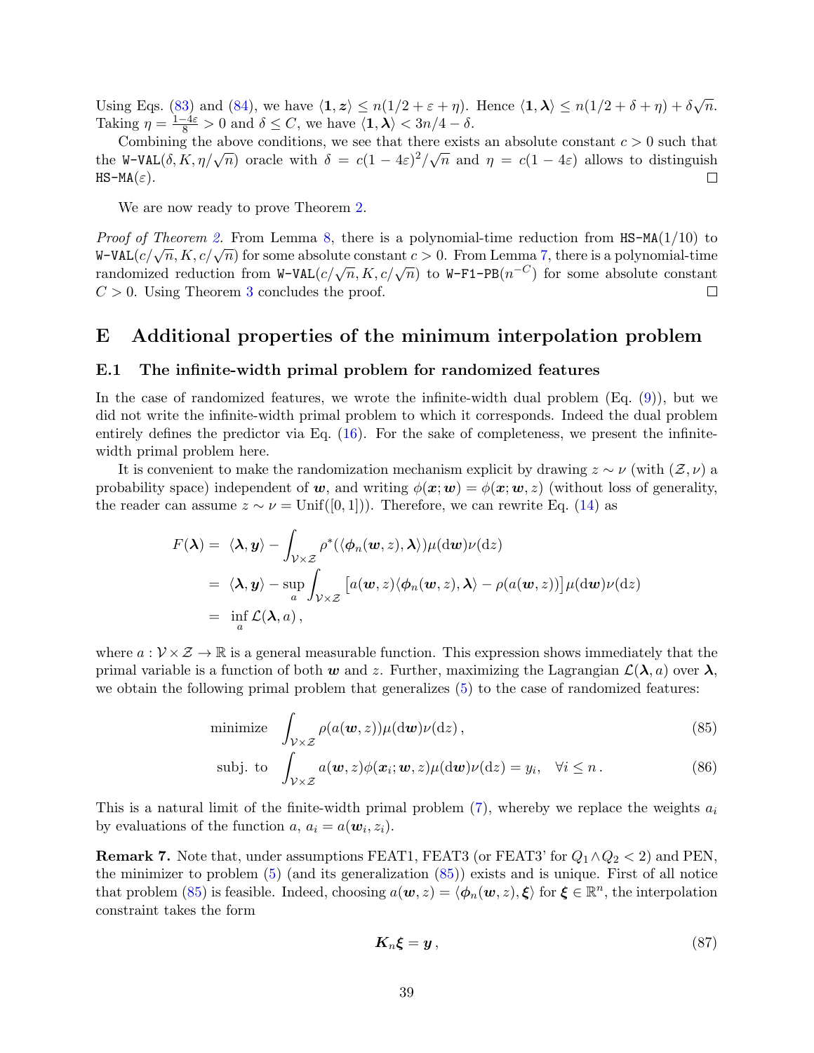Using Eqs. (83) and (84), we have $\langle \mathbf{1}, \boldsymbol{z} \rangle \le n(1/2 + \varepsilon + \eta)$. Hence $\langle \mathbf{1}, \boldsymbol{\lambda} \rangle \le n(1/2 + \delta + \eta) + \delta\sqrt{n}$. Taking $\eta = \frac{1-4\varepsilon}{8} > 0$ and $\delta \le C$, we have $\langle \mathbf{1}, \boldsymbol{\lambda} \rangle < 3n/4 - \delta$.

Combining the above conditions, we see that there exists an absolute constant $c > 0$ such that the W-VAL$(\delta, K, \eta/\sqrt{n})$ oracle with $\delta = c(1-4\varepsilon)^2/\sqrt{n}$ and $\eta = c(1-4\varepsilon)$ allows to distinguish HS-MA$(\varepsilon)$. □

We are now ready to prove Theorem 2.

*Proof of Theorem 2.* From Lemma 8, there is a polynomial-time reduction from HS-MA$(1/10)$ to W-VAL$(c/\sqrt{n}, K, c/\sqrt{n})$ for some absolute constant $c > 0$. From Lemma 7, there is a polynomial-time randomized reduction from W-VAL$(c/\sqrt{n}, K, c/\sqrt{n})$ to W-F1-PB$(n^{-C})$ for some absolute constant $C > 0$. Using Theorem 3 concludes the proof. □

# E Additional properties of the minimum interpolation problem

## E.1 The infinite-width primal problem for randomized features

In the case of randomized features, we wrote the infinite-width dual problem (Eq. (9)), but we did not write the infinite-width primal problem to which it corresponds. Indeed the dual problem entirely defines the predictor via Eq. (16). For the sake of completeness, we present the infinite-width primal problem here.

It is convenient to make the randomization mechanism explicit by drawing $z \sim \nu$ (with $(\mathcal{Z}, \nu)$ a probability space) independent of $\boldsymbol{w}$, and writing $\phi(\boldsymbol{x}; \boldsymbol{w}) = \phi(\boldsymbol{x}; \boldsymbol{w}, z)$ (without loss of generality, the reader can assume $z \sim \nu = \mathrm{Unif}([0,1])$). Therefore, we can rewrite Eq. (14) as

$$
\begin{aligned}
F(\boldsymbol{\lambda}) &= \langle \boldsymbol{\lambda}, \boldsymbol{y} \rangle - \int_{\mathcal{V} \times \mathcal{Z}} \rho^*(\langle \boldsymbol{\phi}_n(\boldsymbol{w}, z), \boldsymbol{\lambda} \rangle) \mu(\mathrm{d}\boldsymbol{w}) \nu(\mathrm{d}z) \\
&= \langle \boldsymbol{\lambda}, \boldsymbol{y} \rangle - \sup_a \int_{\mathcal{V} \times \mathcal{Z}} \big[ a(\boldsymbol{w}, z) \langle \boldsymbol{\phi}_n(\boldsymbol{w}, z), \boldsymbol{\lambda} \rangle - \rho(a(\boldsymbol{w}, z)) \big] \mu(\mathrm{d}\boldsymbol{w}) \nu(\mathrm{d}z) \\
&= \inf_a \mathcal{L}(\boldsymbol{\lambda}, a),
\end{aligned}
$$

where $a : \mathcal{V} \times \mathcal{Z} \to \mathbb{R}$ is a general measurable function. This expression shows immediately that the primal variable is a function of both $\boldsymbol{w}$ and $z$. Further, maximizing the Lagrangian $\mathcal{L}(\boldsymbol{\lambda}, a)$ over $\boldsymbol{\lambda}$, we obtain the following primal problem that generalizes (5) to the case of randomized features:

$$
\text{minimize} \quad \int_{\mathcal{V} \times \mathcal{Z}} \rho(a(\boldsymbol{w}, z)) \mu(\mathrm{d}\boldsymbol{w}) \nu(\mathrm{d}z), \tag{85}
$$

$$
\text{subj. to} \quad \int_{\mathcal{V} \times \mathcal{Z}} a(\boldsymbol{w}, z) \phi(\boldsymbol{x}_i; \boldsymbol{w}, z) \mu(\mathrm{d}\boldsymbol{w}) \nu(\mathrm{d}z) = y_i, \quad \forall i \le n. \tag{86}
$$

This is a natural limit of the finite-width primal problem (7), whereby we replace the weights $a_i$ by evaluations of the function $a$, $a_i = a(\boldsymbol{w}_i, z_i)$.

**Remark 7.** Note that, under assumptions FEAT1, FEAT3 (or FEAT3' for $Q_1 \wedge Q_2 < 2$) and PEN, the minimizer to problem (5) (and its generalization (85)) exists and is unique. First of all notice that problem (85) is feasible. Indeed, choosing $a(\boldsymbol{w}, z) = \langle \boldsymbol{\phi}_n(\boldsymbol{w}, z), \boldsymbol{\xi} \rangle$ for $\boldsymbol{\xi} \in \mathbb{R}^n$, the interpolation constraint takes the form

$$
\boldsymbol{K}_n \boldsymbol{\xi} = \boldsymbol{y}, \tag{87}
$$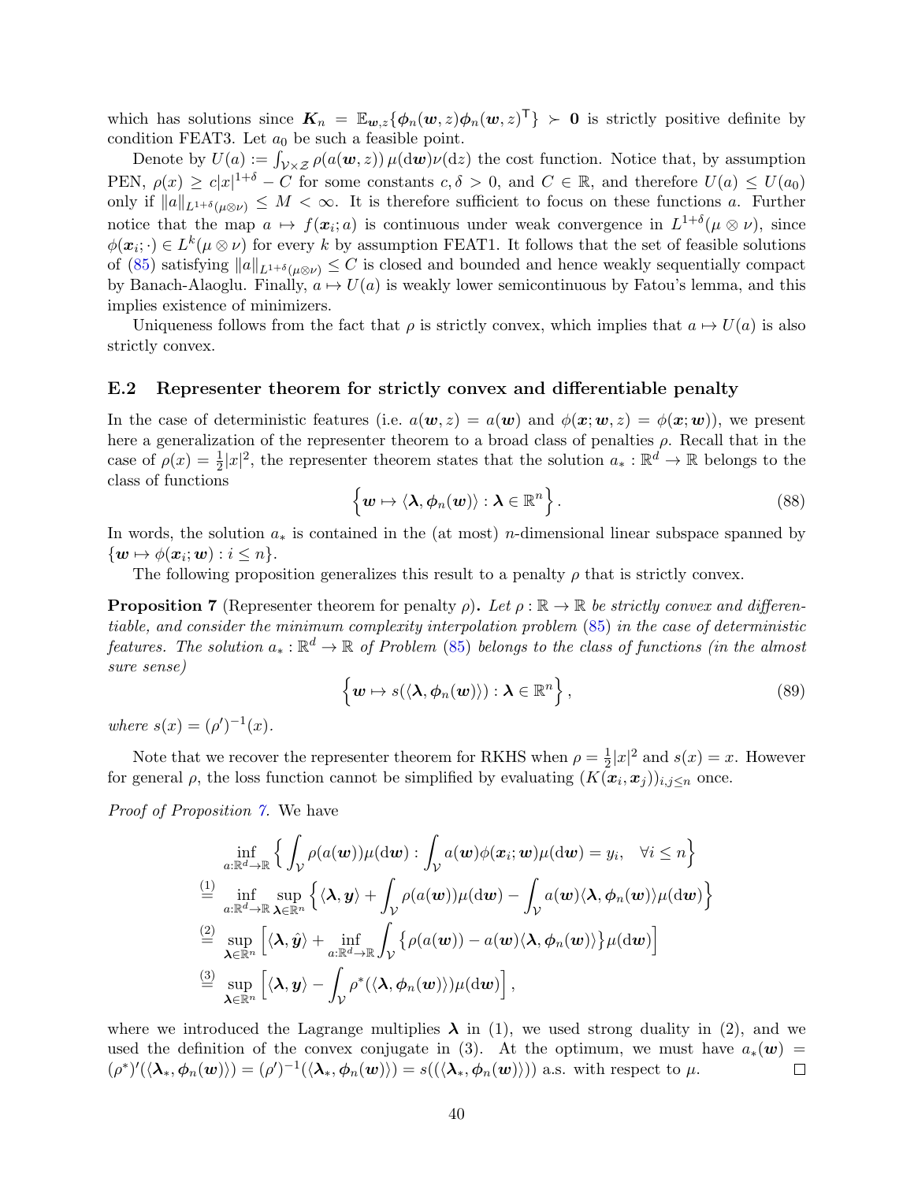which has solutions since $\boldsymbol{K}_n = \mathbb{E}_{\boldsymbol{w},z}\{\boldsymbol{\phi}_n(\boldsymbol{w},z)\boldsymbol{\phi}_n(\boldsymbol{w},z)^{\mathsf{T}}\} \succ \boldsymbol{0}$ is strictly positive definite by condition FEAT3. Let $a_0$ be such a feasible point.

Denote by $U(a) := \int_{\mathcal{V}\times\mathcal{Z}} \rho(a(\boldsymbol{w},z))\,\mu(\mathrm{d}\boldsymbol{w})\nu(\mathrm{d}z)$ the cost function. Notice that, by assumption PEN, $\rho(x) \geq c|x|^{1+\delta} - C$ for some constants $c, \delta > 0$, and $C \in \mathbb{R}$, and therefore $U(a) \leq U(a_0)$ only if $\|a\|_{L^{1+\delta}(\mu\otimes\nu)} \leq M < \infty$. It is therefore sufficient to focus on these functions $a$. Further notice that the map $a \mapsto f(\boldsymbol{x}_i; a)$ is continuous under weak convergence in $L^{1+\delta}(\mu\otimes\nu)$, since $\phi(\boldsymbol{x}_i;\cdot) \in L^k(\mu\otimes\nu)$ for every $k$ by assumption FEAT1. It follows that the set of feasible solutions of (85) satisfying $\|a\|_{L^{1+\delta}(\mu\otimes\nu)} \leq C$ is closed and bounded and hence weakly sequentially compact by Banach-Alaoglu. Finally, $a \mapsto U(a)$ is weakly lower semicontinuous by Fatou's lemma, and this implies existence of minimizers.

Uniqueness follows from the fact that $\rho$ is strictly convex, which implies that $a \mapsto U(a)$ is also strictly convex.

### E.2 Representer theorem for strictly convex and differentiable penalty

In the case of deterministic features (i.e. $a(\boldsymbol{w},z) = a(\boldsymbol{w})$ and $\phi(\boldsymbol{x};\boldsymbol{w},z) = \phi(\boldsymbol{x};\boldsymbol{w})$), we present here a generalization of the representer theorem to a broad class of penalties $\rho$. Recall that in the case of $\rho(x) = \frac{1}{2}|x|^2$, the representer theorem states that the solution $a_* : \mathbb{R}^d \to \mathbb{R}$ belongs to the class of functions

$$
\Big\{\boldsymbol{w} \mapsto \langle \boldsymbol{\lambda}, \boldsymbol{\phi}_n(\boldsymbol{w})\rangle : \boldsymbol{\lambda} \in \mathbb{R}^n\Big\}. \tag{88}
$$

In words, the solution $a_*$ is contained in the (at most) $n$-dimensional linear subspace spanned by $\{\boldsymbol{w} \mapsto \phi(\boldsymbol{x}_i;\boldsymbol{w}) : i \leq n\}$.

The following proposition generalizes this result to a penalty $\rho$ that is strictly convex.

**Proposition 7** (Representer theorem for penalty $\rho$)**.** *Let $\rho : \mathbb{R} \to \mathbb{R}$ be strictly convex and differentiable, and consider the minimum complexity interpolation problem (85) in the case of deterministic features. The solution $a_* : \mathbb{R}^d \to \mathbb{R}$ of Problem (85) belongs to the class of functions (in the almost sure sense)*

$$
\Big\{\boldsymbol{w} \mapsto s(\langle \boldsymbol{\lambda}, \boldsymbol{\phi}_n(\boldsymbol{w})\rangle) : \boldsymbol{\lambda} \in \mathbb{R}^n\Big\}, \tag{89}
$$

*where $s(x) = (\rho')^{-1}(x)$.*

Note that we recover the representer theorem for RKHS when $\rho = \frac{1}{2}|x|^2$ and $s(x) = x$. However for general $\rho$, the loss function cannot be simplified by evaluating $(K(\boldsymbol{x}_i,\boldsymbol{x}_j))_{i,j\leq n}$ once.

*Proof of Proposition 7.* We have

$$
\begin{aligned}
&\inf_{a:\mathbb{R}^d\to\mathbb{R}} \Big\{ \int_{\mathcal{V}} \rho(a(\boldsymbol{w}))\mu(\mathrm{d}\boldsymbol{w}) : \int_{\mathcal{V}} a(\boldsymbol{w})\phi(\boldsymbol{x}_i;\boldsymbol{w})\mu(\mathrm{d}\boldsymbol{w}) = y_i, \quad \forall i \leq n \Big\} \\
\overset{(1)}{=}\;& \inf_{a:\mathbb{R}^d\to\mathbb{R}} \sup_{\boldsymbol{\lambda}\in\mathbb{R}^n} \Big\{ \langle \boldsymbol{\lambda}, \boldsymbol{y}\rangle + \int_{\mathcal{V}} \rho(a(\boldsymbol{w}))\mu(\mathrm{d}\boldsymbol{w}) - \int_{\mathcal{V}} a(\boldsymbol{w})\langle \boldsymbol{\lambda}, \boldsymbol{\phi}_n(\boldsymbol{w})\rangle\mu(\mathrm{d}\boldsymbol{w}) \Big\} \\
\overset{(2)}{=}\;& \sup_{\boldsymbol{\lambda}\in\mathbb{R}^n} \Big[ \langle \boldsymbol{\lambda}, \hat{\boldsymbol{y}}\rangle + \inf_{a:\mathbb{R}^d\to\mathbb{R}} \int_{\mathcal{V}} \big\{\rho(a(\boldsymbol{w})) - a(\boldsymbol{w})\langle \boldsymbol{\lambda}, \boldsymbol{\phi}_n(\boldsymbol{w})\rangle\big\}\mu(\mathrm{d}\boldsymbol{w}) \Big] \\
\overset{(3)}{=}\;& \sup_{\boldsymbol{\lambda}\in\mathbb{R}^n} \Big[ \langle \boldsymbol{\lambda}, \boldsymbol{y}\rangle - \int_{\mathcal{V}} \rho^*(\langle \boldsymbol{\lambda}, \boldsymbol{\phi}_n(\boldsymbol{w})\rangle)\mu(\mathrm{d}\boldsymbol{w}) \Big],
\end{aligned}
$$

where we introduced the Lagrange multipliers $\boldsymbol{\lambda}$ in (1), we used strong duality in (2), and we used the definition of the convex conjugate in (3). At the optimum, we must have $a_*(\boldsymbol{w}) = (\rho^*)'(\langle \boldsymbol{\lambda}_*, \boldsymbol{\phi}_n(\boldsymbol{w})\rangle) = (\rho')^{-1}(\langle \boldsymbol{\lambda}_*, \boldsymbol{\phi}_n(\boldsymbol{w})\rangle) = s((\langle \boldsymbol{\lambda}_*, \boldsymbol{\phi}_n(\boldsymbol{w})\rangle))$ a.s. with respect to $\mu$. $\square$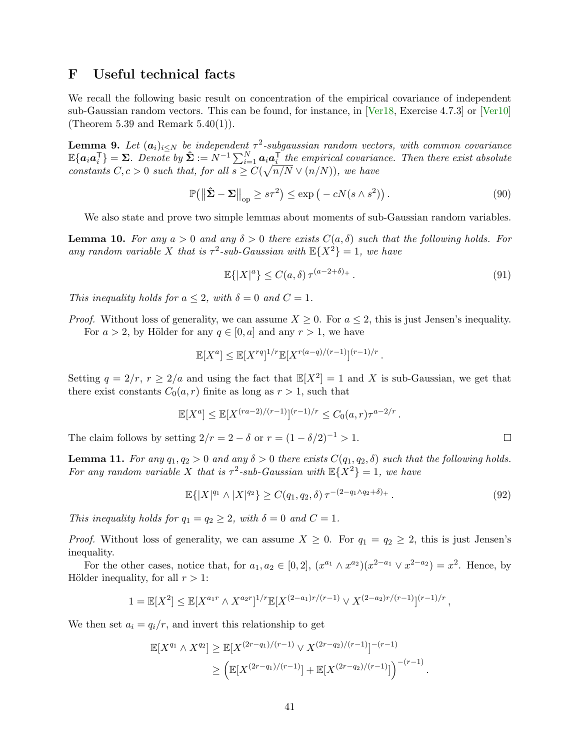# F Useful technical facts

We recall the following basic result on concentration of the empirical covariance of independent sub-Gaussian random vectors. This can be found, for instance, in [Ver18, Exercise 4.7.3] or [Ver10] (Theorem 5.39 and Remark 5.40(1)).

**Lemma 9.** *Let $(\boldsymbol{a}_i)_{i\le N}$ be independent $\tau^2$-subgaussian random vectors, with common covariance $\mathbb{E}\{\boldsymbol{a}_i\boldsymbol{a}_i^{\mathsf{T}}\} = \boldsymbol{\Sigma}$. Denote by $\hat{\boldsymbol{\Sigma}} := N^{-1}\sum_{i=1}^N \boldsymbol{a}_i\boldsymbol{a}_i^{\mathsf{T}}$ the empirical covariance. Then there exist absolute constants $C, c > 0$ such that, for all $s \ge C(\sqrt{n/N} \vee (n/N))$, we have*

$$
\mathbb{P}\big(\|\hat{\boldsymbol{\Sigma}} - \boldsymbol{\Sigma}\|_{\rm op} \ge s\tau^2\big) \le \exp\big(-cN(s\wedge s^2)\big)\,. \tag{90}
$$

We also state and prove two simple lemmas about moments of sub-Gaussian random variables.

**Lemma 10.** *For any $a > 0$ and any $\delta > 0$ there exists $C(a,\delta)$ such that the following holds. For any random variable $X$ that is $\tau^2$-sub-Gaussian with $\mathbb{E}\{X^2\} = 1$, we have*

$$
\mathbb{E}\{|X|^a\} \le C(a,\delta)\,\tau^{(a-2+\delta)_+}\,. \tag{91}
$$

*This inequality holds for $a \le 2$, with $\delta = 0$ and $C = 1$.*

*Proof.* Without loss of generality, we can assume $X \ge 0$. For $a \le 2$, this is just Jensen's inequality.

For $a > 2$, by Hölder for any $q \in [0,a]$ and any $r > 1$, we have

$$
\mathbb{E}[X^a] \le \mathbb{E}[X^{rq}]^{1/r}\mathbb{E}[X^{r(a-q)/(r-1)}]^{(r-1)/r}\,.
$$

Setting $q = 2/r$, $r \ge 2/a$ and using the fact that $\mathbb{E}[X^2] = 1$ and $X$ is sub-Gaussian, we get that there exist constants $C_0(a,r)$ finite as long as $r > 1$, such that

$$
\mathbb{E}[X^a] \le \mathbb{E}[X^{(ra-2)/(r-1)}]^{(r-1)/r} \le C_0(a,r)\tau^{a-2/r}\,.
$$

The claim follows by setting $2/r = 2-\delta$ or $r = (1-\delta/2)^{-1} > 1$. $\square$

**Lemma 11.** *For any $q_1, q_2 > 0$ and any $\delta > 0$ there exists $C(q_1,q_2,\delta)$ such that the following holds. For any random variable $X$ that is $\tau^2$-sub-Gaussian with $\mathbb{E}\{X^2\} = 1$, we have*

$$
\mathbb{E}\{|X|^{q_1} \wedge |X|^{q_2}\} \ge C(q_1,q_2,\delta)\,\tau^{-(2-q_1\wedge q_2+\delta)_+}\,. \tag{92}
$$

*This inequality holds for $q_1 = q_2 \ge 2$, with $\delta = 0$ and $C = 1$.*

*Proof.* Without loss of generality, we can assume $X \ge 0$. For $q_1 = q_2 \ge 2$, this is just Jensen's inequality.

For the other cases, notice that, for $a_1, a_2 \in [0,2]$, $(x^{a_1}\wedge x^{a_2})(x^{2-a_1}\vee x^{2-a_2}) = x^2$. Hence, by Hölder inequality, for all $r > 1$:

$$
1 = \mathbb{E}[X^2] \le \mathbb{E}[X^{a_1 r}\wedge X^{a_2 r}]^{1/r}\mathbb{E}[X^{(2-a_1)r/(r-1)} \vee X^{(2-a_2)r/(r-1)}]^{(r-1)/r}\,,
$$

We then set $a_i = q_i/r$, and invert this relationship to get

$$
\begin{aligned}
\mathbb{E}[X^{q_1}\wedge X^{q_2}] &\ge \mathbb{E}[X^{(2r-q_1)/(r-1)} \vee X^{(2r-q_2)/(r-1)}]^{-(r-1)} \\
&\ge \Big(\mathbb{E}[X^{(2r-q_1)/(r-1)}] + \mathbb{E}[X^{(2r-q_2)/(r-1)}]\Big)^{-(r-1)}\,.
\end{aligned}
$$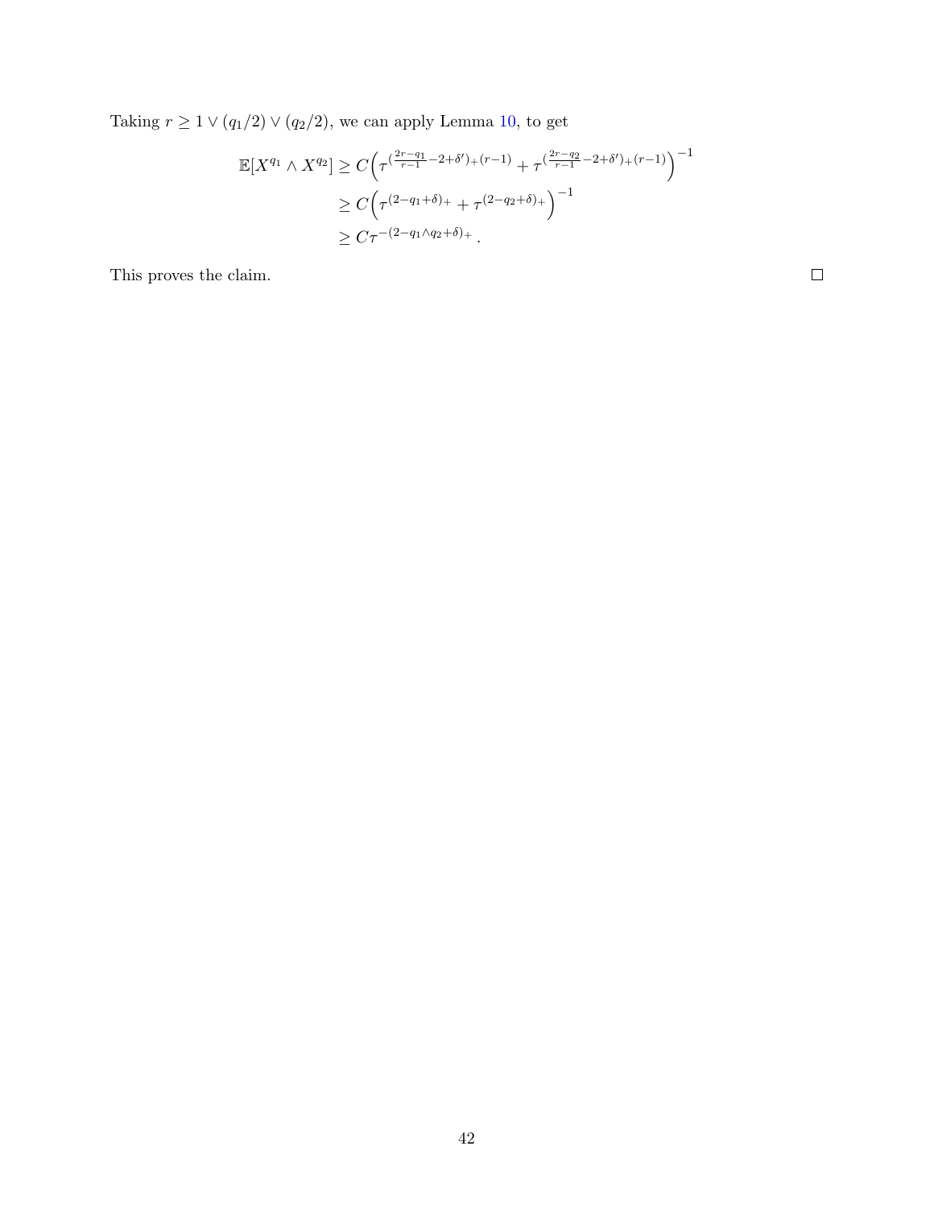Taking $r \geq 1 \vee (q_1/2) \vee (q_2/2)$, we can apply Lemma 10, to get

$$
\begin{aligned}
\mathbb{E}[X^{q_1} \wedge X^{q_2}] &\geq C\Big(\tau^{(\frac{2r-q_1}{r-1}-2+\delta')_+(r-1)} + \tau^{(\frac{2r-q_2}{r-1}-2+\delta')_+(r-1)}\Big)^{-1} \\
&\geq C\Big(\tau^{(2-q_1+\delta)_+} + \tau^{(2-q_2+\delta)_+}\Big)^{-1} \\
&\geq C\tau^{-(2-q_1\wedge q_2+\delta)_+} \, .
\end{aligned}
$$

This proves the claim. $\square$